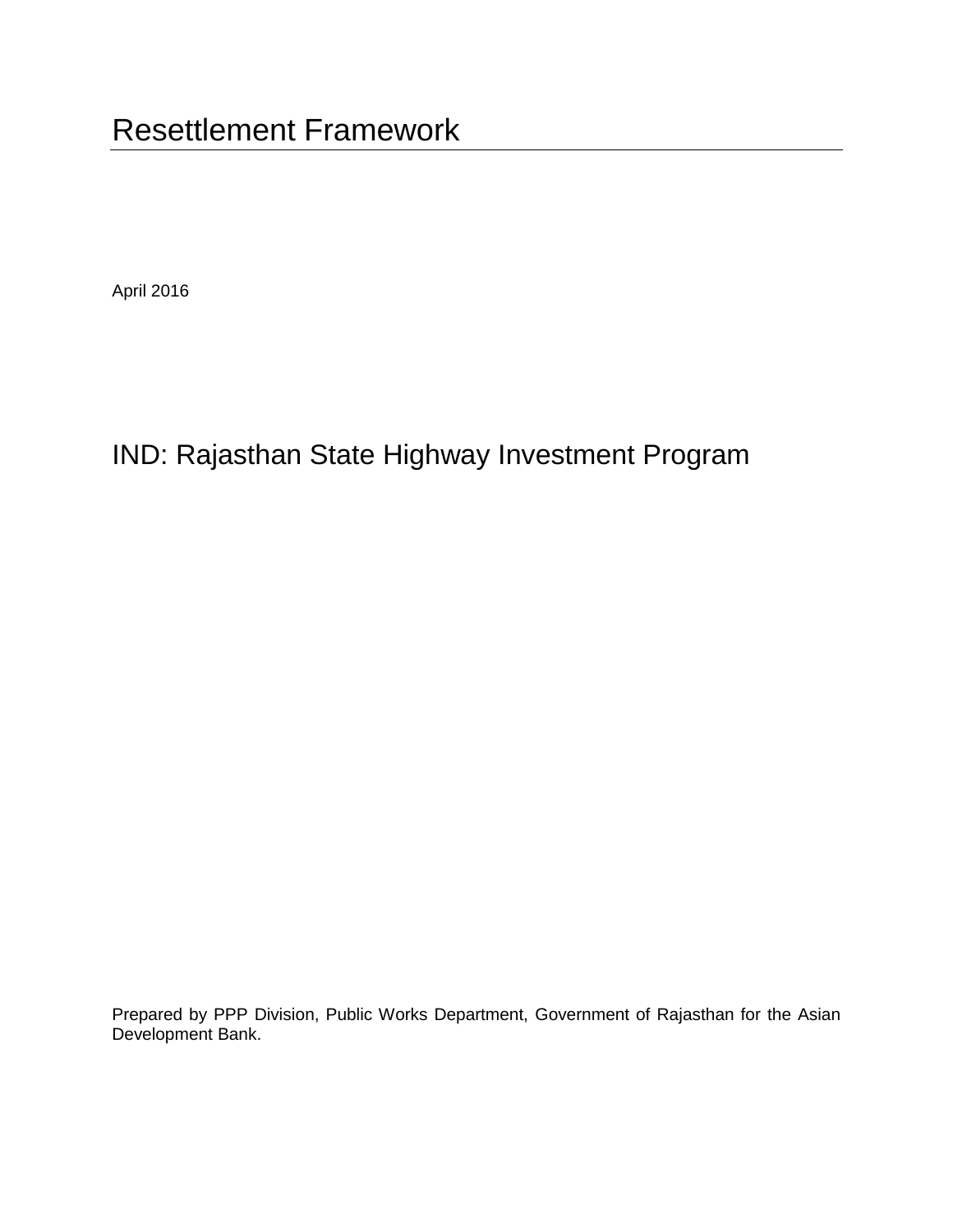# Resettlement Framework

April 2016

## IND: Rajasthan State Highway Investment Program

Prepared by PPP Division, Public Works Department, Government of Rajasthan for the Asian Development Bank.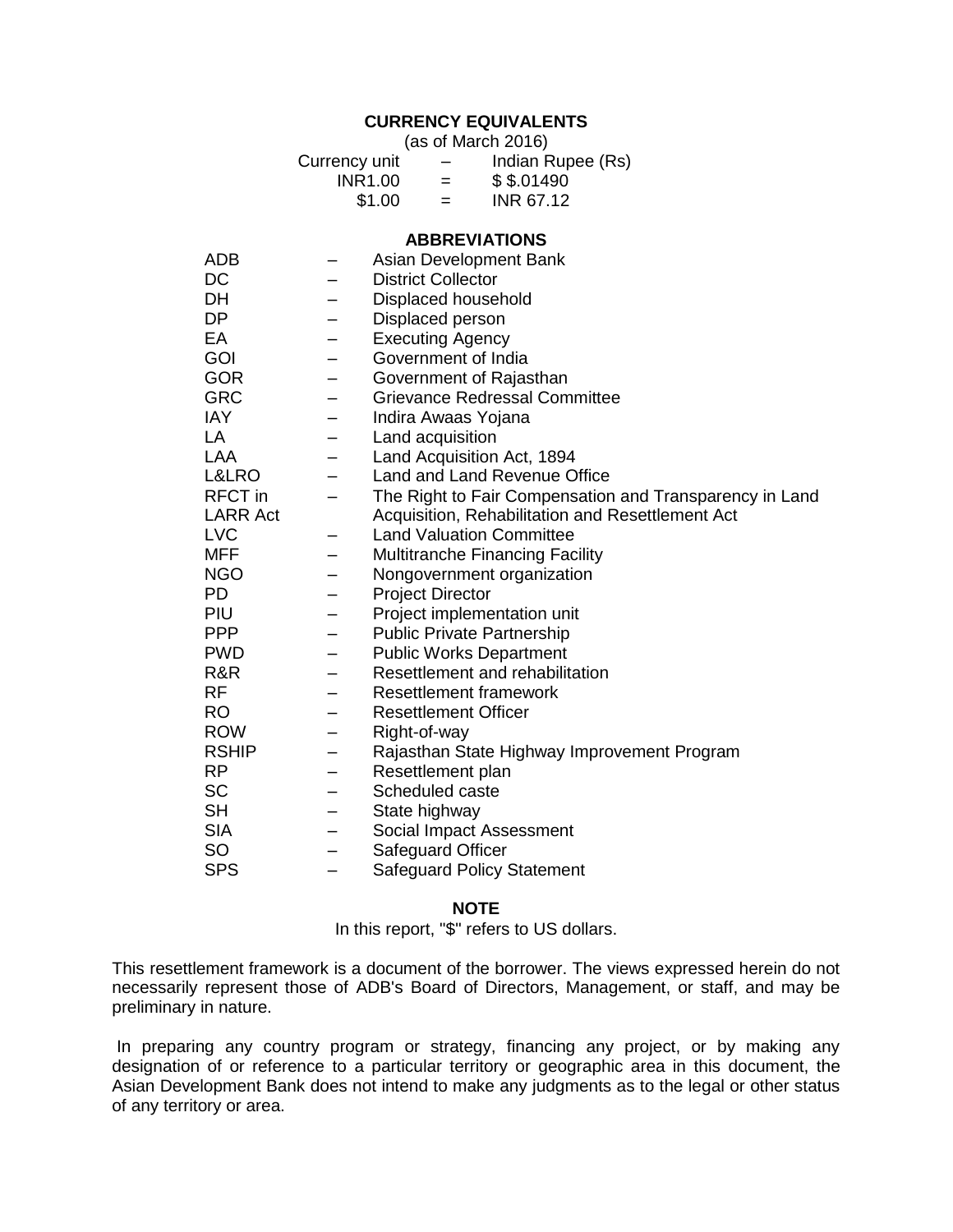## CURRENCY EQUIVALENTS

(as of March 2016)

| | | |
|---|---|---|
| Currency unit | – | Indian Rupee (Rs) |
| INR1.00 | = | $ $.01490 |
| $1.00 | = | INR 67.12 |

## ABBREVIATIONS

| | | |
|---|---|---|
| ADB | – | Asian Development Bank |
| DC | – | District Collector |
| DH | – | Displaced household |
| DP | – | Displaced person |
| EA | – | Executing Agency |
| GOI | – | Government of India |
| GOR | – | Government of Rajasthan |
| GRC | – | Grievance Redressal Committee |
| IAY | – | Indira Awaas Yojana |
| LA | – | Land acquisition |
| LAA | – | Land Acquisition Act, 1894 |
| L&LRO | – | Land and Land Revenue Office |
| RFCT in LARR Act | – | The Right to Fair Compensation and Transparency in Land Acquisition, Rehabilitation and Resettlement Act |
| LVC | – | Land Valuation Committee |
| MFF | – | Multitranche Financing Facility |
| NGO | – | Nongovernment organization |
| PD | – | Project Director |
| PIU | – | Project implementation unit |
| PPP | – | Public Private Partnership |
| PWD | – | Public Works Department |
| R&R | – | Resettlement and rehabilitation |
| RF | – | Resettlement framework |
| RO | – | Resettlement Officer |
| ROW | – | Right-of-way |
| RSHIP | – | Rajasthan State Highway Improvement Program |
| RP | – | Resettlement plan |
| SC | – | Scheduled caste |
| SH | – | State highway |
| SIA | – | Social Impact Assessment |
| SO | – | Safeguard Officer |
| SPS | – | Safeguard Policy Statement |

## NOTE

In this report, "$" refers to US dollars.

This resettlement framework is a document of the borrower. The views expressed herein do not necessarily represent those of ADB's Board of Directors, Management, or staff, and may be preliminary in nature.

In preparing any country program or strategy, financing any project, or by making any designation of or reference to a particular territory or geographic area in this document, the Asian Development Bank does not intend to make any judgments as to the legal or other status of any territory or area.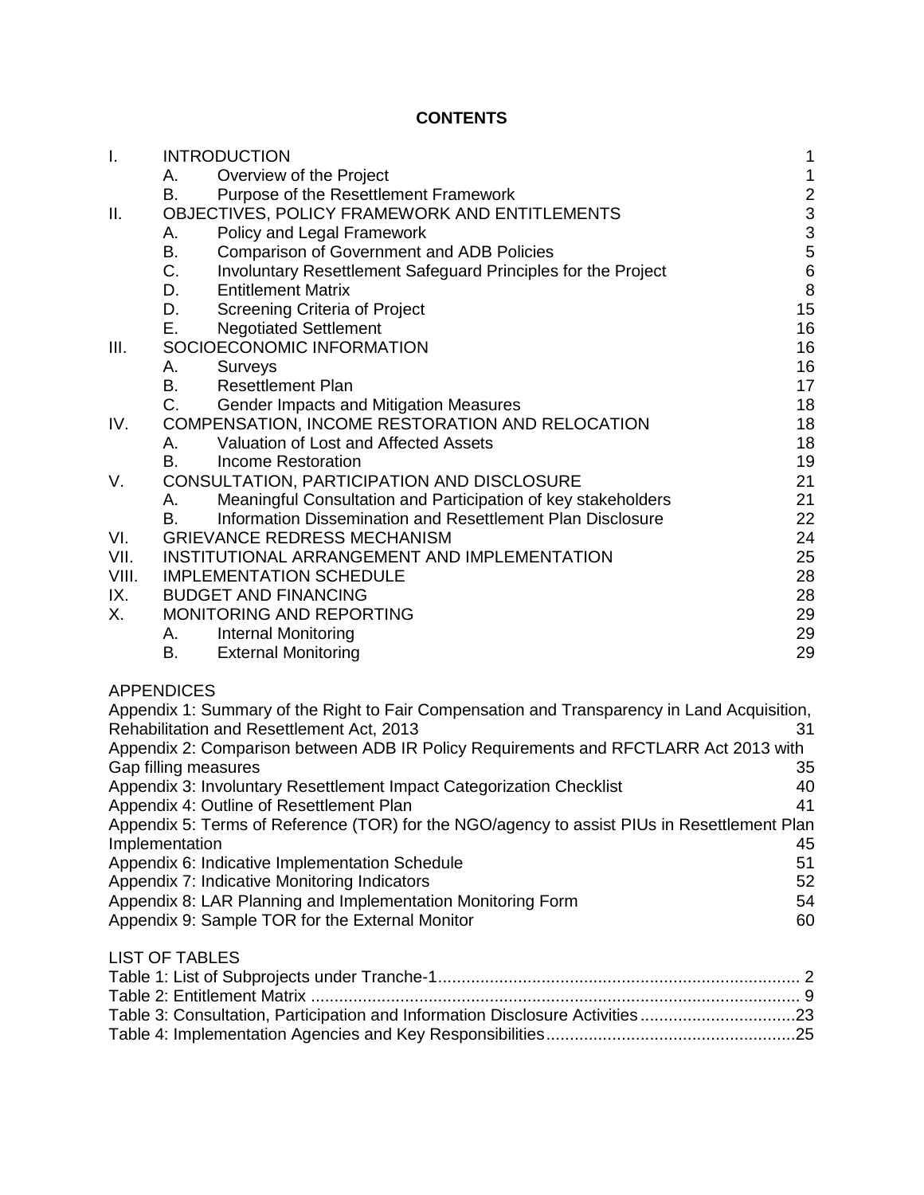# CONTENTS

| | | | |
|---|---|---|---|
| I. | INTRODUCTION | | 1 |
| | A. | Overview of the Project | 1 |
| | B. | Purpose of the Resettlement Framework | 2 |
| II. | OBJECTIVES, POLICY FRAMEWORK AND ENTITLEMENTS | | 3 |
| | A. | Policy and Legal Framework | 3 |
| | B. | Comparison of Government and ADB Policies | 5 |
| | C. | Involuntary Resettlement Safeguard Principles for the Project | 6 |
| | D. | Entitlement Matrix | 8 |
| | D. | Screening Criteria of Project | 15 |
| | E. | Negotiated Settlement | 16 |
| III. | SOCIOECONOMIC INFORMATION | | 16 |
| | A. | Surveys | 16 |
| | B. | Resettlement Plan | 17 |
| | C. | Gender Impacts and Mitigation Measures | 18 |
| IV. | COMPENSATION, INCOME RESTORATION AND RELOCATION | | 18 |
| | A. | Valuation of Lost and Affected Assets | 18 |
| | B. | Income Restoration | 19 |
| V. | CONSULTATION, PARTICIPATION AND DISCLOSURE | | 21 |
| | A. | Meaningful Consultation and Participation of key stakeholders | 21 |
| | B. | Information Dissemination and Resettlement Plan Disclosure | 22 |
| VI. | GRIEVANCE REDRESS MECHANISM | | 24 |
| VII. | INSTITUTIONAL ARRANGEMENT AND IMPLEMENTATION | | 25 |
| VIII. | IMPLEMENTATION SCHEDULE | | 28 |
| IX. | BUDGET AND FINANCING | | 28 |
| X. | MONITORING AND REPORTING | | 29 |
| | A. | Internal Monitoring | 29 |
| | B. | External Monitoring | 29 |

APPENDICES

| | |
|---|---|
| Appendix 1: Summary of the Right to Fair Compensation and Transparency in Land Acquisition, Rehabilitation and Resettlement Act, 2013 | 31 |
| Appendix 2: Comparison between ADB IR Policy Requirements and RFCTLARR Act 2013 with Gap filling measures | 35 |
| Appendix 3: Involuntary Resettlement Impact Categorization Checklist | 40 |
| Appendix 4: Outline of Resettlement Plan | 41 |
| Appendix 5: Terms of Reference (TOR) for the NGO/agency to assist PIUs in Resettlement Plan Implementation | 45 |
| Appendix 6: Indicative Implementation Schedule | 51 |
| Appendix 7: Indicative Monitoring Indicators | 52 |
| Appendix 8: LAR Planning and Implementation Monitoring Form | 54 |
| Appendix 9: Sample TOR for the External Monitor | 60 |

LIST OF TABLES

| | |
|---|---|
| Table 1: List of Subprojects under Tranche-1 | 2 |
| Table 2: Entitlement Matrix | 9 |
| Table 3: Consultation, Participation and Information Disclosure Activities | 23 |
| Table 4: Implementation Agencies and Key Responsibilities | 25 |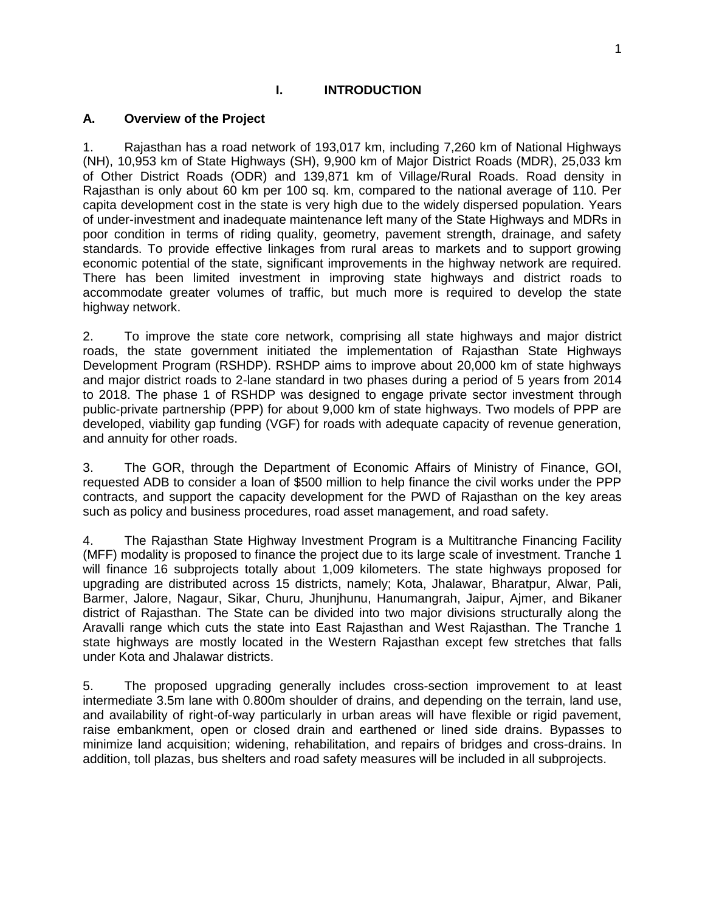# I. INTRODUCTION

## A. Overview of the Project

1. Rajasthan has a road network of 193,017 km, including 7,260 km of National Highways (NH), 10,953 km of State Highways (SH), 9,900 km of Major District Roads (MDR), 25,033 km of Other District Roads (ODR) and 139,871 km of Village/Rural Roads. Road density in Rajasthan is only about 60 km per 100 sq. km, compared to the national average of 110. Per capita development cost in the state is very high due to the widely dispersed population. Years of under-investment and inadequate maintenance left many of the State Highways and MDRs in poor condition in terms of riding quality, geometry, pavement strength, drainage, and safety standards. To provide effective linkages from rural areas to markets and to support growing economic potential of the state, significant improvements in the highway network are required. There has been limited investment in improving state highways and district roads to accommodate greater volumes of traffic, but much more is required to develop the state highway network.

2. To improve the state core network, comprising all state highways and major district roads, the state government initiated the implementation of Rajasthan State Highways Development Program (RSHDP). RSHDP aims to improve about 20,000 km of state highways and major district roads to 2-lane standard in two phases during a period of 5 years from 2014 to 2018. The phase 1 of RSHDP was designed to engage private sector investment through public-private partnership (PPP) for about 9,000 km of state highways. Two models of PPP are developed, viability gap funding (VGF) for roads with adequate capacity of revenue generation, and annuity for other roads.

3. The GOR, through the Department of Economic Affairs of Ministry of Finance, GOI, requested ADB to consider a loan of $500 million to help finance the civil works under the PPP contracts, and support the capacity development for the PWD of Rajasthan on the key areas such as policy and business procedures, road asset management, and road safety.

4. The Rajasthan State Highway Investment Program is a Multitranche Financing Facility (MFF) modality is proposed to finance the project due to its large scale of investment. Tranche 1 will finance 16 subprojects totally about 1,009 kilometers. The state highways proposed for upgrading are distributed across 15 districts, namely; Kota, Jhalawar, Bharatpur, Alwar, Pali, Barmer, Jalore, Nagaur, Sikar, Churu, Jhunjhunu, Hanumangrah, Jaipur, Ajmer, and Bikaner district of Rajasthan. The State can be divided into two major divisions structurally along the Aravalli range which cuts the state into East Rajasthan and West Rajasthan. The Tranche 1 state highways are mostly located in the Western Rajasthan except few stretches that falls under Kota and Jhalawar districts.

5. The proposed upgrading generally includes cross-section improvement to at least intermediate 3.5m lane with 0.800m shoulder of drains, and depending on the terrain, land use, and availability of right-of-way particularly in urban areas will have flexible or rigid pavement, raise embankment, open or closed drain and earthened or lined side drains. Bypasses to minimize land acquisition; widening, rehabilitation, and repairs of bridges and cross-drains. In addition, toll plazas, bus shelters and road safety measures will be included in all subprojects.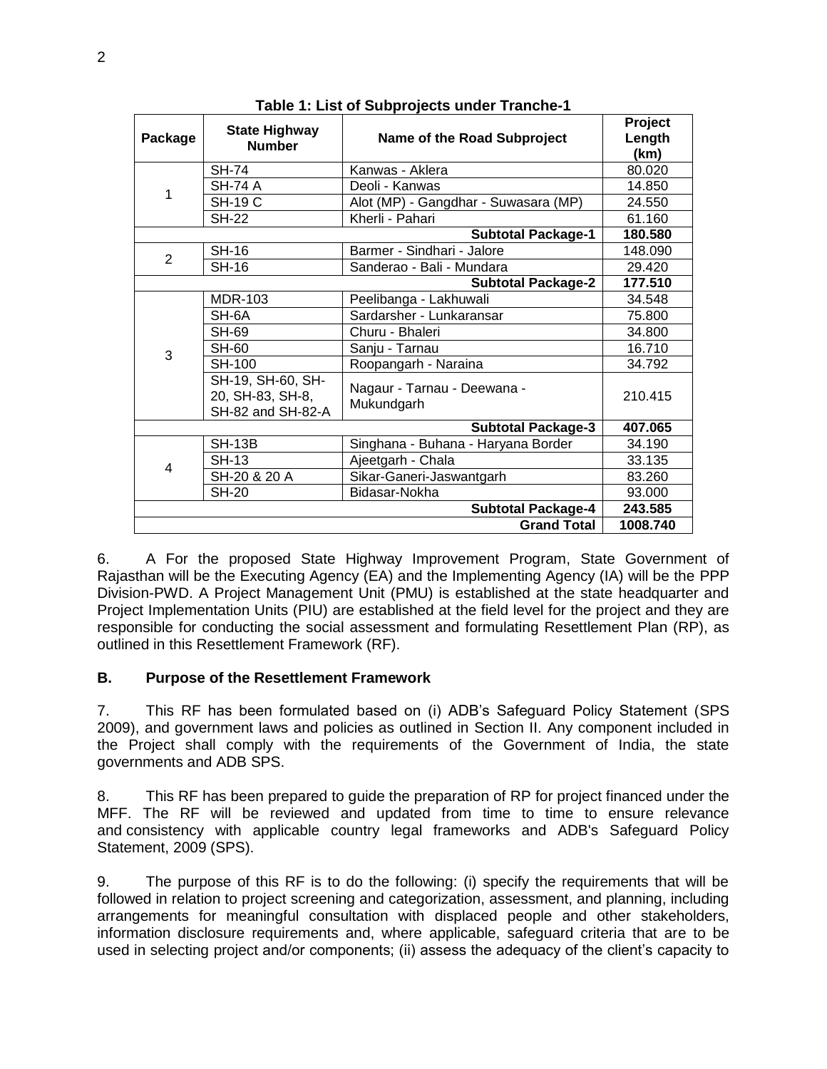**Table 1: List of Subprojects under Tranche-1**

| Package | State Highway Number | Name of the Road Subproject | Project Length (km) |
|---|---|---|---|
| 1 | SH-74 | Kanwas - Aklera | 80.020 |
| | SH-74 A | Deoli - Kanwas | 14.850 |
| | SH-19 C | Alot (MP) - Gangdhar - Suwasara (MP) | 24.550 |
| | SH-22 | Kherli - Pahari | 61.160 |
| **Subtotal Package-1** | | | **180.580** |
| 2 | SH-16 | Barmer - Sindhari - Jalore | 148.090 |
| | SH-16 | Sanderao - Bali - Mundara | 29.420 |
| **Subtotal Package-2** | | | **177.510** |
| 3 | MDR-103 | Peelibanga - Lakhuwali | 34.548 |
| | SH-6A | Sardarsher - Lunkaransar | 75.800 |
| | SH-69 | Churu - Bhaleri | 34.800 |
| | SH-60 | Sanju - Tarnau | 16.710 |
| | SH-100 | Roopangarh - Naraina | 34.792 |
| | SH-19, SH-60, SH-20, SH-83, SH-8, SH-82 and SH-82-A | Nagaur - Tarnau - Deewana - Mukundgarh | 210.415 |
| **Subtotal Package-3** | | | **407.065** |
| 4 | SH-13B | Singhana - Buhana - Haryana Border | 34.190 |
| | SH-13 | Ajeetgarh - Chala | 33.135 |
| | SH-20 & 20 A | Sikar-Ganeri-Jaswantgarh | 83.260 |
| | SH-20 | Bidasar-Nokha | 93.000 |
| **Subtotal Package-4** | | | **243.585** |
| **Grand Total** | | | **1008.740** |

6. A For the proposed State Highway Improvement Program, State Government of Rajasthan will be the Executing Agency (EA) and the Implementing Agency (IA) will be the PPP Division-PWD. A Project Management Unit (PMU) is established at the state headquarter and Project Implementation Units (PIU) are established at the field level for the project and they are responsible for conducting the social assessment and formulating Resettlement Plan (RP), as outlined in this Resettlement Framework (RF).

### B. Purpose of the Resettlement Framework

7. This RF has been formulated based on (i) ADB's Safeguard Policy Statement (SPS 2009), and government laws and policies as outlined in Section II. Any component included in the Project shall comply with the requirements of the Government of India, the state governments and ADB SPS.

8. This RF has been prepared to guide the preparation of RP for project financed under the MFF. The RF will be reviewed and updated from time to time to ensure relevance and consistency with applicable country legal frameworks and ADB's Safeguard Policy Statement, 2009 (SPS).

9. The purpose of this RF is to do the following: (i) specify the requirements that will be followed in relation to project screening and categorization, assessment, and planning, including arrangements for meaningful consultation with displaced people and other stakeholders, information disclosure requirements and, where applicable, safeguard criteria that are to be used in selecting project and/or components; (ii) assess the adequacy of the client's capacity to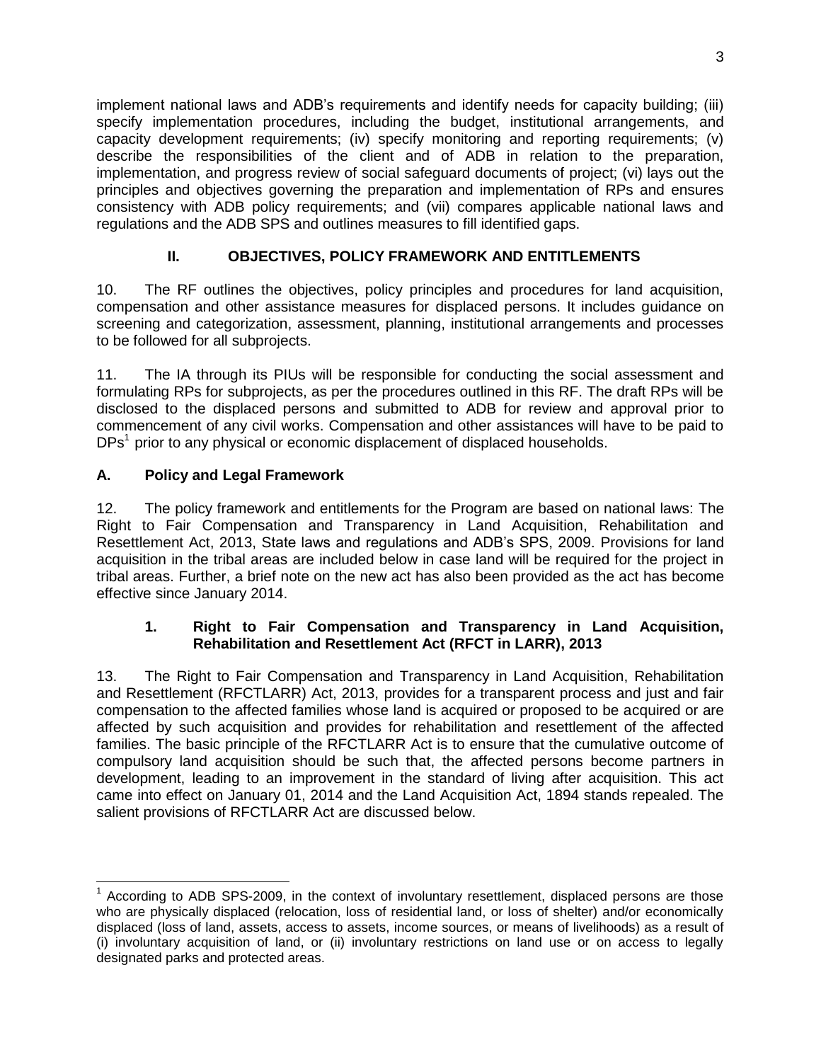implement national laws and ADB's requirements and identify needs for capacity building; (iii) specify implementation procedures, including the budget, institutional arrangements, and capacity development requirements; (iv) specify monitoring and reporting requirements; (v) describe the responsibilities of the client and of ADB in relation to the preparation, implementation, and progress review of social safeguard documents of project; (vi) lays out the principles and objectives governing the preparation and implementation of RPs and ensures consistency with ADB policy requirements; and (vii) compares applicable national laws and regulations and the ADB SPS and outlines measures to fill identified gaps.

## II. OBJECTIVES, POLICY FRAMEWORK AND ENTITLEMENTS

10. The RF outlines the objectives, policy principles and procedures for land acquisition, compensation and other assistance measures for displaced persons. It includes guidance on screening and categorization, assessment, planning, institutional arrangements and processes to be followed for all subprojects.

11. The IA through its PIUs will be responsible for conducting the social assessment and formulating RPs for subprojects, as per the procedures outlined in this RF. The draft RPs will be disclosed to the displaced persons and submitted to ADB for review and approval prior to commencement of any civil works. Compensation and other assistances will have to be paid to DPs[1] prior to any physical or economic displacement of displaced households.

### A. Policy and Legal Framework

12. The policy framework and entitlements for the Program are based on national laws: The Right to Fair Compensation and Transparency in Land Acquisition, Rehabilitation and Resettlement Act, 2013, State laws and regulations and ADB's SPS, 2009. Provisions for land acquisition in the tribal areas are included below in case land will be required for the project in tribal areas. Further, a brief note on the new act has also been provided as the act has become effective since January 2014.

#### 1. Right to Fair Compensation and Transparency in Land Acquisition, Rehabilitation and Resettlement Act (RFCT in LARR), 2013

13. The Right to Fair Compensation and Transparency in Land Acquisition, Rehabilitation and Resettlement (RFCTLARR) Act, 2013, provides for a transparent process and just and fair compensation to the affected families whose land is acquired or proposed to be acquired or are affected by such acquisition and provides for rehabilitation and resettlement of the affected families. The basic principle of the RFCTLARR Act is to ensure that the cumulative outcome of compulsory land acquisition should be such that, the affected persons become partners in development, leading to an improvement in the standard of living after acquisition. This act came into effect on January 01, 2014 and the Land Acquisition Act, 1894 stands repealed. The salient provisions of RFCTLARR Act are discussed below.

---

[1] According to ADB SPS-2009, in the context of involuntary resettlement, displaced persons are those who are physically displaced (relocation, loss of residential land, or loss of shelter) and/or economically displaced (loss of land, assets, access to assets, income sources, or means of livelihoods) as a result of (i) involuntary acquisition of land, or (ii) involuntary restrictions on land use or on access to legally designated parks and protected areas.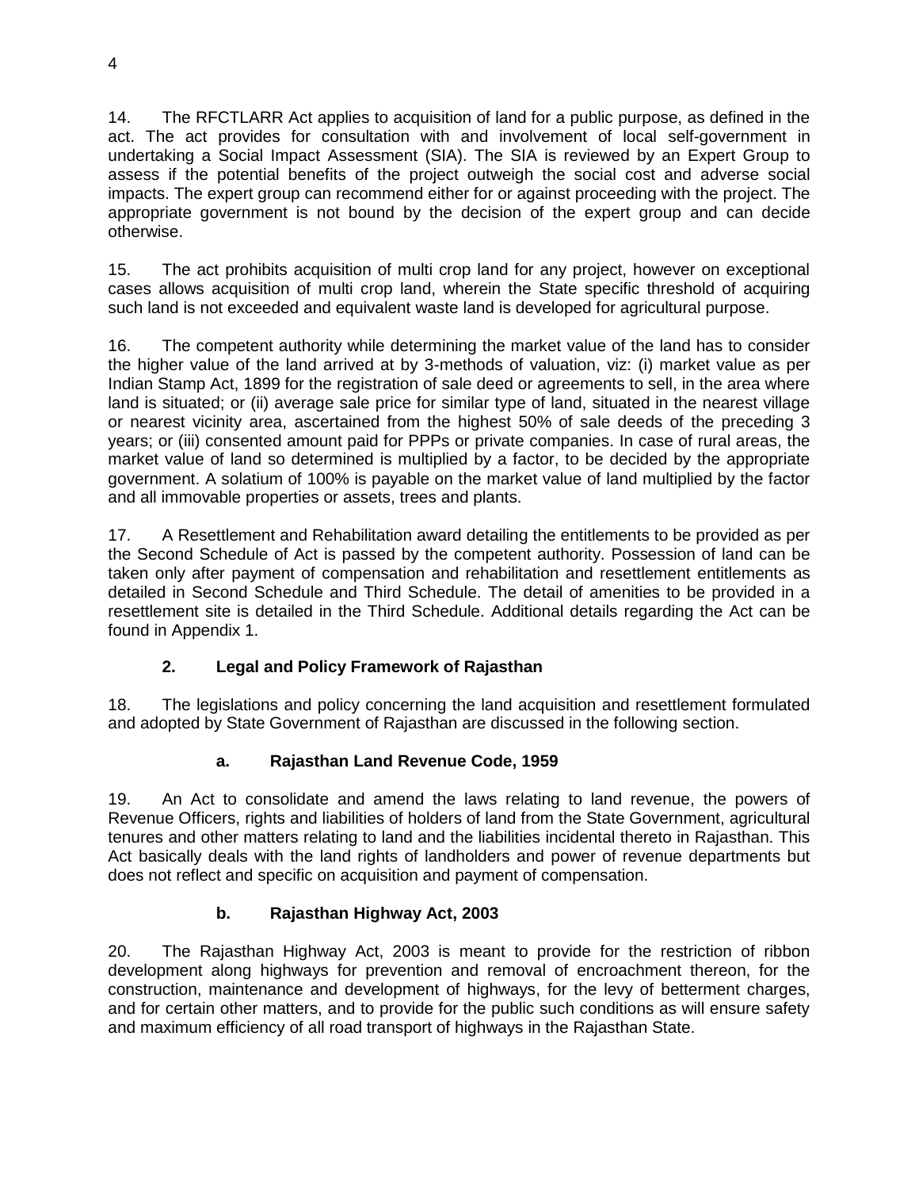14. The RFCTLARR Act applies to acquisition of land for a public purpose, as defined in the act. The act provides for consultation with and involvement of local self-government in undertaking a Social Impact Assessment (SIA). The SIA is reviewed by an Expert Group to assess if the potential benefits of the project outweigh the social cost and adverse social impacts. The expert group can recommend either for or against proceeding with the project. The appropriate government is not bound by the decision of the expert group and can decide otherwise.

15. The act prohibits acquisition of multi crop land for any project, however on exceptional cases allows acquisition of multi crop land, wherein the State specific threshold of acquiring such land is not exceeded and equivalent waste land is developed for agricultural purpose.

16. The competent authority while determining the market value of the land has to consider the higher value of the land arrived at by 3-methods of valuation, viz: (i) market value as per Indian Stamp Act, 1899 for the registration of sale deed or agreements to sell, in the area where land is situated; or (ii) average sale price for similar type of land, situated in the nearest village or nearest vicinity area, ascertained from the highest 50% of sale deeds of the preceding 3 years; or (iii) consented amount paid for PPPs or private companies. In case of rural areas, the market value of land so determined is multiplied by a factor, to be decided by the appropriate government. A solatium of 100% is payable on the market value of land multiplied by the factor and all immovable properties or assets, trees and plants.

17. A Resettlement and Rehabilitation award detailing the entitlements to be provided as per the Second Schedule of Act is passed by the competent authority. Possession of land can be taken only after payment of compensation and rehabilitation and resettlement entitlements as detailed in Second Schedule and Third Schedule. The detail of amenities to be provided in a resettlement site is detailed in the Third Schedule. Additional details regarding the Act can be found in Appendix 1.

## 2. Legal and Policy Framework of Rajasthan

18. The legislations and policy concerning the land acquisition and resettlement formulated and adopted by State Government of Rajasthan are discussed in the following section.

### a. Rajasthan Land Revenue Code, 1959

19. An Act to consolidate and amend the laws relating to land revenue, the powers of Revenue Officers, rights and liabilities of holders of land from the State Government, agricultural tenures and other matters relating to land and the liabilities incidental thereto in Rajasthan. This Act basically deals with the land rights of landholders and power of revenue departments but does not reflect and specific on acquisition and payment of compensation.

### b. Rajasthan Highway Act, 2003

20. The Rajasthan Highway Act, 2003 is meant to provide for the restriction of ribbon development along highways for prevention and removal of encroachment thereon, for the construction, maintenance and development of highways, for the levy of betterment charges, and for certain other matters, and to provide for the public such conditions as will ensure safety and maximum efficiency of all road transport of highways in the Rajasthan State.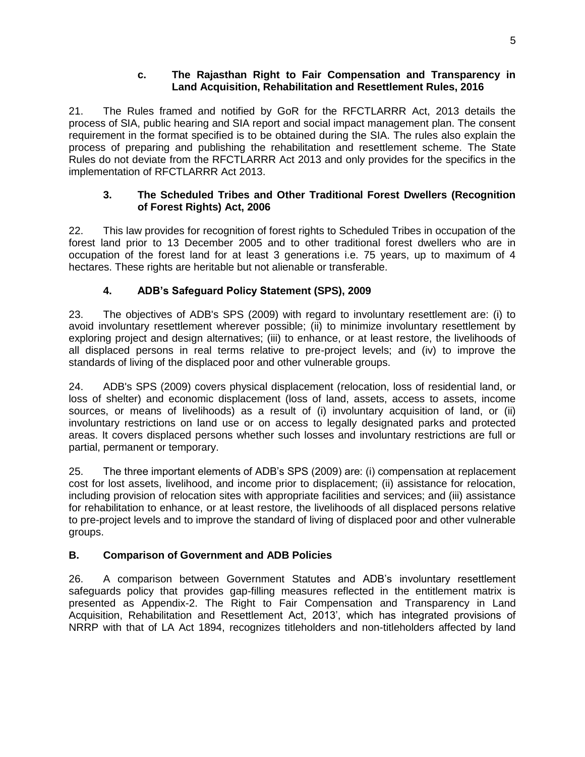#### c. The Rajasthan Right to Fair Compensation and Transparency in Land Acquisition, Rehabilitation and Resettlement Rules, 2016

21. The Rules framed and notified by GoR for the RFCTLARRR Act, 2013 details the process of SIA, public hearing and SIA report and social impact management plan. The consent requirement in the format specified is to be obtained during the SIA. The rules also explain the process of preparing and publishing the rehabilitation and resettlement scheme. The State Rules do not deviate from the RFCTLARRR Act 2013 and only provides for the specifics in the implementation of RFCTLARRR Act 2013.

### 3. The Scheduled Tribes and Other Traditional Forest Dwellers (Recognition of Forest Rights) Act, 2006

22. This law provides for recognition of forest rights to Scheduled Tribes in occupation of the forest land prior to 13 December 2005 and to other traditional forest dwellers who are in occupation of the forest land for at least 3 generations i.e. 75 years, up to maximum of 4 hectares. These rights are heritable but not alienable or transferable.

### 4. ADB's Safeguard Policy Statement (SPS), 2009

23. The objectives of ADB's SPS (2009) with regard to involuntary resettlement are: (i) to avoid involuntary resettlement wherever possible; (ii) to minimize involuntary resettlement by exploring project and design alternatives; (iii) to enhance, or at least restore, the livelihoods of all displaced persons in real terms relative to pre-project levels; and (iv) to improve the standards of living of the displaced poor and other vulnerable groups.

24. ADB's SPS (2009) covers physical displacement (relocation, loss of residential land, or loss of shelter) and economic displacement (loss of land, assets, access to assets, income sources, or means of livelihoods) as a result of (i) involuntary acquisition of land, or (ii) involuntary restrictions on land use or on access to legally designated parks and protected areas. It covers displaced persons whether such losses and involuntary restrictions are full or partial, permanent or temporary.

25. The three important elements of ADB's SPS (2009) are: (i) compensation at replacement cost for lost assets, livelihood, and income prior to displacement; (ii) assistance for relocation, including provision of relocation sites with appropriate facilities and services; and (iii) assistance for rehabilitation to enhance, or at least restore, the livelihoods of all displaced persons relative to pre-project levels and to improve the standard of living of displaced poor and other vulnerable groups.

## B. Comparison of Government and ADB Policies

26. A comparison between Government Statutes and ADB's involuntary resettlement safeguards policy that provides gap-filling measures reflected in the entitlement matrix is presented as Appendix-2. The Right to Fair Compensation and Transparency in Land Acquisition, Rehabilitation and Resettlement Act, 2013', which has integrated provisions of NRRP with that of LA Act 1894, recognizes titleholders and non-titleholders affected by land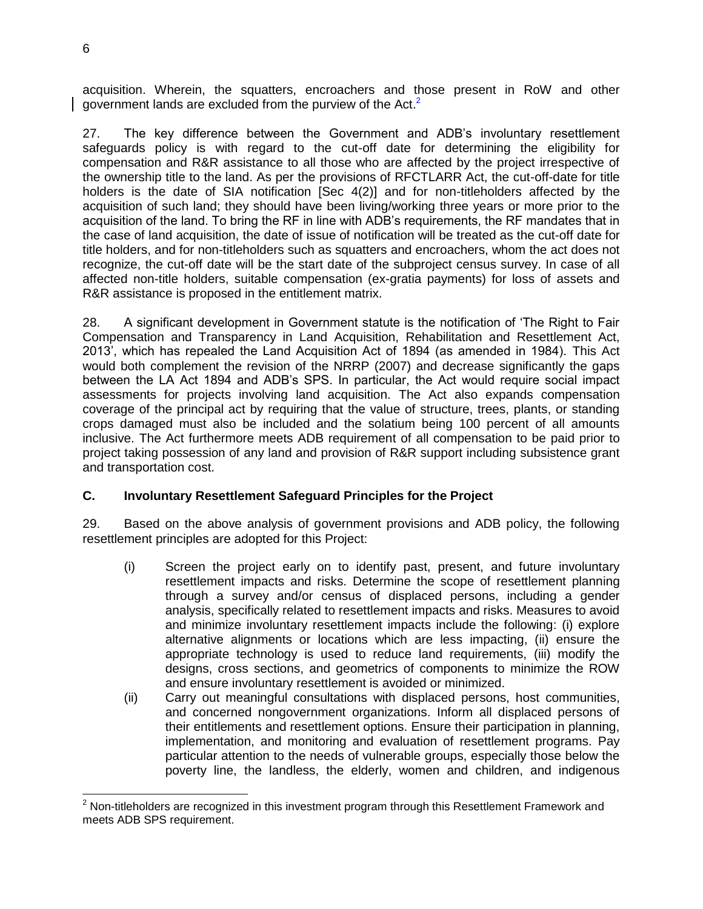acquisition. Wherein, the squatters, encroachers and those present in RoW and other government lands are excluded from the purview of the Act.[2]

27. The key difference between the Government and ADB's involuntary resettlement safeguards policy is with regard to the cut-off date for determining the eligibility for compensation and R&R assistance to all those who are affected by the project irrespective of the ownership title to the land. As per the provisions of RFCTLARR Act, the cut-off-date for title holders is the date of SIA notification [Sec 4(2)] and for non-titleholders affected by the acquisition of such land; they should have been living/working three years or more prior to the acquisition of the land. To bring the RF in line with ADB's requirements, the RF mandates that in the case of land acquisition, the date of issue of notification will be treated as the cut-off date for title holders, and for non-titleholders such as squatters and encroachers, whom the act does not recognize, the cut-off date will be the start date of the subproject census survey. In case of all affected non-title holders, suitable compensation (ex-gratia payments) for loss of assets and R&R assistance is proposed in the entitlement matrix.

28. A significant development in Government statute is the notification of 'The Right to Fair Compensation and Transparency in Land Acquisition, Rehabilitation and Resettlement Act, 2013', which has repealed the Land Acquisition Act of 1894 (as amended in 1984). This Act would both complement the revision of the NRRP (2007) and decrease significantly the gaps between the LA Act 1894 and ADB's SPS. In particular, the Act would require social impact assessments for projects involving land acquisition. The Act also expands compensation coverage of the principal act by requiring that the value of structure, trees, plants, or standing crops damaged must also be included and the solatium being 100 percent of all amounts inclusive. The Act furthermore meets ADB requirement of all compensation to be paid prior to project taking possession of any land and provision of R&R support including subsistence grant and transportation cost.

### C. Involuntary Resettlement Safeguard Principles for the Project

29. Based on the above analysis of government provisions and ADB policy, the following resettlement principles are adopted for this Project:

(i) Screen the project early on to identify past, present, and future involuntary resettlement impacts and risks. Determine the scope of resettlement planning through a survey and/or census of displaced persons, including a gender analysis, specifically related to resettlement impacts and risks. Measures to avoid and minimize involuntary resettlement impacts include the following: (i) explore alternative alignments or locations which are less impacting, (ii) ensure the appropriate technology is used to reduce land requirements, (iii) modify the designs, cross sections, and geometrics of components to minimize the ROW and ensure involuntary resettlement is avoided or minimized.

(ii) Carry out meaningful consultations with displaced persons, host communities, and concerned nongovernment organizations. Inform all displaced persons of their entitlements and resettlement options. Ensure their participation in planning, implementation, and monitoring and evaluation of resettlement programs. Pay particular attention to the needs of vulnerable groups, especially those below the poverty line, the landless, the elderly, women and children, and indigenous

---

[2] Non-titleholders are recognized in this investment program through this Resettlement Framework and meets ADB SPS requirement.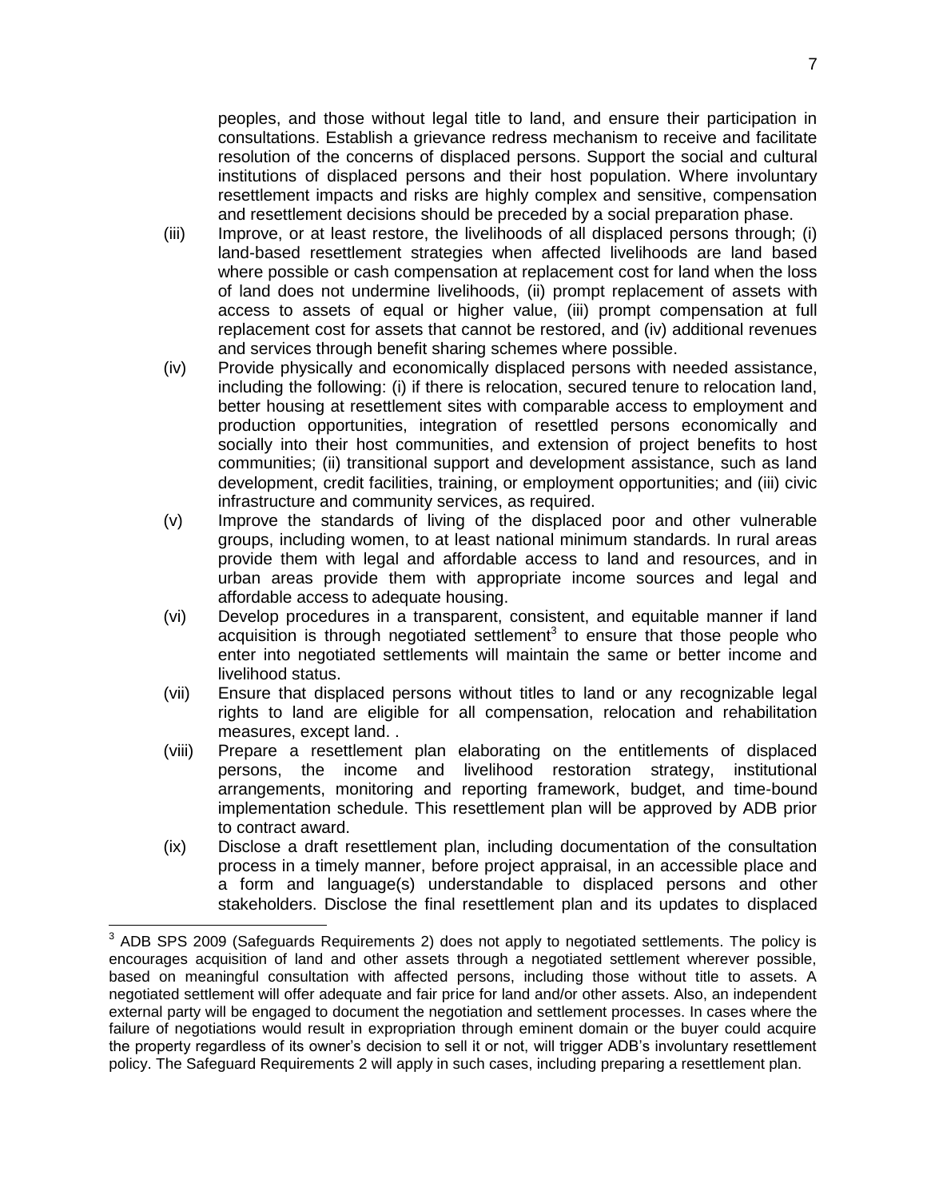peoples, and those without legal title to land, and ensure their participation in consultations. Establish a grievance redress mechanism to receive and facilitate resolution of the concerns of displaced persons. Support the social and cultural institutions of displaced persons and their host population. Where involuntary resettlement impacts and risks are highly complex and sensitive, compensation and resettlement decisions should be preceded by a social preparation phase.

(iii) Improve, or at least restore, the livelihoods of all displaced persons through; (i) land-based resettlement strategies when affected livelihoods are land based where possible or cash compensation at replacement cost for land when the loss of land does not undermine livelihoods, (ii) prompt replacement of assets with access to assets of equal or higher value, (iii) prompt compensation at full replacement cost for assets that cannot be restored, and (iv) additional revenues and services through benefit sharing schemes where possible.

(iv) Provide physically and economically displaced persons with needed assistance, including the following: (i) if there is relocation, secured tenure to relocation land, better housing at resettlement sites with comparable access to employment and production opportunities, integration of resettled persons economically and socially into their host communities, and extension of project benefits to host communities; (ii) transitional support and development assistance, such as land development, credit facilities, training, or employment opportunities; and (iii) civic infrastructure and community services, as required.

(v) Improve the standards of living of the displaced poor and other vulnerable groups, including women, to at least national minimum standards. In rural areas provide them with legal and affordable access to land and resources, and in urban areas provide them with appropriate income sources and legal and affordable access to adequate housing.

(vi) Develop procedures in a transparent, consistent, and equitable manner if land acquisition is through negotiated settlement[3] to ensure that those people who enter into negotiated settlements will maintain the same or better income and livelihood status.

(vii) Ensure that displaced persons without titles to land or any recognizable legal rights to land are eligible for all compensation, relocation and rehabilitation measures, except land. .

(viii) Prepare a resettlement plan elaborating on the entitlements of displaced persons, the income and livelihood restoration strategy, institutional arrangements, monitoring and reporting framework, budget, and time-bound implementation schedule. This resettlement plan will be approved by ADB prior to contract award.

(ix) Disclose a draft resettlement plan, including documentation of the consultation process in a timely manner, before project appraisal, in an accessible place and a form and language(s) understandable to displaced persons and other stakeholders. Disclose the final resettlement plan and its updates to displaced

---

[3] ADB SPS 2009 (Safeguards Requirements 2) does not apply to negotiated settlements. The policy is encourages acquisition of land and other assets through a negotiated settlement wherever possible, based on meaningful consultation with affected persons, including those without title to assets. A negotiated settlement will offer adequate and fair price for land and/or other assets. Also, an independent external party will be engaged to document the negotiation and settlement processes. In cases where the failure of negotiations would result in expropriation through eminent domain or the buyer could acquire the property regardless of its owner's decision to sell it or not, will trigger ADB's involuntary resettlement policy. The Safeguard Requirements 2 will apply in such cases, including preparing a resettlement plan.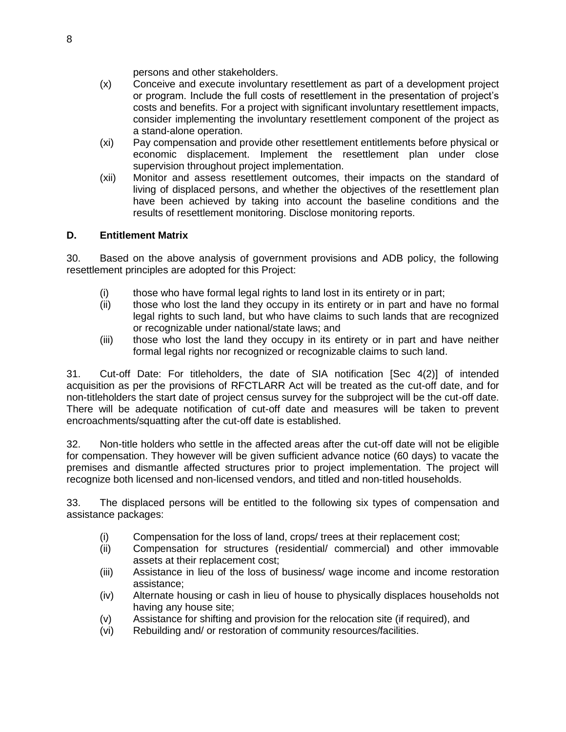persons and other stakeholders.

(x) Conceive and execute involuntary resettlement as part of a development project or program. Include the full costs of resettlement in the presentation of project's costs and benefits. For a project with significant involuntary resettlement impacts, consider implementing the involuntary resettlement component of the project as a stand-alone operation.

(xi) Pay compensation and provide other resettlement entitlements before physical or economic displacement. Implement the resettlement plan under close supervision throughout project implementation.

(xii) Monitor and assess resettlement outcomes, their impacts on the standard of living of displaced persons, and whether the objectives of the resettlement plan have been achieved by taking into account the baseline conditions and the results of resettlement monitoring. Disclose monitoring reports.

### D. Entitlement Matrix

30. Based on the above analysis of government provisions and ADB policy, the following resettlement principles are adopted for this Project:

(i) those who have formal legal rights to land lost in its entirety or in part;

(ii) those who lost the land they occupy in its entirety or in part and have no formal legal rights to such land, but who have claims to such lands that are recognized or recognizable under national/state laws; and

(iii) those who lost the land they occupy in its entirety or in part and have neither formal legal rights nor recognized or recognizable claims to such land.

31. Cut-off Date: For titleholders, the date of SIA notification [Sec 4(2)] of intended acquisition as per the provisions of RFCTLARR Act will be treated as the cut-off date, and for non-titleholders the start date of project census survey for the subproject will be the cut-off date. There will be adequate notification of cut-off date and measures will be taken to prevent encroachments/squatting after the cut-off date is established.

32. Non-title holders who settle in the affected areas after the cut-off date will not be eligible for compensation. They however will be given sufficient advance notice (60 days) to vacate the premises and dismantle affected structures prior to project implementation. The project will recognize both licensed and non-licensed vendors, and titled and non-titled households.

33. The displaced persons will be entitled to the following six types of compensation and assistance packages:

(i) Compensation for the loss of land, crops/ trees at their replacement cost;

(ii) Compensation for structures (residential/ commercial) and other immovable assets at their replacement cost;

(iii) Assistance in lieu of the loss of business/ wage income and income restoration assistance;

(iv) Alternate housing or cash in lieu of house to physically displaces households not having any house site;

(v) Assistance for shifting and provision for the relocation site (if required), and

(vi) Rebuilding and/ or restoration of community resources/facilities.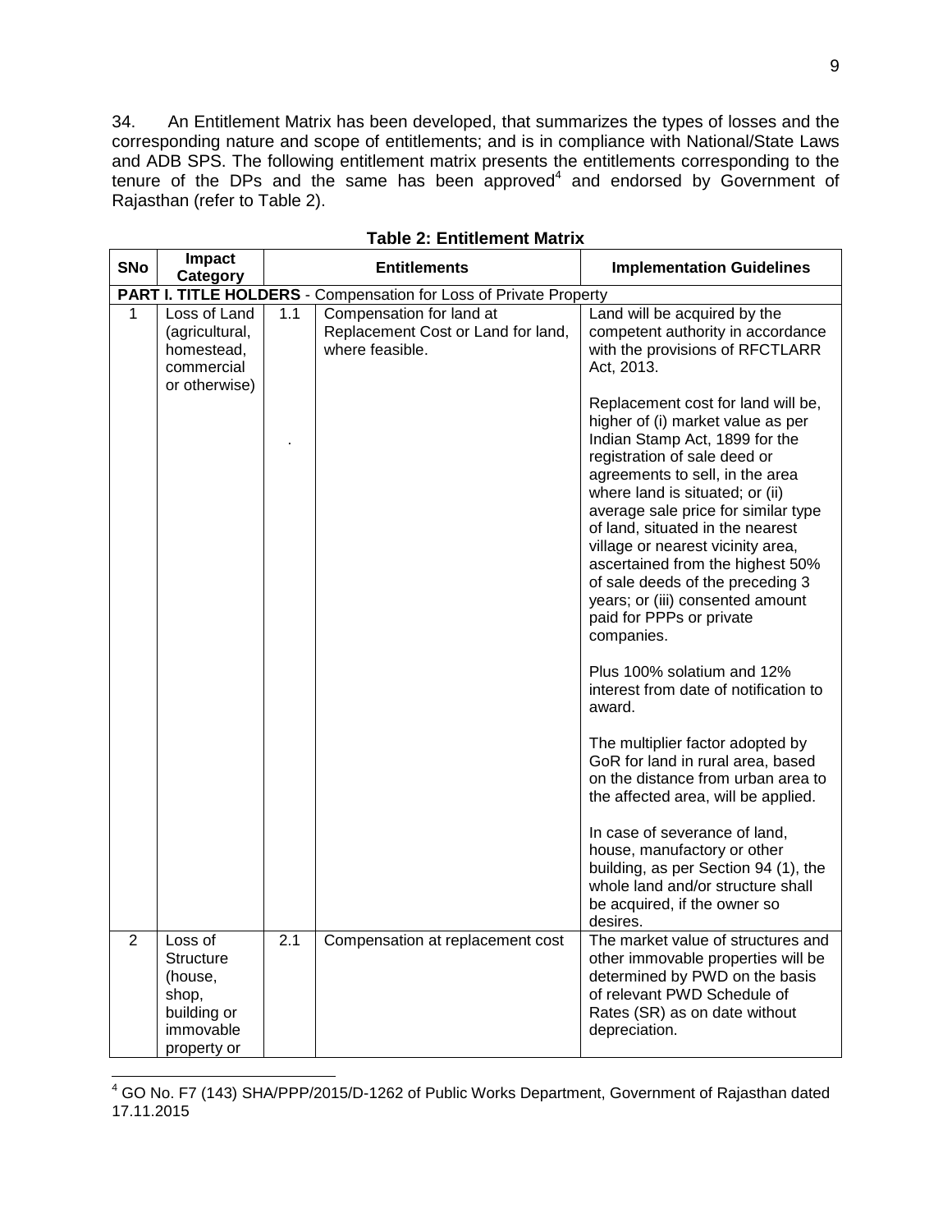34. An Entitlement Matrix has been developed, that summarizes the types of losses and the corresponding nature and scope of entitlements; and is in compliance with National/State Laws and ADB SPS. The following entitlement matrix presents the entitlements corresponding to the tenure of the DPs and the same has been approved[4] and endorsed by Government of Rajasthan (refer to Table 2).

**Table 2: Entitlement Matrix**

| SNo | Impact Category | Entitlements | | Implementation Guidelines |
|---|---|---|---|---|
| **PART I. TITLE HOLDERS** - Compensation for Loss of Private Property | | | | |
| 1 | Loss of Land (agricultural, homestead, commercial or otherwise) | 1.1 | Compensation for land at Replacement Cost or Land for land, where feasible. | Land will be acquired by the competent authority in accordance with the provisions of RFCTLARR Act, 2013.<br><br>Replacement cost for land will be, higher of (i) market value as per Indian Stamp Act, 1899 for the registration of sale deed or agreements to sell, in the area where land is situated; or (ii) average sale price for similar type of land, situated in the nearest village or nearest vicinity area, ascertained from the highest 50% of sale deeds of the preceding 3 years; or (iii) consented amount paid for PPPs or private companies.<br><br>Plus 100% solatium and 12% interest from date of notification to award.<br><br>The multiplier factor adopted by GoR for land in rural area, based on the distance from urban area to the affected area, will be applied.<br><br>In case of severance of land, house, manufactory or other building, as per Section 94 (1), the whole land and/or structure shall be acquired, if the owner so desires. |
| 2 | Loss of Structure (house, shop, building or immovable property or | 2.1 | Compensation at replacement cost | The market value of structures and other immovable properties will be determined by PWD on the basis of relevant PWD Schedule of Rates (SR) as on date without depreciation. |

[4] GO No. F7 (143) SHA/PPP/2015/D-1262 of Public Works Department, Government of Rajasthan dated 17.11.2015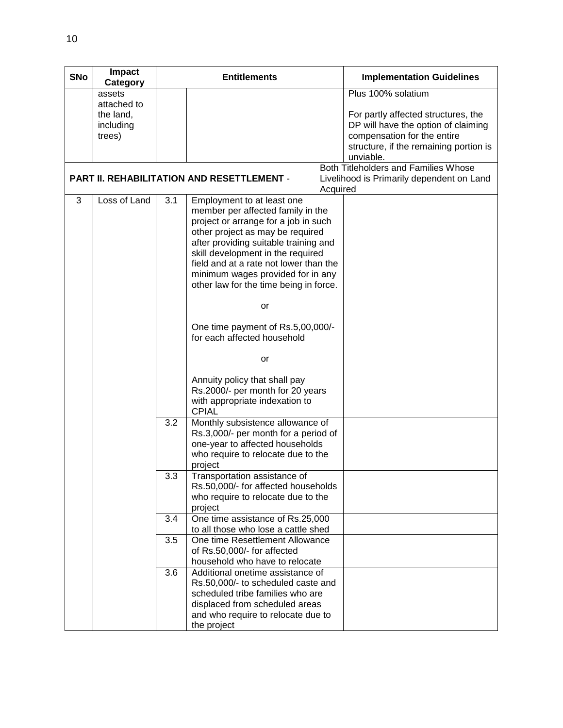| SNo | Impact Category | Entitlements | | Implementation Guidelines |
|---|---|---|---|---|
| | assets attached to the land, including trees) | | | Plus 100% solatium<br><br>For partly affected structures, the DP will have the option of claiming compensation for the entire structure, if the remaining portion is unviable. |
| **PART II. REHABILITATION AND RESETTLEMENT** - Both Titleholders and Families Whose Livelihood is Primarily dependent on Land Acquired | | | | |
| 3 | Loss of Land | 3.1 | Employment to at least one member per affected family in the project or arrange for a job in such other project as may be required after providing suitable training and skill development in the required field and at a rate not lower than the minimum wages provided for in any other law for the time being in force.<br><br>or<br><br>One time payment of Rs.5,00,000/- for each affected household<br><br>or<br><br>Annuity policy that shall pay Rs.2000/- per month for 20 years with appropriate indexation to CPIAL | |
| | | 3.2 | Monthly subsistence allowance of Rs.3,000/- per month for a period of one-year to affected households who require to relocate due to the project | |
| | | 3.3 | Transportation assistance of Rs.50,000/- for affected households who require to relocate due to the project | |
| | | 3.4 | One time assistance of Rs.25,000 to all those who lose a cattle shed | |
| | | 3.5 | One time Resettlement Allowance of Rs.50,000/- for affected household who have to relocate | |
| | | 3.6 | Additional onetime assistance of Rs.50,000/- to scheduled caste and scheduled tribe families who are displaced from scheduled areas and who require to relocate due to the project | |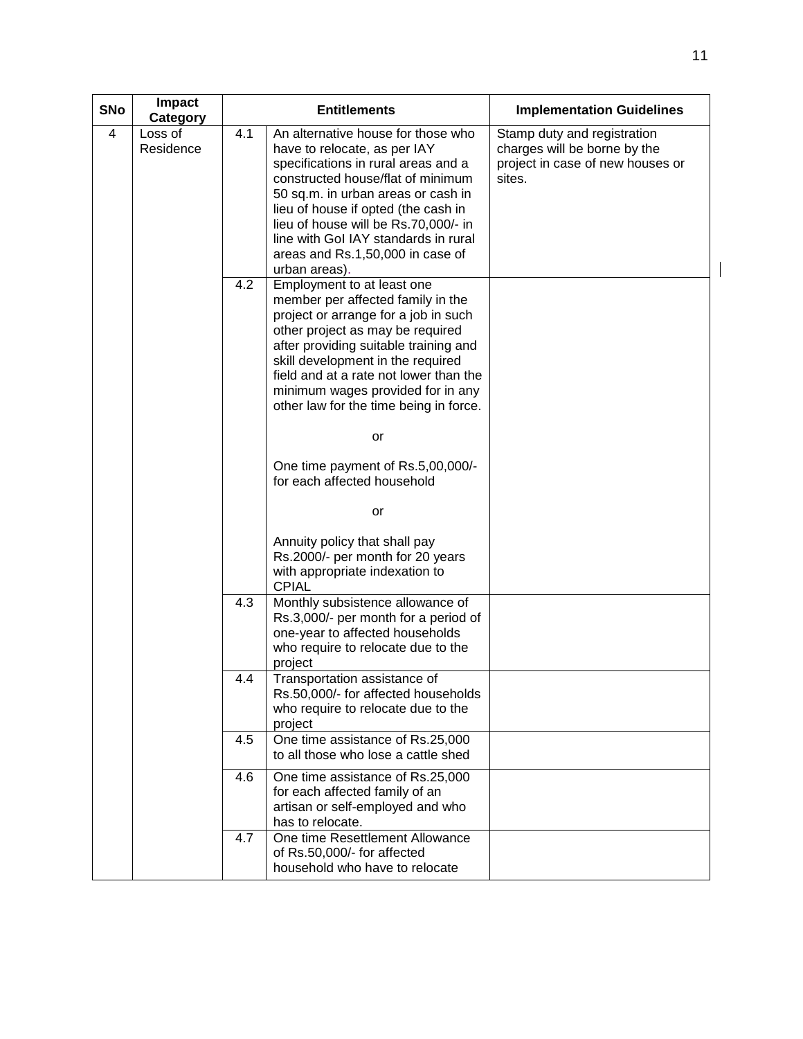| SNo | Impact Category | | Entitlements | Implementation Guidelines |
|---|---|---|---|---|
| 4 | Loss of Residence | 4.1 | An alternative house for those who have to relocate, as per IAY specifications in rural areas and a constructed house/flat of minimum 50 sq.m. in urban areas or cash in lieu of house if opted (the cash in lieu of house will be Rs.70,000/- in line with GoI IAY standards in rural areas and Rs.1,50,000 in case of urban areas). | Stamp duty and registration charges will be borne by the project in case of new houses or sites. |
| | | 4.2 | Employment to at least one member per affected family in the project or arrange for a job in such other project as may be required after providing suitable training and skill development in the required field and at a rate not lower than the minimum wages provided for in any other law for the time being in force.<br><br>or<br><br>One time payment of Rs.5,00,000/- for each affected household<br><br>or<br><br>Annuity policy that shall pay Rs.2000/- per month for 20 years with appropriate indexation to CPIAL | |
| | | 4.3 | Monthly subsistence allowance of Rs.3,000/- per month for a period of one-year to affected households who require to relocate due to the project | |
| | | 4.4 | Transportation assistance of Rs.50,000/- for affected households who require to relocate due to the project | |
| | | 4.5 | One time assistance of Rs.25,000 to all those who lose a cattle shed | |
| | | 4.6 | One time assistance of Rs.25,000 for each affected family of an artisan or self-employed and who has to relocate. | |
| | | 4.7 | One time Resettlement Allowance of Rs.50,000/- for affected household who have to relocate | |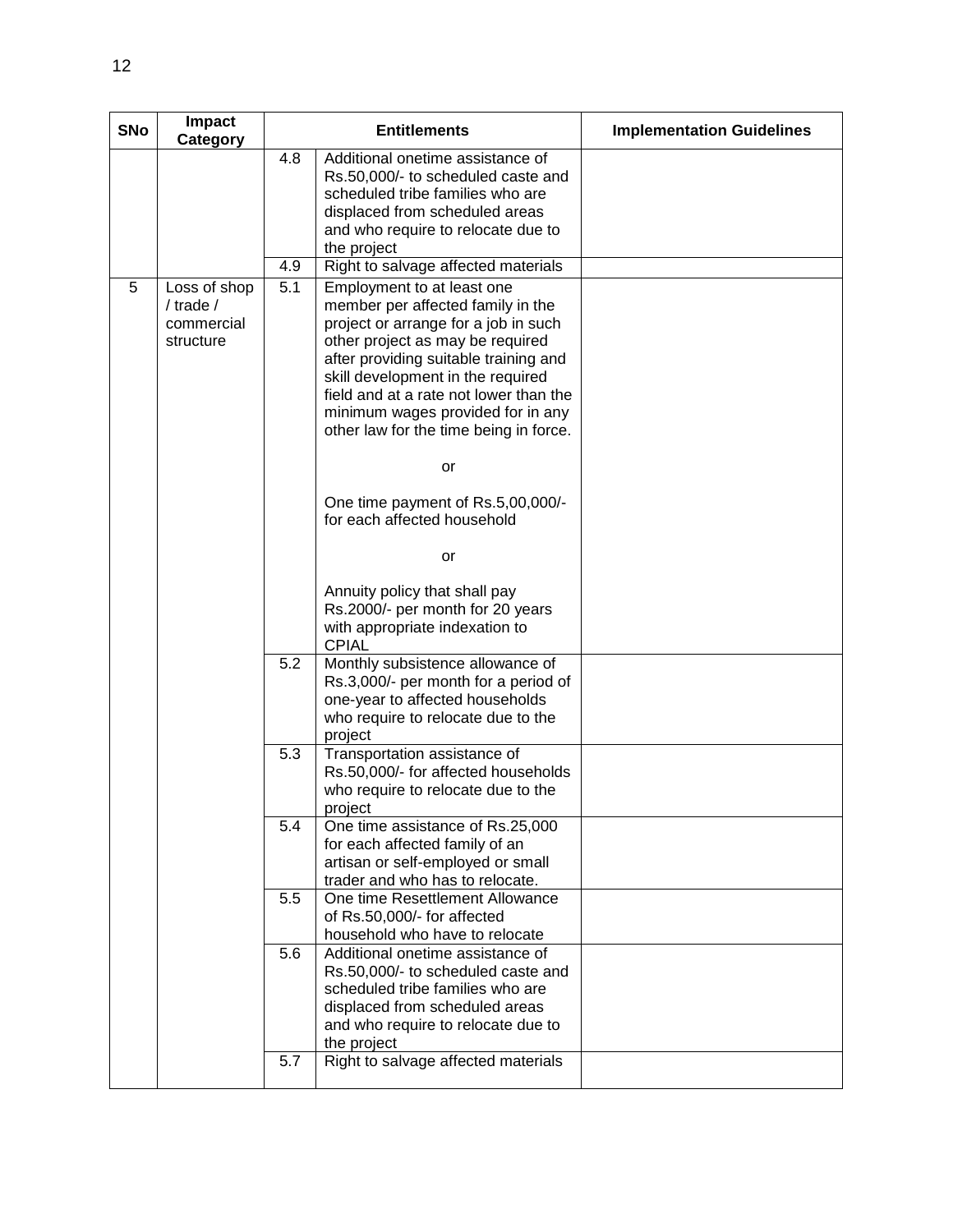| SNo | Impact Category | Entitlements | | Implementation Guidelines |
|---|---|---|---|---|
| | | 4.8 | Additional onetime assistance of Rs.50,000/- to scheduled caste and scheduled tribe families who are displaced from scheduled areas and who require to relocate due to the project | |
| | | 4.9 | Right to salvage affected materials | |
| 5 | Loss of shop / trade / commercial structure | 5.1 | Employment to at least one member per affected family in the project or arrange for a job in such other project as may be required after providing suitable training and skill development in the required field and at a rate not lower than the minimum wages provided for in any other law for the time being in force.<br><br>or<br><br>One time payment of Rs.5,00,000/- for each affected household<br><br>or<br><br>Annuity policy that shall pay Rs.2000/- per month for 20 years with appropriate indexation to CPIAL | |
| | | 5.2 | Monthly subsistence allowance of Rs.3,000/- per month for a period of one-year to affected households who require to relocate due to the project | |
| | | 5.3 | Transportation assistance of Rs.50,000/- for affected households who require to relocate due to the project | |
| | | 5.4 | One time assistance of Rs.25,000 for each affected family of an artisan or self-employed or small trader and who has to relocate. | |
| | | 5.5 | One time Resettlement Allowance of Rs.50,000/- for affected household who have to relocate | |
| | | 5.6 | Additional onetime assistance of Rs.50,000/- to scheduled caste and scheduled tribe families who are displaced from scheduled areas and who require to relocate due to the project | |
| | | 5.7 | Right to salvage affected materials | |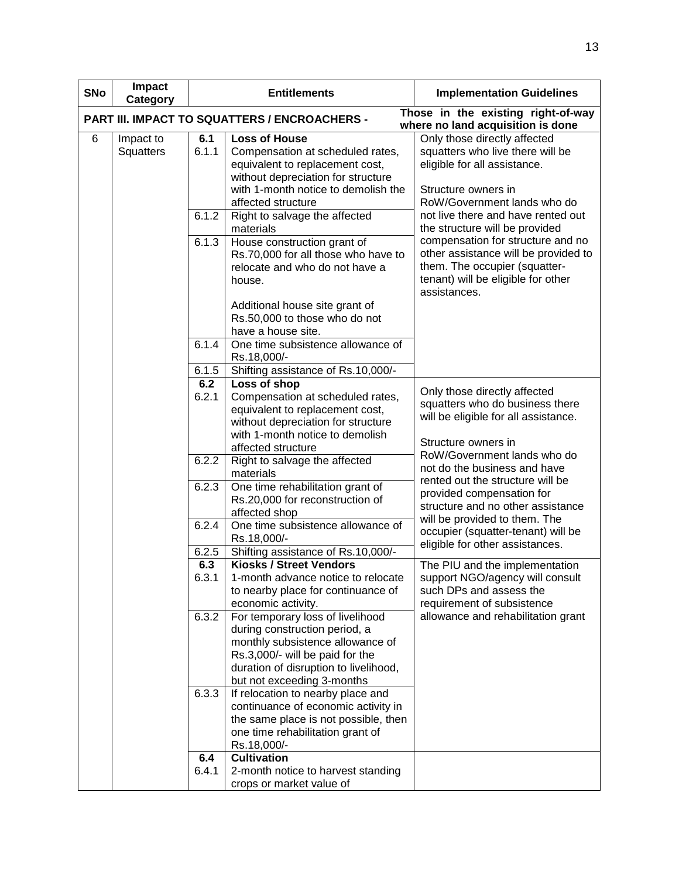| SNo | Impact Category | Entitlements | | Implementation Guidelines |
|---|---|---|---|---|
| **PART III. IMPACT TO SQUATTERS / ENCROACHERS -** | | | | **Those in the existing right-of-way where no land acquisition is done** |
| 6 | Impact to Squatters | **6.1** | **Loss of House** | Only those directly affected squatters who live there will be eligible for all assistance.<br><br>Structure owners in RoW/Government lands who do not live there and have rented out the structure will be provided compensation for structure and no other assistance will be provided to them. The occupier (squatter-tenant) will be eligible for other assistances. |
| | | 6.1.1 | Compensation at scheduled rates, equivalent to replacement cost, without depreciation for structure with 1-month notice to demolish the affected structure | |
| | | 6.1.2 | Right to salvage the affected materials | |
| | | 6.1.3 | House construction grant of Rs.70,000 for all those who have to relocate and who do not have a house.<br><br>Additional house site grant of Rs.50,000 to those who do not have a house site. | |
| | | 6.1.4 | One time subsistence allowance of Rs.18,000/- | |
| | | 6.1.5 | Shifting assistance of Rs.10,000/- | |
| | | **6.2** | **Loss of shop** | Only those directly affected squatters who do business there will be eligible for all assistance.<br><br>Structure owners in RoW/Government lands who do not do the business and have rented out the structure will be provided compensation for structure and no other assistance will be provided to them. The occupier (squatter-tenant) will be eligible for other assistances. |
| | | 6.2.1 | Compensation at scheduled rates, equivalent to replacement cost, without depreciation for structure with 1-month notice to demolish affected structure | |
| | | 6.2.2 | Right to salvage the affected materials | |
| | | 6.2.3 | One time rehabilitation grant of Rs.20,000 for reconstruction of affected shop | |
| | | 6.2.4 | One time subsistence allowance of Rs.18,000/- | |
| | | 6.2.5 | Shifting assistance of Rs.10,000/- | |
| | | **6.3** | **Kiosks / Street Vendors** | The PIU and the implementation support NGO/agency will consult such DPs and assess the requirement of subsistence allowance and rehabilitation grant |
| | | 6.3.1 | 1-month advance notice to relocate to nearby place for continuance of economic activity. | |
| | | 6.3.2 | For temporary loss of livelihood during construction period, a monthly subsistence allowance of Rs.3,000/- will be paid for the duration of disruption to livelihood, but not exceeding 3-months | |
| | | 6.3.3 | If relocation to nearby place and continuance of economic activity in the same place is not possible, then one time rehabilitation grant of Rs.18,000/- | |
| | | **6.4** | **Cultivation** | |
| | | 6.4.1 | 2-month notice to harvest standing crops or market value of | |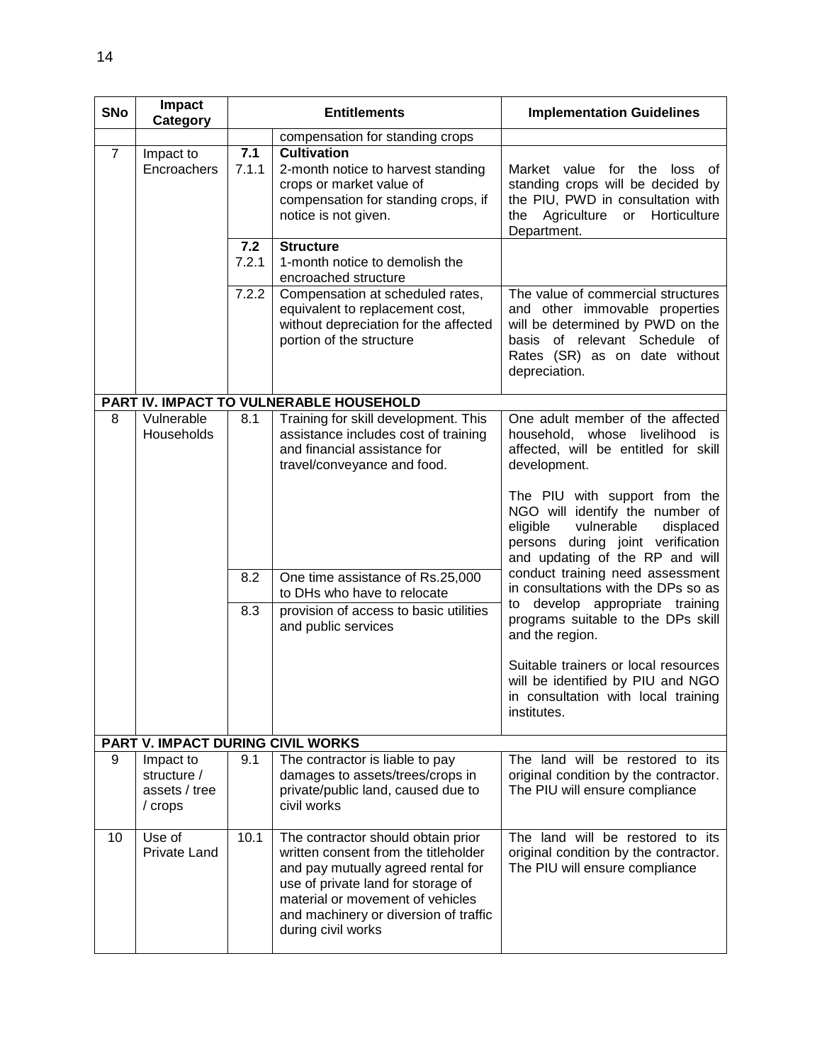| SNo | Impact Category | Entitlements | | Implementation Guidelines |
|---|---|---|---|---|
| | | | compensation for standing crops | |
| 7 | Impact to Encroachers | **7.1** | **Cultivation** | |
| | | 7.1.1 | 2-month notice to harvest standing crops or market value of compensation for standing crops, if notice is not given. | Market value for the loss of standing crops will be decided by the PIU, PWD in consultation with the Agriculture or Horticulture Department. |
| | | **7.2** | **Structure** | |
| | | 7.2.1 | 1-month notice to demolish the encroached structure | |
| | | 7.2.2 | Compensation at scheduled rates, equivalent to replacement cost, without depreciation for the affected portion of the structure | The value of commercial structures and other immovable properties will be determined by PWD on the basis of relevant Schedule of Rates (SR) as on date without depreciation. |
| **PART IV. IMPACT TO VULNERABLE HOUSEHOLD** | | | | |
| 8 | Vulnerable Households | 8.1 | Training for skill development. This assistance includes cost of training and financial assistance for travel/conveyance and food. | One adult member of the affected household, whose livelihood is affected, will be entitled for skill development.<br><br>The PIU with support from the NGO will identify the number of eligible vulnerable displaced persons during joint verification and updating of the RP and will conduct training need assessment in consultations with the DPs so as to develop appropriate training programs suitable to the DPs skill and the region.<br><br>Suitable trainers or local resources will be identified by PIU and NGO in consultation with local training institutes. |
| | | 8.2 | One time assistance of Rs.25,000 to DHs who have to relocate | |
| | | 8.3 | provision of access to basic utilities and public services | |
| **PART V. IMPACT DURING CIVIL WORKS** | | | | |
| 9 | Impact to structure / assets / tree / crops | 9.1 | The contractor is liable to pay damages to assets/trees/crops in private/public land, caused due to civil works | The land will be restored to its original condition by the contractor. The PIU will ensure compliance |
| 10 | Use of Private Land | 10.1 | The contractor should obtain prior written consent from the titleholder and pay mutually agreed rental for use of private land for storage of material or movement of vehicles and machinery or diversion of traffic during civil works | The land will be restored to its original condition by the contractor. The PIU will ensure compliance |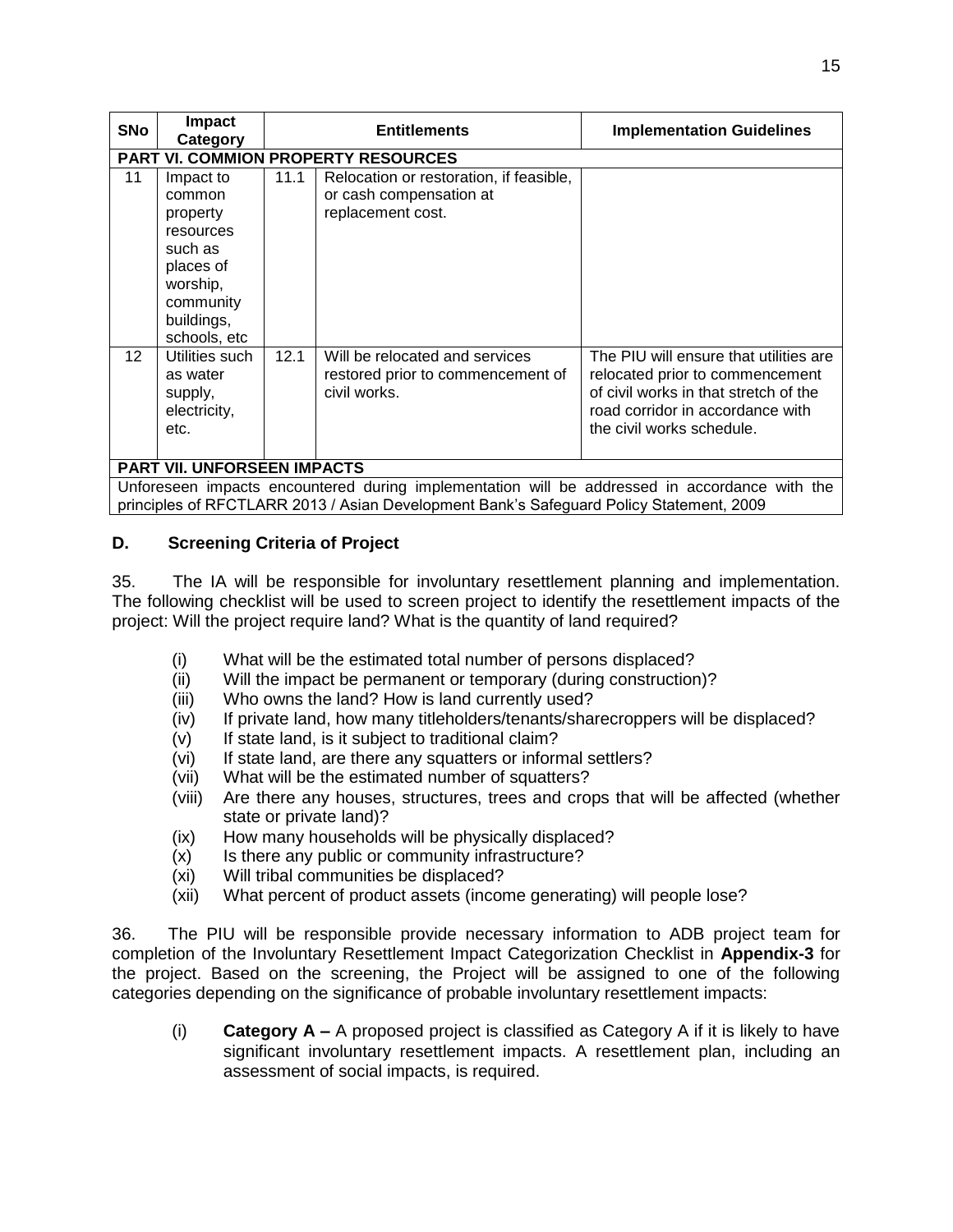| SNo | Impact Category | | Entitlements | Implementation Guidelines |
|---|---|---|---|---|
| **PART VI. COMMION PROPERTY RESOURCES** | | | | |
| 11 | Impact to common property resources such as places of worship, community buildings, schools, etc | 11.1 | Relocation or restoration, if feasible, or cash compensation at replacement cost. | |
| 12 | Utilities such as water supply, electricity, etc. | 12.1 | Will be relocated and services restored prior to commencement of civil works. | The PIU will ensure that utilities are relocated prior to commencement of civil works in that stretch of the road corridor in accordance with the civil works schedule. |
| **PART VII. UNFORSEEN IMPACTS** | | | | |
| Unforeseen impacts encountered during implementation will be addressed in accordance with the principles of RFCTLARR 2013 / Asian Development Bank's Safeguard Policy Statement, 2009 | | | | |

### D. Screening Criteria of Project

35. The IA will be responsible for involuntary resettlement planning and implementation. The following checklist will be used to screen project to identify the resettlement impacts of the project: Will the project require land? What is the quantity of land required?

- (i) What will be the estimated total number of persons displaced?
- (ii) Will the impact be permanent or temporary (during construction)?
- (iii) Who owns the land? How is land currently used?
- (iv) If private land, how many titleholders/tenants/sharecroppers will be displaced?
- (v) If state land, is it subject to traditional claim?
- (vi) If state land, are there any squatters or informal settlers?
- (vii) What will be the estimated number of squatters?
- (viii) Are there any houses, structures, trees and crops that will be affected (whether state or private land)?
- (ix) How many households will be physically displaced?
- (x) Is there any public or community infrastructure?
- (xi) Will tribal communities be displaced?
- (xii) What percent of product assets (income generating) will people lose?

36. The PIU will be responsible provide necessary information to ADB project team for completion of the Involuntary Resettlement Impact Categorization Checklist in **Appendix-3** for the project. Based on the screening, the Project will be assigned to one of the following categories depending on the significance of probable involuntary resettlement impacts:

- (i) **Category A –** A proposed project is classified as Category A if it is likely to have significant involuntary resettlement impacts. A resettlement plan, including an assessment of social impacts, is required.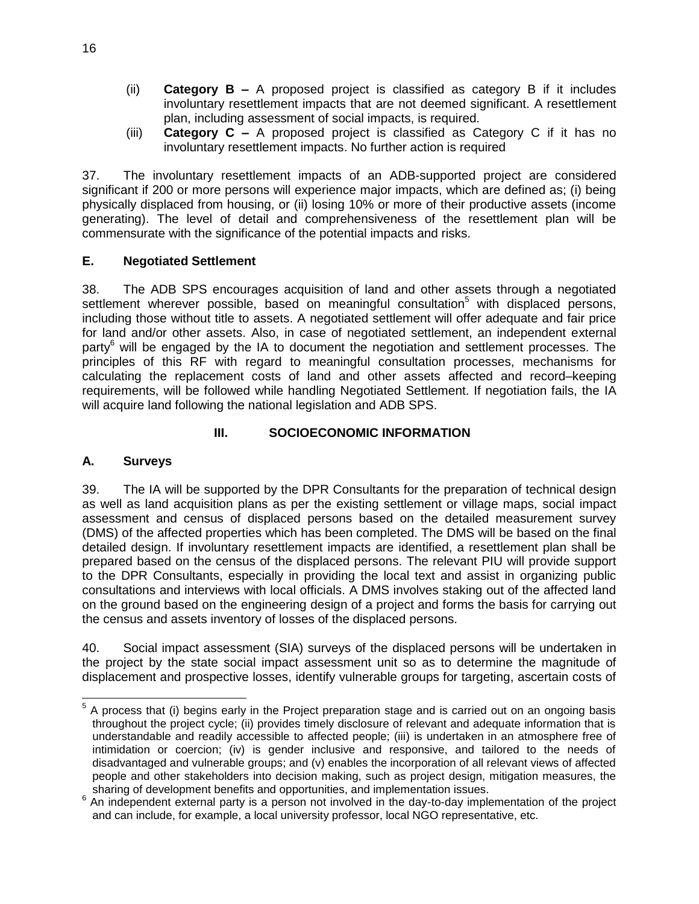(ii) **Category B –** A proposed project is classified as category B if it includes involuntary resettlement impacts that are not deemed significant. A resettlement plan, including assessment of social impacts, is required.

(iii) **Category C –** A proposed project is classified as Category C if it has no involuntary resettlement impacts. No further action is required

37. The involuntary resettlement impacts of an ADB-supported project are considered significant if 200 or more persons will experience major impacts, which are defined as; (i) being physically displaced from housing, or (ii) losing 10% or more of their productive assets (income generating). The level of detail and comprehensiveness of the resettlement plan will be commensurate with the significance of the potential impacts and risks.

### E. Negotiated Settlement

38. The ADB SPS encourages acquisition of land and other assets through a negotiated settlement wherever possible, based on meaningful consultation[5] with displaced persons, including those without title to assets. A negotiated settlement will offer adequate and fair price for land and/or other assets. Also, in case of negotiated settlement, an independent external party[6] will be engaged by the IA to document the negotiation and settlement processes. The principles of this RF with regard to meaningful consultation processes, mechanisms for calculating the replacement costs of land and other assets affected and record–keeping requirements, will be followed while handling Negotiated Settlement. If negotiation fails, the IA will acquire land following the national legislation and ADB SPS.

## III. SOCIOECONOMIC INFORMATION

### A. Surveys

39. The IA will be supported by the DPR Consultants for the preparation of technical design as well as land acquisition plans as per the existing settlement or village maps, social impact assessment and census of displaced persons based on the detailed measurement survey (DMS) of the affected properties which has been completed. The DMS will be based on the final detailed design. If involuntary resettlement impacts are identified, a resettlement plan shall be prepared based on the census of the displaced persons. The relevant PIU will provide support to the DPR Consultants, especially in providing the local text and assist in organizing public consultations and interviews with local officials. A DMS involves staking out of the affected land on the ground based on the engineering design of a project and forms the basis for carrying out the census and assets inventory of losses of the displaced persons.

40. Social impact assessment (SIA) surveys of the displaced persons will be undertaken in the project by the state social impact assessment unit so as to determine the magnitude of displacement and prospective losses, identify vulnerable groups for targeting, ascertain costs of

---

[5] A process that (i) begins early in the Project preparation stage and is carried out on an ongoing basis throughout the project cycle; (ii) provides timely disclosure of relevant and adequate information that is understandable and readily accessible to affected people; (iii) is undertaken in an atmosphere free of intimidation or coercion; (iv) is gender inclusive and responsive, and tailored to the needs of disadvantaged and vulnerable groups; and (v) enables the incorporation of all relevant views of affected people and other stakeholders into decision making, such as project design, mitigation measures, the sharing of development benefits and opportunities, and implementation issues.

[6] An independent external party is a person not involved in the day-to-day implementation of the project and can include, for example, a local university professor, local NGO representative, etc.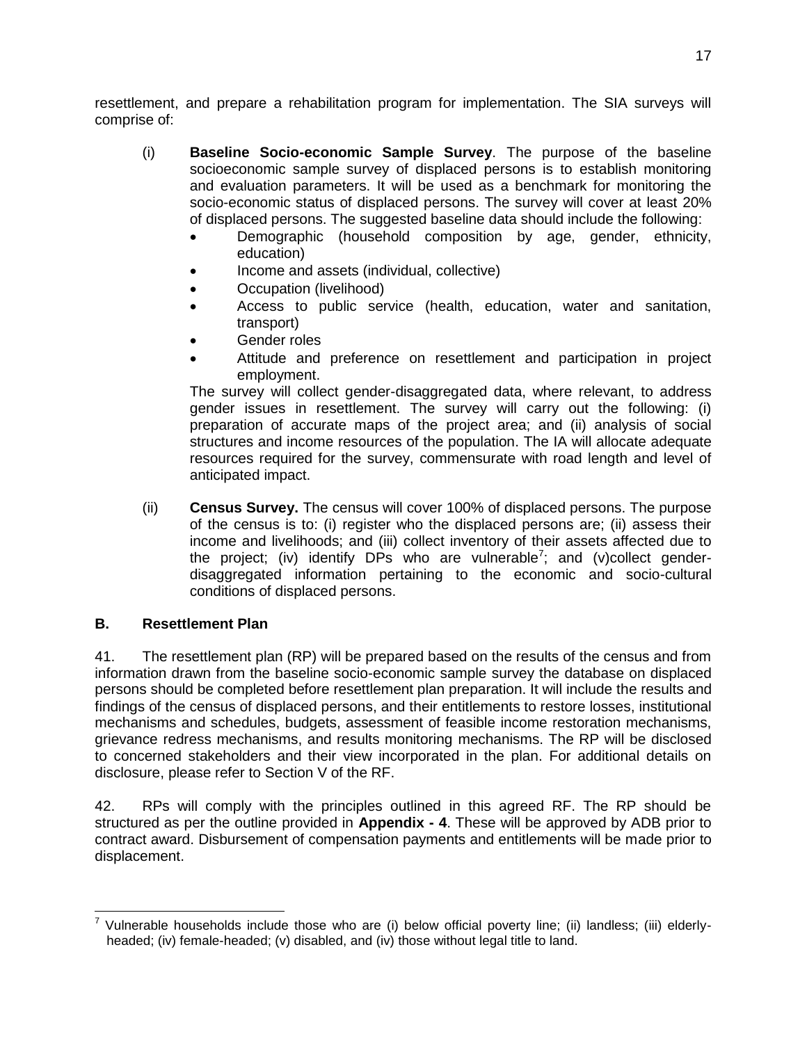resettlement, and prepare a rehabilitation program for implementation. The SIA surveys will comprise of:

(i) **Baseline Socio-economic Sample Survey**. The purpose of the baseline socioeconomic sample survey of displaced persons is to establish monitoring and evaluation parameters. It will be used as a benchmark for monitoring the socio-economic status of displaced persons. The survey will cover at least 20% of displaced persons. The suggested baseline data should include the following:

- Demographic (household composition by age, gender, ethnicity, education)
- Income and assets (individual, collective)
- Occupation (livelihood)
- Access to public service (health, education, water and sanitation, transport)
- Gender roles
- Attitude and preference on resettlement and participation in project employment.

The survey will collect gender-disaggregated data, where relevant, to address gender issues in resettlement. The survey will carry out the following: (i) preparation of accurate maps of the project area; and (ii) analysis of social structures and income resources of the population. The IA will allocate adequate resources required for the survey, commensurate with road length and level of anticipated impact.

(ii) **Census Survey.** The census will cover 100% of displaced persons. The purpose of the census is to: (i) register who the displaced persons are; (ii) assess their income and livelihoods; and (iii) collect inventory of their assets affected due to the project; (iv) identify DPs who are vulnerable[7]; and (v)collect gender-disaggregated information pertaining to the economic and socio-cultural conditions of displaced persons.

## B. Resettlement Plan

41. The resettlement plan (RP) will be prepared based on the results of the census and from information drawn from the baseline socio-economic sample survey the database on displaced persons should be completed before resettlement plan preparation. It will include the results and findings of the census of displaced persons, and their entitlements to restore losses, institutional mechanisms and schedules, budgets, assessment of feasible income restoration mechanisms, grievance redress mechanisms, and results monitoring mechanisms. The RP will be disclosed to concerned stakeholders and their view incorporated in the plan. For additional details on disclosure, please refer to Section V of the RF.

42. RPs will comply with the principles outlined in this agreed RF. The RP should be structured as per the outline provided in **Appendix - 4**. These will be approved by ADB prior to contract award. Disbursement of compensation payments and entitlements will be made prior to displacement.

---

[7] Vulnerable households include those who are (i) below official poverty line; (ii) landless; (iii) elderly-headed; (iv) female-headed; (v) disabled, and (iv) those without legal title to land.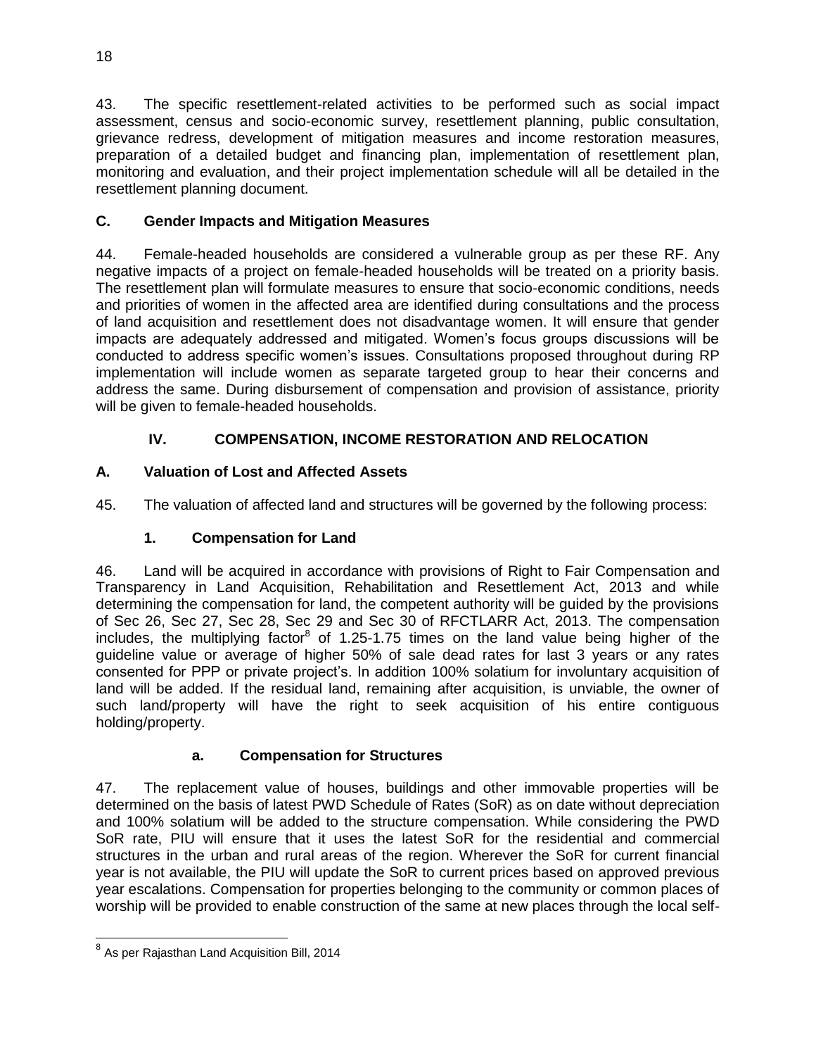43. The specific resettlement-related activities to be performed such as social impact assessment, census and socio-economic survey, resettlement planning, public consultation, grievance redress, development of mitigation measures and income restoration measures, preparation of a detailed budget and financing plan, implementation of resettlement plan, monitoring and evaluation, and their project implementation schedule will all be detailed in the resettlement planning document.

### C. Gender Impacts and Mitigation Measures

44. Female-headed households are considered a vulnerable group as per these RF. Any negative impacts of a project on female-headed households will be treated on a priority basis. The resettlement plan will formulate measures to ensure that socio-economic conditions, needs and priorities of women in the affected area are identified during consultations and the process of land acquisition and resettlement does not disadvantage women. It will ensure that gender impacts are adequately addressed and mitigated. Women's focus groups discussions will be conducted to address specific women's issues. Consultations proposed throughout during RP implementation will include women as separate targeted group to hear their concerns and address the same. During disbursement of compensation and provision of assistance, priority will be given to female-headed households.

## IV. COMPENSATION, INCOME RESTORATION AND RELOCATION

### A. Valuation of Lost and Affected Assets

45. The valuation of affected land and structures will be governed by the following process:

#### 1. Compensation for Land

46. Land will be acquired in accordance with provisions of Right to Fair Compensation and Transparency in Land Acquisition, Rehabilitation and Resettlement Act, 2013 and while determining the compensation for land, the competent authority will be guided by the provisions of Sec 26, Sec 27, Sec 28, Sec 29 and Sec 30 of RFCTLARR Act, 2013. The compensation includes, the multiplying factor[8] of 1.25-1.75 times on the land value being higher of the guideline value or average of higher 50% of sale dead rates for last 3 years or any rates consented for PPP or private project's. In addition 100% solatium for involuntary acquisition of land will be added. If the residual land, remaining after acquisition, is unviable, the owner of such land/property will have the right to seek acquisition of his entire contiguous holding/property.

##### a. Compensation for Structures

47. The replacement value of houses, buildings and other immovable properties will be determined on the basis of latest PWD Schedule of Rates (SoR) as on date without depreciation and 100% solatium will be added to the structure compensation. While considering the PWD SoR rate, PIU will ensure that it uses the latest SoR for the residential and commercial structures in the urban and rural areas of the region. Wherever the SoR for current financial year is not available, the PIU will update the SoR to current prices based on approved previous year escalations. Compensation for properties belonging to the community or common places of worship will be provided to enable construction of the same at new places through the local self-

---

[8] As per Rajasthan Land Acquisition Bill, 2014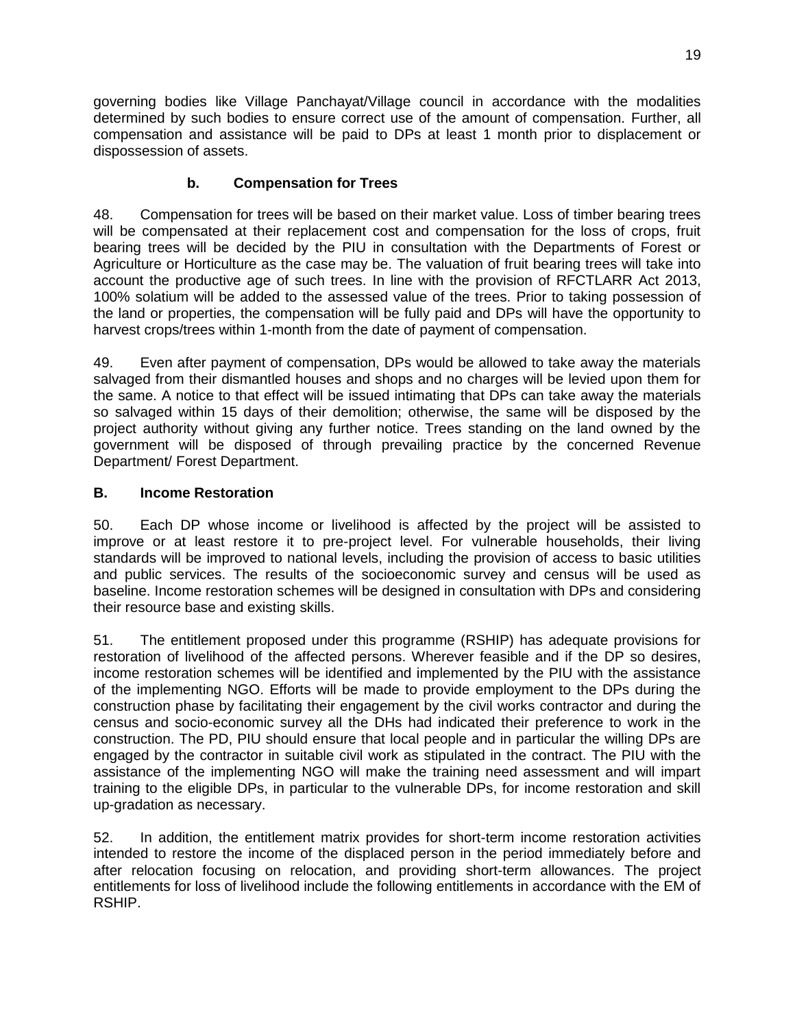governing bodies like Village Panchayat/Village council in accordance with the modalities determined by such bodies to ensure correct use of the amount of compensation. Further, all compensation and assistance will be paid to DPs at least 1 month prior to displacement or dispossession of assets.

### b. Compensation for Trees

48. Compensation for trees will be based on their market value. Loss of timber bearing trees will be compensated at their replacement cost and compensation for the loss of crops, fruit bearing trees will be decided by the PIU in consultation with the Departments of Forest or Agriculture or Horticulture as the case may be. The valuation of fruit bearing trees will take into account the productive age of such trees. In line with the provision of RFCTLARR Act 2013, 100% solatium will be added to the assessed value of the trees. Prior to taking possession of the land or properties, the compensation will be fully paid and DPs will have the opportunity to harvest crops/trees within 1-month from the date of payment of compensation.

49. Even after payment of compensation, DPs would be allowed to take away the materials salvaged from their dismantled houses and shops and no charges will be levied upon them for the same. A notice to that effect will be issued intimating that DPs can take away the materials so salvaged within 15 days of their demolition; otherwise, the same will be disposed by the project authority without giving any further notice. Trees standing on the land owned by the government will be disposed of through prevailing practice by the concerned Revenue Department/ Forest Department.

## B. Income Restoration

50. Each DP whose income or livelihood is affected by the project will be assisted to improve or at least restore it to pre-project level. For vulnerable households, their living standards will be improved to national levels, including the provision of access to basic utilities and public services. The results of the socioeconomic survey and census will be used as baseline. Income restoration schemes will be designed in consultation with DPs and considering their resource base and existing skills.

51. The entitlement proposed under this programme (RSHIP) has adequate provisions for restoration of livelihood of the affected persons. Wherever feasible and if the DP so desires, income restoration schemes will be identified and implemented by the PIU with the assistance of the implementing NGO. Efforts will be made to provide employment to the DPs during the construction phase by facilitating their engagement by the civil works contractor and during the census and socio-economic survey all the DHs had indicated their preference to work in the construction. The PD, PIU should ensure that local people and in particular the willing DPs are engaged by the contractor in suitable civil work as stipulated in the contract. The PIU with the assistance of the implementing NGO will make the training need assessment and will impart training to the eligible DPs, in particular to the vulnerable DPs, for income restoration and skill up-gradation as necessary.

52. In addition, the entitlement matrix provides for short-term income restoration activities intended to restore the income of the displaced person in the period immediately before and after relocation focusing on relocation, and providing short-term allowances. The project entitlements for loss of livelihood include the following entitlements in accordance with the EM of RSHIP.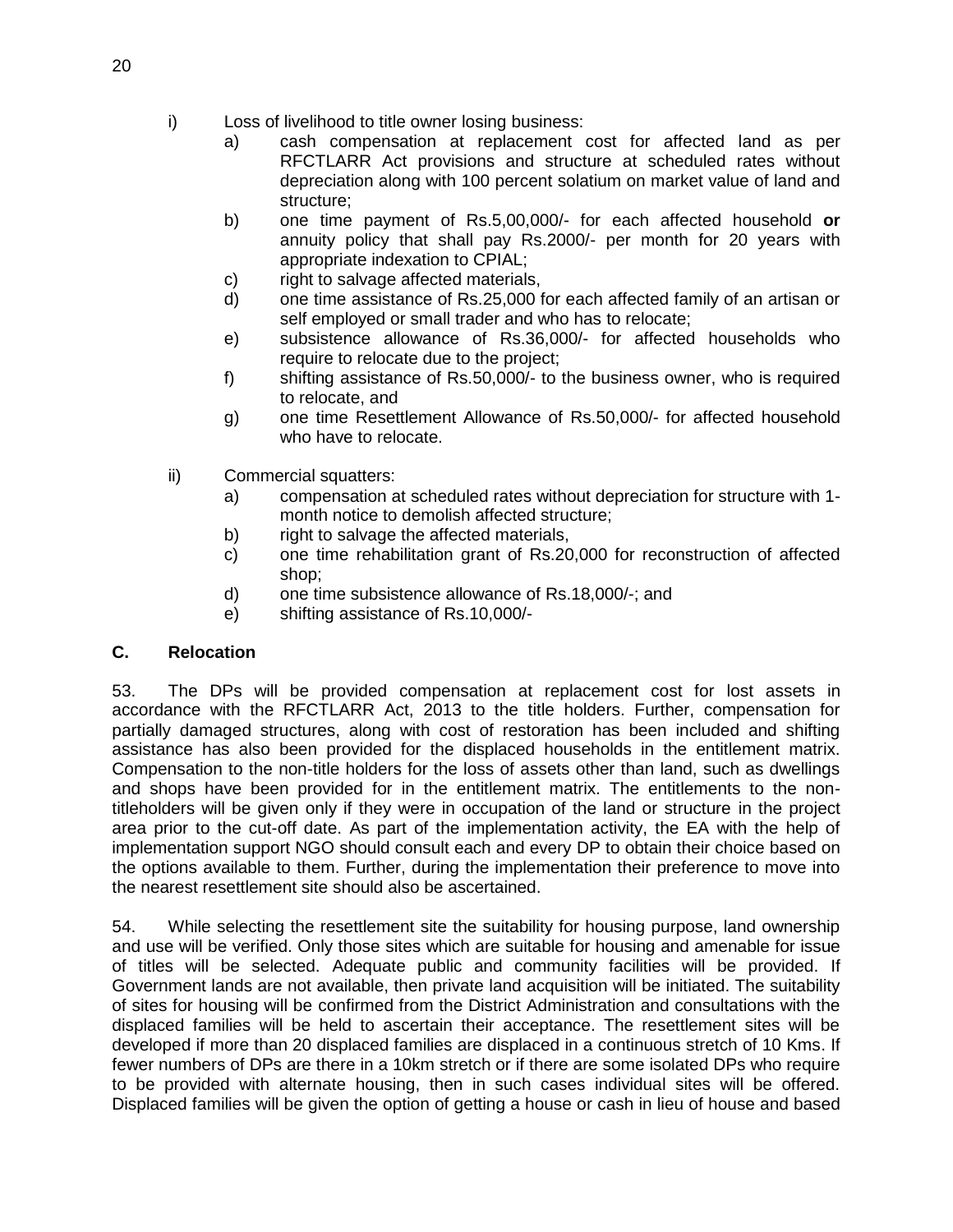i) Loss of livelihood to title owner losing business:

  a) cash compensation at replacement cost for affected land as per RFCTLARR Act provisions and structure at scheduled rates without depreciation along with 100 percent solatium on market value of land and structure;

  b) one time payment of Rs.5,00,000/- for each affected household **or** annuity policy that shall pay Rs.2000/- per month for 20 years with appropriate indexation to CPIAL;

  c) right to salvage affected materials,

  d) one time assistance of Rs.25,000 for each affected family of an artisan or self employed or small trader and who has to relocate;

  e) subsistence allowance of Rs.36,000/- for affected households who require to relocate due to the project;

  f) shifting assistance of Rs.50,000/- to the business owner, who is required to relocate, and

  g) one time Resettlement Allowance of Rs.50,000/- for affected household who have to relocate.

ii) Commercial squatters:

  a) compensation at scheduled rates without depreciation for structure with 1-month notice to demolish affected structure;

  b) right to salvage the affected materials,

  c) one time rehabilitation grant of Rs.20,000 for reconstruction of affected shop;

  d) one time subsistence allowance of Rs.18,000/-; and

  e) shifting assistance of Rs.10,000/-

### C. Relocation

53. The DPs will be provided compensation at replacement cost for lost assets in accordance with the RFCTLARR Act, 2013 to the title holders. Further, compensation for partially damaged structures, along with cost of restoration has been included and shifting assistance has also been provided for the displaced households in the entitlement matrix. Compensation to the non-title holders for the loss of assets other than land, such as dwellings and shops have been provided for in the entitlement matrix. The entitlements to the non-titleholders will be given only if they were in occupation of the land or structure in the project area prior to the cut-off date. As part of the implementation activity, the EA with the help of implementation support NGO should consult each and every DP to obtain their choice based on the options available to them. Further, during the implementation their preference to move into the nearest resettlement site should also be ascertained.

54. While selecting the resettlement site the suitability for housing purpose, land ownership and use will be verified. Only those sites which are suitable for housing and amenable for issue of titles will be selected. Adequate public and community facilities will be provided. If Government lands are not available, then private land acquisition will be initiated. The suitability of sites for housing will be confirmed from the District Administration and consultations with the displaced families will be held to ascertain their acceptance. The resettlement sites will be developed if more than 20 displaced families are displaced in a continuous stretch of 10 Kms. If fewer numbers of DPs are there in a 10km stretch or if there are some isolated DPs who require to be provided with alternate housing, then in such cases individual sites will be offered. Displaced families will be given the option of getting a house or cash in lieu of house and based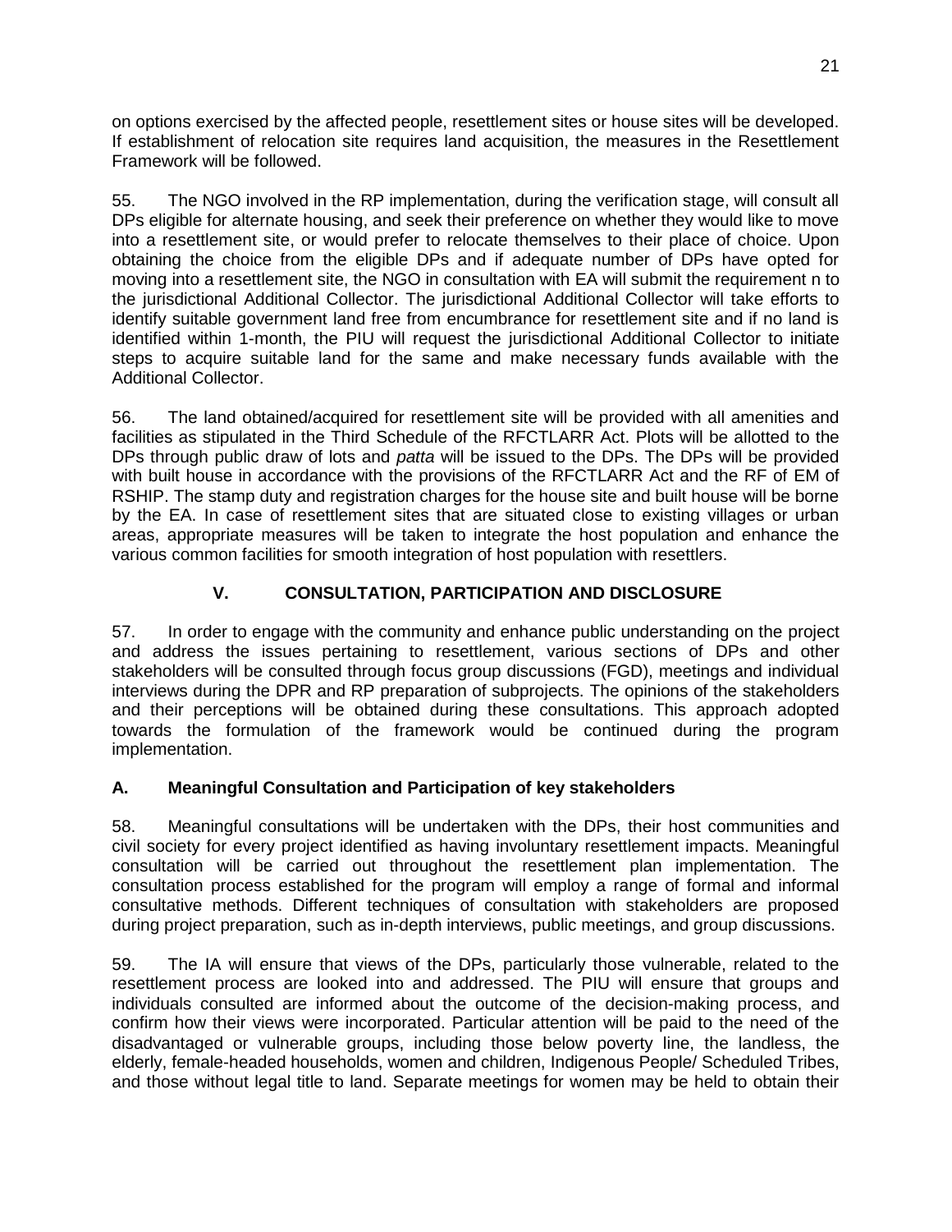on options exercised by the affected people, resettlement sites or house sites will be developed. If establishment of relocation site requires land acquisition, the measures in the Resettlement Framework will be followed.

55. The NGO involved in the RP implementation, during the verification stage, will consult all DPs eligible for alternate housing, and seek their preference on whether they would like to move into a resettlement site, or would prefer to relocate themselves to their place of choice. Upon obtaining the choice from the eligible DPs and if adequate number of DPs have opted for moving into a resettlement site, the NGO in consultation with EA will submit the requirement n to the jurisdictional Additional Collector. The jurisdictional Additional Collector will take efforts to identify suitable government land free from encumbrance for resettlement site and if no land is identified within 1-month, the PIU will request the jurisdictional Additional Collector to initiate steps to acquire suitable land for the same and make necessary funds available with the Additional Collector.

56. The land obtained/acquired for resettlement site will be provided with all amenities and facilities as stipulated in the Third Schedule of the RFCTLARR Act. Plots will be allotted to the DPs through public draw of lots and *patta* will be issued to the DPs. The DPs will be provided with built house in accordance with the provisions of the RFCTLARR Act and the RF of EM of RSHIP. The stamp duty and registration charges for the house site and built house will be borne by the EA. In case of resettlement sites that are situated close to existing villages or urban areas, appropriate measures will be taken to integrate the host population and enhance the various common facilities for smooth integration of host population with resettlers.

## V. CONSULTATION, PARTICIPATION AND DISCLOSURE

57. In order to engage with the community and enhance public understanding on the project and address the issues pertaining to resettlement, various sections of DPs and other stakeholders will be consulted through focus group discussions (FGD), meetings and individual interviews during the DPR and RP preparation of subprojects. The opinions of the stakeholders and their perceptions will be obtained during these consultations. This approach adopted towards the formulation of the framework would be continued during the program implementation.

### A. Meaningful Consultation and Participation of key stakeholders

58. Meaningful consultations will be undertaken with the DPs, their host communities and civil society for every project identified as having involuntary resettlement impacts. Meaningful consultation will be carried out throughout the resettlement plan implementation. The consultation process established for the program will employ a range of formal and informal consultative methods. Different techniques of consultation with stakeholders are proposed during project preparation, such as in-depth interviews, public meetings, and group discussions.

59. The IA will ensure that views of the DPs, particularly those vulnerable, related to the resettlement process are looked into and addressed. The PIU will ensure that groups and individuals consulted are informed about the outcome of the decision-making process, and confirm how their views were incorporated. Particular attention will be paid to the need of the disadvantaged or vulnerable groups, including those below poverty line, the landless, the elderly, female-headed households, women and children, Indigenous People/ Scheduled Tribes, and those without legal title to land. Separate meetings for women may be held to obtain their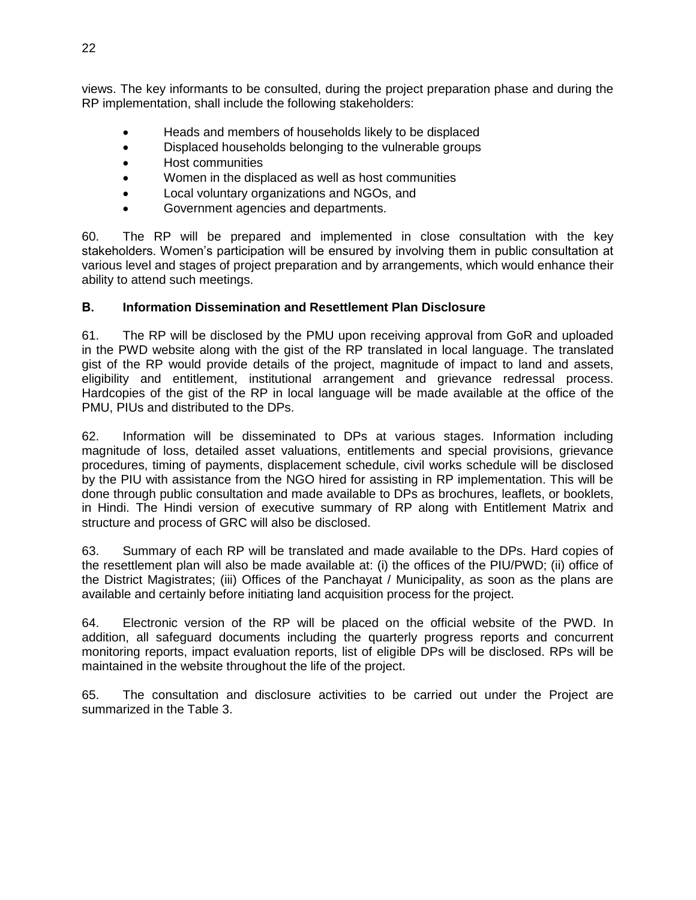views. The key informants to be consulted, during the project preparation phase and during the RP implementation, shall include the following stakeholders:

- Heads and members of households likely to be displaced
- Displaced households belonging to the vulnerable groups
- Host communities
- Women in the displaced as well as host communities
- Local voluntary organizations and NGOs, and
- Government agencies and departments.

60. The RP will be prepared and implemented in close consultation with the key stakeholders. Women's participation will be ensured by involving them in public consultation at various level and stages of project preparation and by arrangements, which would enhance their ability to attend such meetings.

### B. Information Dissemination and Resettlement Plan Disclosure

61. The RP will be disclosed by the PMU upon receiving approval from GoR and uploaded in the PWD website along with the gist of the RP translated in local language. The translated gist of the RP would provide details of the project, magnitude of impact to land and assets, eligibility and entitlement, institutional arrangement and grievance redressal process. Hardcopies of the gist of the RP in local language will be made available at the office of the PMU, PIUs and distributed to the DPs.

62. Information will be disseminated to DPs at various stages. Information including magnitude of loss, detailed asset valuations, entitlements and special provisions, grievance procedures, timing of payments, displacement schedule, civil works schedule will be disclosed by the PIU with assistance from the NGO hired for assisting in RP implementation. This will be done through public consultation and made available to DPs as brochures, leaflets, or booklets, in Hindi. The Hindi version of executive summary of RP along with Entitlement Matrix and structure and process of GRC will also be disclosed.

63. Summary of each RP will be translated and made available to the DPs. Hard copies of the resettlement plan will also be made available at: (i) the offices of the PIU/PWD; (ii) office of the District Magistrates; (iii) Offices of the Panchayat / Municipality, as soon as the plans are available and certainly before initiating land acquisition process for the project.

64. Electronic version of the RP will be placed on the official website of the PWD. In addition, all safeguard documents including the quarterly progress reports and concurrent monitoring reports, impact evaluation reports, list of eligible DPs will be disclosed. RPs will be maintained in the website throughout the life of the project.

65. The consultation and disclosure activities to be carried out under the Project are summarized in the Table 3.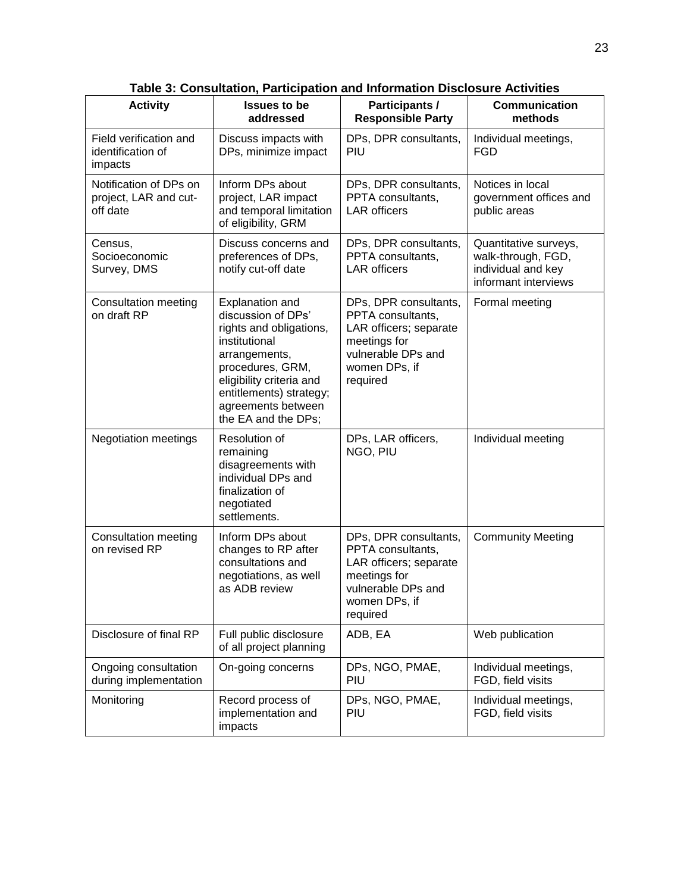**Table 3: Consultation, Participation and Information Disclosure Activities**

| Activity | Issues to be addressed | Participants / Responsible Party | Communication methods |
|---|---|---|---|
| Field verification and identification of impacts | Discuss impacts with DPs, minimize impact | DPs, DPR consultants, PIU | Individual meetings, FGD |
| Notification of DPs on project, LAR and cut-off date | Inform DPs about project, LAR impact and temporal limitation of eligibility, GRM | DPs, DPR consultants, PPTA consultants, LAR officers | Notices in local government offices and public areas |
| Census, Socioeconomic Survey, DMS | Discuss concerns and preferences of DPs, notify cut-off date | DPs, DPR consultants, PPTA consultants, LAR officers | Quantitative surveys, walk-through, FGD, individual and key informant interviews |
| Consultation meeting on draft RP | Explanation and discussion of DPs' rights and obligations, institutional arrangements, procedures, GRM, eligibility criteria and entitlements) strategy; agreements between the EA and the DPs; | DPs, DPR consultants, PPTA consultants, LAR officers; separate meetings for vulnerable DPs and women DPs, if required | Formal meeting |
| Negotiation meetings | Resolution of remaining disagreements with individual DPs and finalization of negotiated settlements. | DPs, LAR officers, NGO, PIU | Individual meeting |
| Consultation meeting on revised RP | Inform DPs about changes to RP after consultations and negotiations, as well as ADB review | DPs, DPR consultants, PPTA consultants, LAR officers; separate meetings for vulnerable DPs and women DPs, if required | Community Meeting |
| Disclosure of final RP | Full public disclosure of all project planning | ADB, EA | Web publication |
| Ongoing consultation during implementation | On-going concerns | DPs, NGO, PMAE, PIU | Individual meetings, FGD, field visits |
| Monitoring | Record process of implementation and impacts | DPs, NGO, PMAE, PIU | Individual meetings, FGD, field visits |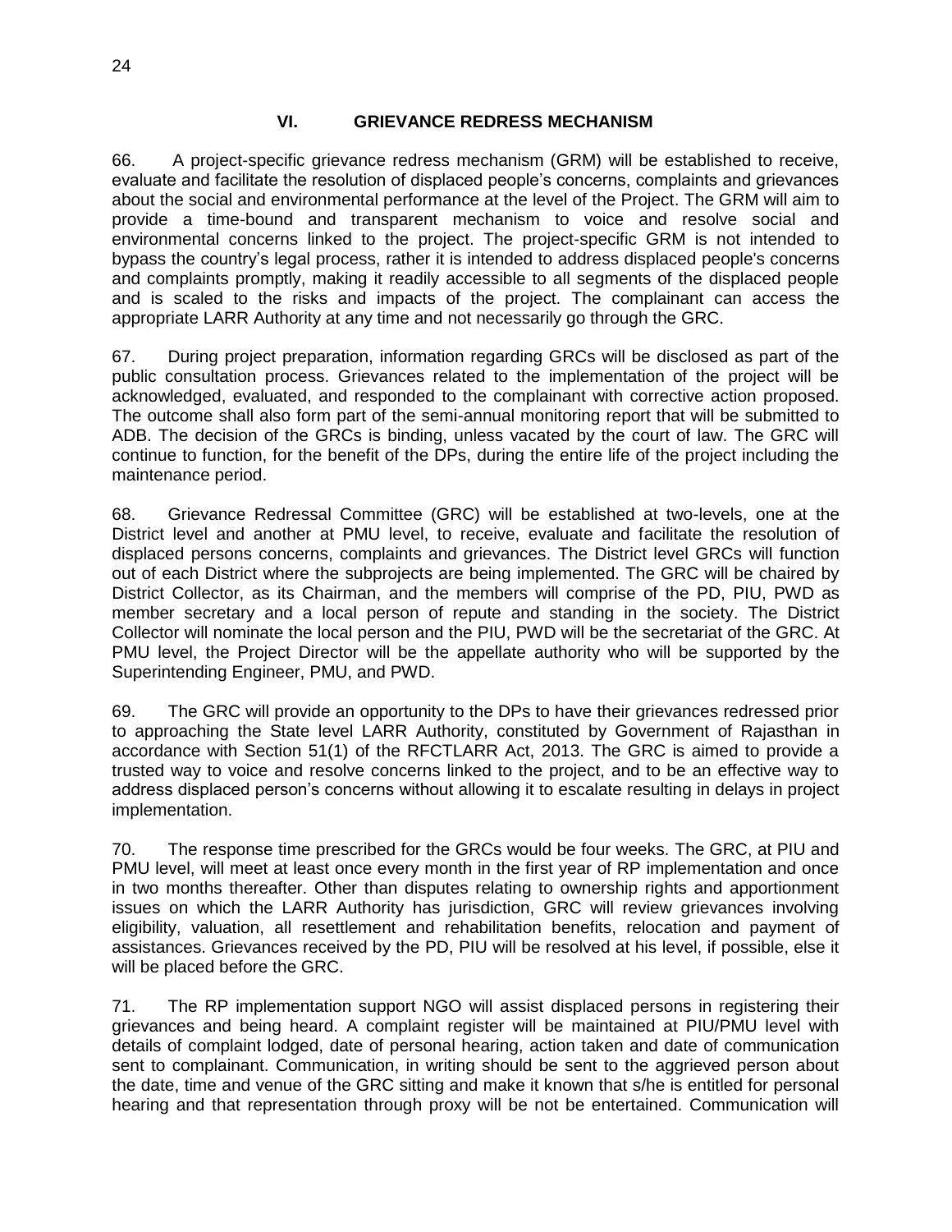## VI. GRIEVANCE REDRESS MECHANISM

66. A project-specific grievance redress mechanism (GRM) will be established to receive, evaluate and facilitate the resolution of displaced people's concerns, complaints and grievances about the social and environmental performance at the level of the Project. The GRM will aim to provide a time-bound and transparent mechanism to voice and resolve social and environmental concerns linked to the project. The project-specific GRM is not intended to bypass the country's legal process, rather it is intended to address displaced people's concerns and complaints promptly, making it readily accessible to all segments of the displaced people and is scaled to the risks and impacts of the project. The complainant can access the appropriate LARR Authority at any time and not necessarily go through the GRC.

67. During project preparation, information regarding GRCs will be disclosed as part of the public consultation process. Grievances related to the implementation of the project will be acknowledged, evaluated, and responded to the complainant with corrective action proposed. The outcome shall also form part of the semi-annual monitoring report that will be submitted to ADB. The decision of the GRCs is binding, unless vacated by the court of law. The GRC will continue to function, for the benefit of the DPs, during the entire life of the project including the maintenance period.

68. Grievance Redressal Committee (GRC) will be established at two-levels, one at the District level and another at PMU level, to receive, evaluate and facilitate the resolution of displaced persons concerns, complaints and grievances. The District level GRCs will function out of each District where the subprojects are being implemented. The GRC will be chaired by District Collector, as its Chairman, and the members will comprise of the PD, PIU, PWD as member secretary and a local person of repute and standing in the society. The District Collector will nominate the local person and the PIU, PWD will be the secretariat of the GRC. At PMU level, the Project Director will be the appellate authority who will be supported by the Superintending Engineer, PMU, and PWD.

69. The GRC will provide an opportunity to the DPs to have their grievances redressed prior to approaching the State level LARR Authority, constituted by Government of Rajasthan in accordance with Section 51(1) of the RFCTLARR Act, 2013. The GRC is aimed to provide a trusted way to voice and resolve concerns linked to the project, and to be an effective way to address displaced person's concerns without allowing it to escalate resulting in delays in project implementation.

70. The response time prescribed for the GRCs would be four weeks. The GRC, at PIU and PMU level, will meet at least once every month in the first year of RP implementation and once in two months thereafter. Other than disputes relating to ownership rights and apportionment issues on which the LARR Authority has jurisdiction, GRC will review grievances involving eligibility, valuation, all resettlement and rehabilitation benefits, relocation and payment of assistances. Grievances received by the PD, PIU will be resolved at his level, if possible, else it will be placed before the GRC.

71. The RP implementation support NGO will assist displaced persons in registering their grievances and being heard. A complaint register will be maintained at PIU/PMU level with details of complaint lodged, date of personal hearing, action taken and date of communication sent to complainant. Communication, in writing should be sent to the aggrieved person about the date, time and venue of the GRC sitting and make it known that s/he is entitled for personal hearing and that representation through proxy will be not be entertained. Communication will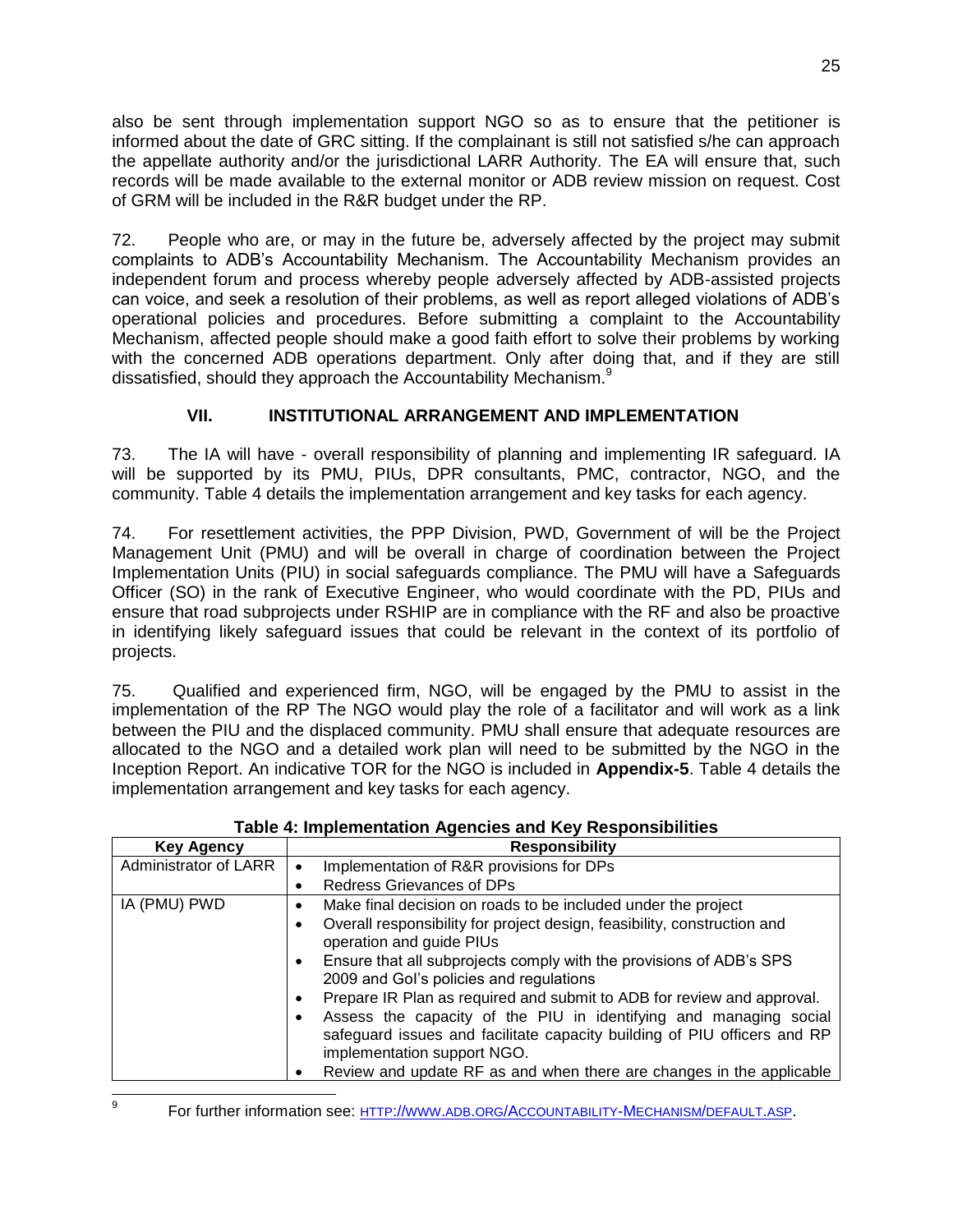also be sent through implementation support NGO so as to ensure that the petitioner is informed about the date of GRC sitting. If the complainant is still not satisfied s/he can approach the appellate authority and/or the jurisdictional LARR Authority. The EA will ensure that, such records will be made available to the external monitor or ADB review mission on request. Cost of GRM will be included in the R&R budget under the RP.

72. People who are, or may in the future be, adversely affected by the project may submit complaints to ADB's Accountability Mechanism. The Accountability Mechanism provides an independent forum and process whereby people adversely affected by ADB-assisted projects can voice, and seek a resolution of their problems, as well as report alleged violations of ADB's operational policies and procedures. Before submitting a complaint to the Accountability Mechanism, affected people should make a good faith effort to solve their problems by working with the concerned ADB operations department. Only after doing that, and if they are still dissatisfied, should they approach the Accountability Mechanism.[9]

## VII. INSTITUTIONAL ARRANGEMENT AND IMPLEMENTATION

73. The IA will have - overall responsibility of planning and implementing IR safeguard. IA will be supported by its PMU, PIUs, DPR consultants, PMC, contractor, NGO, and the community. Table 4 details the implementation arrangement and key tasks for each agency.

74. For resettlement activities, the PPP Division, PWD, Government of will be the Project Management Unit (PMU) and will be overall in charge of coordination between the Project Implementation Units (PIU) in social safeguards compliance. The PMU will have a Safeguards Officer (SO) in the rank of Executive Engineer, who would coordinate with the PD, PIUs and ensure that road subprojects under RSHIP are in compliance with the RF and also be proactive in identifying likely safeguard issues that could be relevant in the context of its portfolio of projects.

75. Qualified and experienced firm, NGO, will be engaged by the PMU to assist in the implementation of the RP The NGO would play the role of a facilitator and will work as a link between the PIU and the displaced community. PMU shall ensure that adequate resources are allocated to the NGO and a detailed work plan will need to be submitted by the NGO in the Inception Report. An indicative TOR for the NGO is included in **Appendix-5**. Table 4 details the implementation arrangement and key tasks for each agency.

**Table 4: Implementation Agencies and Key Responsibilities**

| Key Agency | Responsibility |
|---|---|
| Administrator of LARR | • Implementation of R&R provisions for DPs<br>• Redress Grievances of DPs |
| IA (PMU) PWD | • Make final decision on roads to be included under the project<br>• Overall responsibility for project design, feasibility, construction and operation and guide PIUs<br>• Ensure that all subprojects comply with the provisions of ADB's SPS 2009 and GoI's policies and regulations<br>• Prepare IR Plan as required and submit to ADB for review and approval.<br>• Assess the capacity of the PIU in identifying and managing social safeguard issues and facilitate capacity building of PIU officers and RP implementation support NGO.<br>• Review and update RF as and when there are changes in the applicable |

[9] For further information see: HTTP://WWW.ADB.ORG/ACCOUNTABILITY-MECHANISM/DEFAULT.ASP.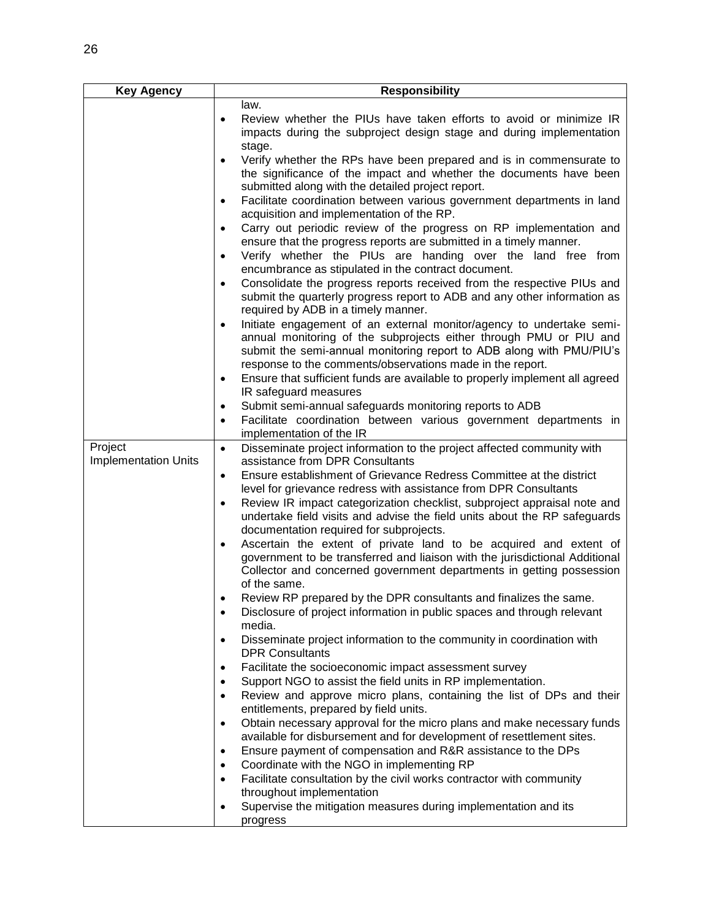| Key Agency | Responsibility |
|---|---|
| | law.<br>• Review whether the PIUs have taken efforts to avoid or minimize IR impacts during the subproject design stage and during implementation stage.<br>• Verify whether the RPs have been prepared and is in commensurate to the significance of the impact and whether the documents have been submitted along with the detailed project report.<br>• Facilitate coordination between various government departments in land acquisition and implementation of the RP.<br>• Carry out periodic review of the progress on RP implementation and ensure that the progress reports are submitted in a timely manner.<br>• Verify whether the PIUs are handing over the land free from encumbrance as stipulated in the contract document.<br>• Consolidate the progress reports received from the respective PIUs and submit the quarterly progress report to ADB and any other information as required by ADB in a timely manner.<br>• Initiate engagement of an external monitor/agency to undertake semi-annual monitoring of the subprojects either through PMU or PIU and submit the semi-annual monitoring report to ADB along with PMU/PIU's response to the comments/observations made in the report.<br>• Ensure that sufficient funds are available to properly implement all agreed IR safeguard measures<br>• Submit semi-annual safeguards monitoring reports to ADB<br>• Facilitate coordination between various government departments in implementation of the IR |
| Project Implementation Units | • Disseminate project information to the project affected community with assistance from DPR Consultants<br>• Ensure establishment of Grievance Redress Committee at the district level for grievance redress with assistance from DPR Consultants<br>• Review IR impact categorization checklist, subproject appraisal note and undertake field visits and advise the field units about the RP safeguards documentation required for subprojects.<br>• Ascertain the extent of private land to be acquired and extent of government to be transferred and liaison with the jurisdictional Additional Collector and concerned government departments in getting possession of the same.<br>• Review RP prepared by the DPR consultants and finalizes the same.<br>• Disclosure of project information in public spaces and through relevant media.<br>• Disseminate project information to the community in coordination with DPR Consultants<br>• Facilitate the socioeconomic impact assessment survey<br>• Support NGO to assist the field units in RP implementation.<br>• Review and approve micro plans, containing the list of DPs and their entitlements, prepared by field units.<br>• Obtain necessary approval for the micro plans and make necessary funds available for disbursement and for development of resettlement sites.<br>• Ensure payment of compensation and R&R assistance to the DPs<br>• Coordinate with the NGO in implementing RP<br>• Facilitate consultation by the civil works contractor with community throughout implementation<br>• Supervise the mitigation measures during implementation and its progress |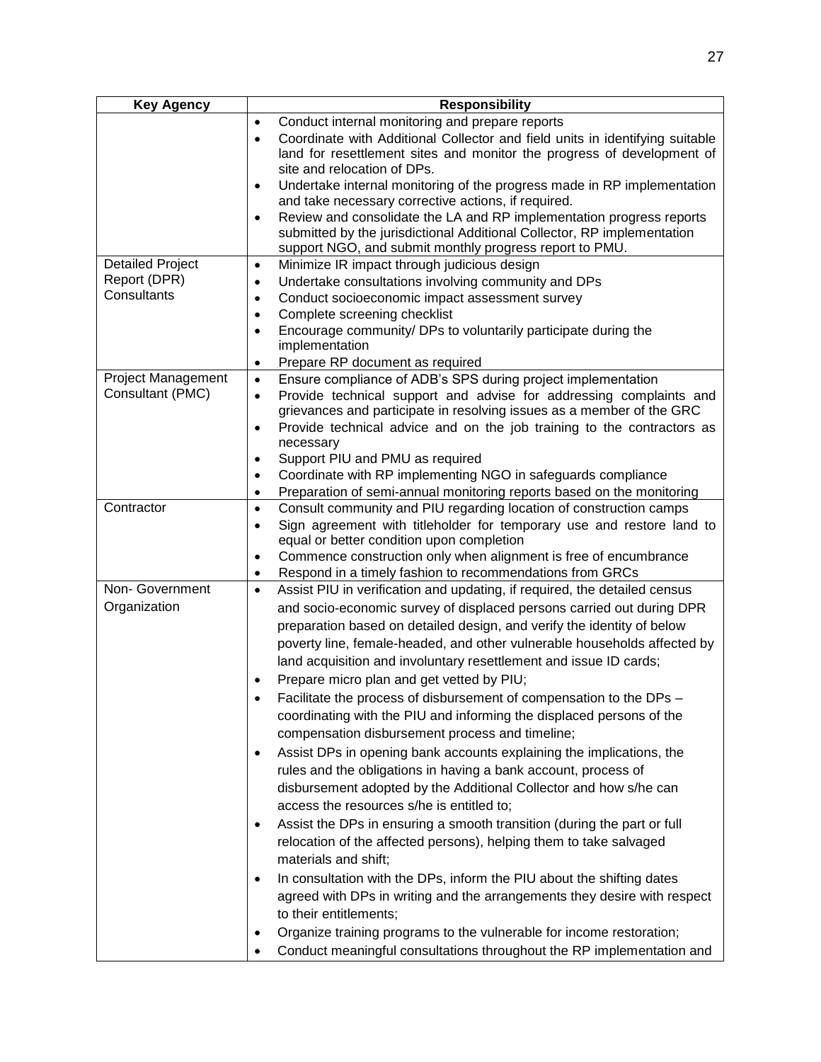| Key Agency | Responsibility |
|---|---|
| | • Conduct internal monitoring and prepare reports<br>• Coordinate with Additional Collector and field units in identifying suitable land for resettlement sites and monitor the progress of development of site and relocation of DPs.<br>• Undertake internal monitoring of the progress made in RP implementation and take necessary corrective actions, if required.<br>• Review and consolidate the LA and RP implementation progress reports submitted by the jurisdictional Additional Collector, RP implementation support NGO, and submit monthly progress report to PMU. |
| Detailed Project Report (DPR) Consultants | • Minimize IR impact through judicious design<br>• Undertake consultations involving community and DPs<br>• Conduct socioeconomic impact assessment survey<br>• Complete screening checklist<br>• Encourage community/ DPs to voluntarily participate during the implementation<br>• Prepare RP document as required |
| Project Management Consultant (PMC) | • Ensure compliance of ADB's SPS during project implementation<br>• Provide technical support and advise for addressing complaints and grievances and participate in resolving issues as a member of the GRC<br>• Provide technical advice and on the job training to the contractors as necessary<br>• Support PIU and PMU as required<br>• Coordinate with RP implementing NGO in safeguards compliance<br>• Preparation of semi-annual monitoring reports based on the monitoring |
| Contractor | • Consult community and PIU regarding location of construction camps<br>• Sign agreement with titleholder for temporary use and restore land to equal or better condition upon completion<br>• Commence construction only when alignment is free of encumbrance<br>• Respond in a timely fashion to recommendations from GRCs |
| Non- Government Organization | • Assist PIU in verification and updating, if required, the detailed census and socio-economic survey of displaced persons carried out during DPR preparation based on detailed design, and verify the identity of below poverty line, female-headed, and other vulnerable households affected by land acquisition and involuntary resettlement and issue ID cards;<br>• Prepare micro plan and get vetted by PIU;<br>• Facilitate the process of disbursement of compensation to the DPs – coordinating with the PIU and informing the displaced persons of the compensation disbursement process and timeline;<br>• Assist DPs in opening bank accounts explaining the implications, the rules and the obligations in having a bank account, process of disbursement adopted by the Additional Collector and how s/he can access the resources s/he is entitled to;<br>• Assist the DPs in ensuring a smooth transition (during the part or full relocation of the affected persons), helping them to take salvaged materials and shift;<br>• In consultation with the DPs, inform the PIU about the shifting dates agreed with DPs in writing and the arrangements they desire with respect to their entitlements;<br>• Organize training programs to the vulnerable for income restoration;<br>• Conduct meaningful consultations throughout the RP implementation and |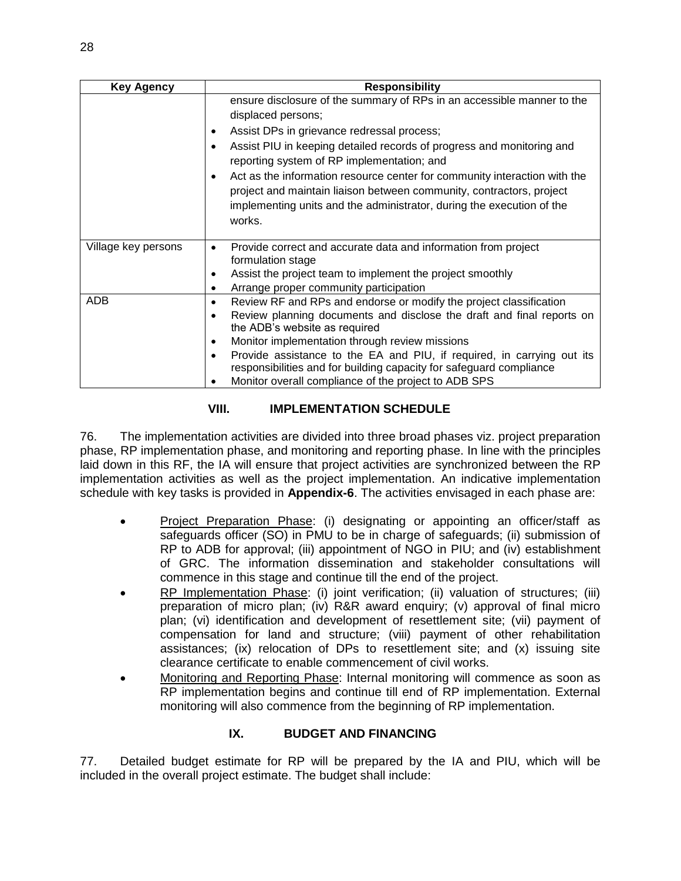| Key Agency | Responsibility |
|---|---|
| | ensure disclosure of the summary of RPs in an accessible manner to the displaced persons;<br>• Assist DPs in grievance redressal process;<br>• Assist PIU in keeping detailed records of progress and monitoring and reporting system of RP implementation; and<br>• Act as the information resource center for community interaction with the project and maintain liaison between community, contractors, project implementing units and the administrator, during the execution of the works. |
| Village key persons | • Provide correct and accurate data and information from project formulation stage<br>• Assist the project team to implement the project smoothly<br>• Arrange proper community participation |
| ADB | • Review RF and RPs and endorse or modify the project classification<br>• Review planning documents and disclose the draft and final reports on the ADB's website as required<br>• Monitor implementation through review missions<br>• Provide assistance to the EA and PIU, if required, in carrying out its responsibilities and for building capacity for safeguard compliance<br>• Monitor overall compliance of the project to ADB SPS |

## VIII. IMPLEMENTATION SCHEDULE

76. The implementation activities are divided into three broad phases viz. project preparation phase, RP implementation phase, and monitoring and reporting phase. In line with the principles laid down in this RF, the IA will ensure that project activities are synchronized between the RP implementation activities as well as the project implementation. An indicative implementation schedule with key tasks is provided in **Appendix-6**. The activities envisaged in each phase are:

- Project Preparation Phase: (i) designating or appointing an officer/staff as safeguards officer (SO) in PMU to be in charge of safeguards; (ii) submission of RP to ADB for approval; (iii) appointment of NGO in PIU; and (iv) establishment of GRC. The information dissemination and stakeholder consultations will commence in this stage and continue till the end of the project.
- RP Implementation Phase: (i) joint verification; (ii) valuation of structures; (iii) preparation of micro plan; (iv) R&R award enquiry; (v) approval of final micro plan; (vi) identification and development of resettlement site; (vii) payment of compensation for land and structure; (viii) payment of other rehabilitation assistances; (ix) relocation of DPs to resettlement site; and (x) issuing site clearance certificate to enable commencement of civil works.
- Monitoring and Reporting Phase: Internal monitoring will commence as soon as RP implementation begins and continue till end of RP implementation. External monitoring will also commence from the beginning of RP implementation.

## IX. BUDGET AND FINANCING

77. Detailed budget estimate for RP will be prepared by the IA and PIU, which will be included in the overall project estimate. The budget shall include: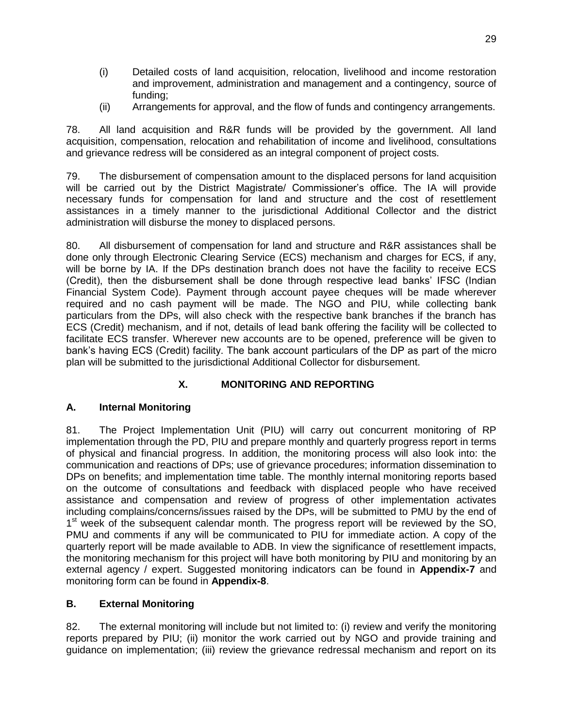(i) Detailed costs of land acquisition, relocation, livelihood and income restoration and improvement, administration and management and a contingency, source of funding;

(ii) Arrangements for approval, and the flow of funds and contingency arrangements.

78. All land acquisition and R&R funds will be provided by the government. All land acquisition, compensation, relocation and rehabilitation of income and livelihood, consultations and grievance redress will be considered as an integral component of project costs.

79. The disbursement of compensation amount to the displaced persons for land acquisition will be carried out by the District Magistrate/ Commissioner's office. The IA will provide necessary funds for compensation for land and structure and the cost of resettlement assistances in a timely manner to the jurisdictional Additional Collector and the district administration will disburse the money to displaced persons.

80. All disbursement of compensation for land and structure and R&R assistances shall be done only through Electronic Clearing Service (ECS) mechanism and charges for ECS, if any, will be borne by IA. If the DPs destination branch does not have the facility to receive ECS (Credit), then the disbursement shall be done through respective lead banks' IFSC (Indian Financial System Code). Payment through account payee cheques will be made wherever required and no cash payment will be made. The NGO and PIU, while collecting bank particulars from the DPs, will also check with the respective bank branches if the branch has ECS (Credit) mechanism, and if not, details of lead bank offering the facility will be collected to facilitate ECS transfer. Wherever new accounts are to be opened, preference will be given to bank's having ECS (Credit) facility. The bank account particulars of the DP as part of the micro plan will be submitted to the jurisdictional Additional Collector for disbursement.

## X. MONITORING AND REPORTING

### A. Internal Monitoring

81. The Project Implementation Unit (PIU) will carry out concurrent monitoring of RP implementation through the PD, PIU and prepare monthly and quarterly progress report in terms of physical and financial progress. In addition, the monitoring process will also look into: the communication and reactions of DPs; use of grievance procedures; information dissemination to DPs on benefits; and implementation time table. The monthly internal monitoring reports based on the outcome of consultations and feedback with displaced people who have received assistance and compensation and review of progress of other implementation activates including complains/concerns/issues raised by the DPs, will be submitted to PMU by the end of 1st week of the subsequent calendar month. The progress report will be reviewed by the SO, PMU and comments if any will be communicated to PIU for immediate action. A copy of the quarterly report will be made available to ADB. In view the significance of resettlement impacts, the monitoring mechanism for this project will have both monitoring by PIU and monitoring by an external agency / expert. Suggested monitoring indicators can be found in **Appendix-7** and monitoring form can be found in **Appendix-8**.

### B. External Monitoring

82. The external monitoring will include but not limited to: (i) review and verify the monitoring reports prepared by PIU; (ii) monitor the work carried out by NGO and provide training and guidance on implementation; (iii) review the grievance redressal mechanism and report on its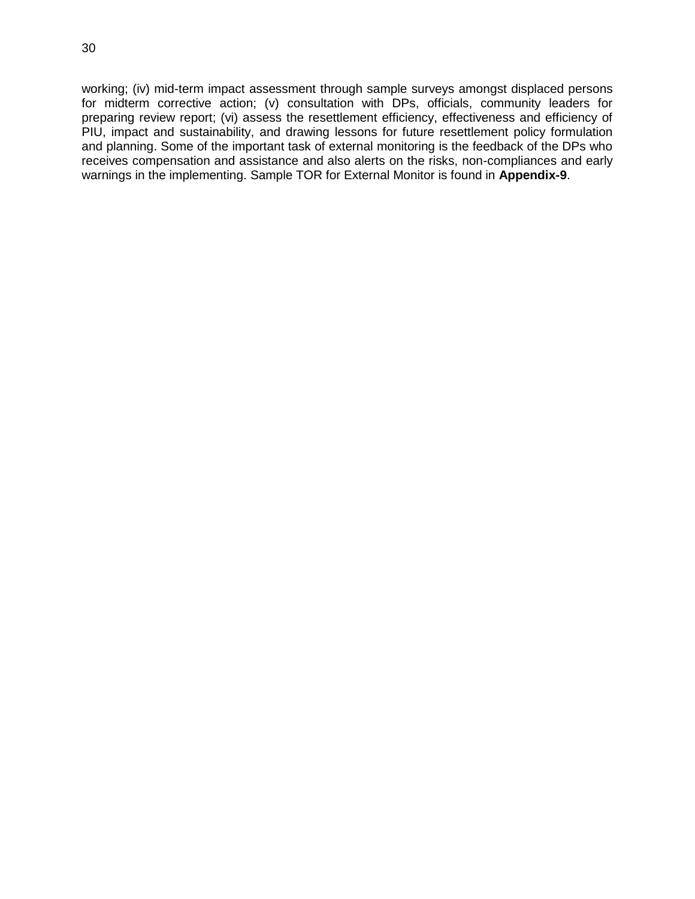working; (iv) mid-term impact assessment through sample surveys amongst displaced persons for midterm corrective action; (v) consultation with DPs, officials, community leaders for preparing review report; (vi) assess the resettlement efficiency, effectiveness and efficiency of PIU, impact and sustainability, and drawing lessons for future resettlement policy formulation and planning. Some of the important task of external monitoring is the feedback of the DPs who receives compensation and assistance and also alerts on the risks, non-compliances and early warnings in the implementing. Sample TOR for External Monitor is found in **Appendix-9**.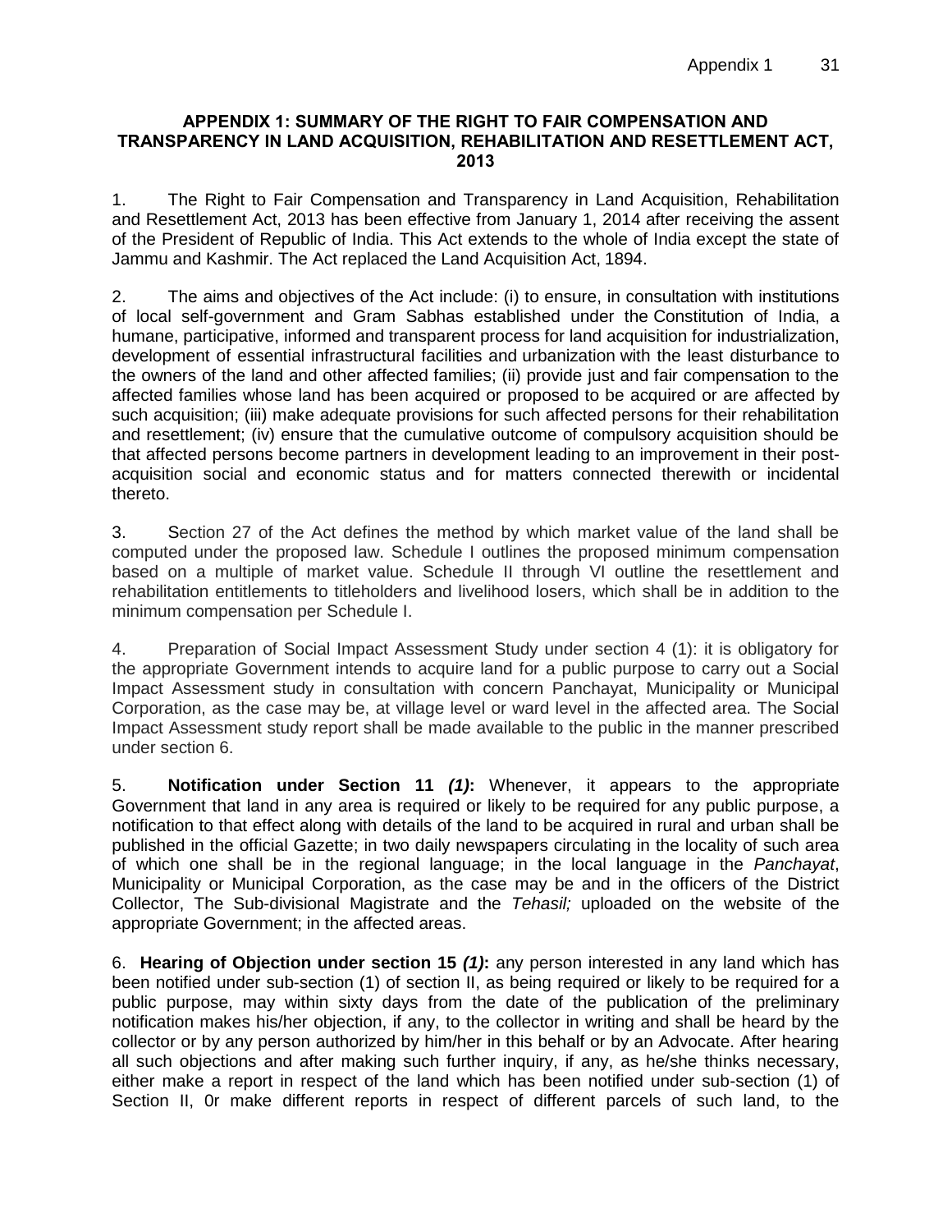## APPENDIX 1: SUMMARY OF THE RIGHT TO FAIR COMPENSATION AND TRANSPARENCY IN LAND ACQUISITION, REHABILITATION AND RESETTLEMENT ACT, 2013

1. The Right to Fair Compensation and Transparency in Land Acquisition, Rehabilitation and Resettlement Act, 2013 has been effective from January 1, 2014 after receiving the assent of the President of Republic of India. This Act extends to the whole of India except the state of Jammu and Kashmir. The Act replaced the Land Acquisition Act, 1894.

2. The aims and objectives of the Act include: (i) to ensure, in consultation with institutions of local self-government and Gram Sabhas established under the Constitution of India, a humane, participative, informed and transparent process for land acquisition for industrialization, development of essential infrastructural facilities and urbanization with the least disturbance to the owners of the land and other affected families; (ii) provide just and fair compensation to the affected families whose land has been acquired or proposed to be acquired or are affected by such acquisition; (iii) make adequate provisions for such affected persons for their rehabilitation and resettlement; (iv) ensure that the cumulative outcome of compulsory acquisition should be that affected persons become partners in development leading to an improvement in their post-acquisition social and economic status and for matters connected therewith or incidental thereto.

3. Section 27 of the Act defines the method by which market value of the land shall be computed under the proposed law. Schedule I outlines the proposed minimum compensation based on a multiple of market value. Schedule II through VI outline the resettlement and rehabilitation entitlements to titleholders and livelihood losers, which shall be in addition to the minimum compensation per Schedule I.

4. Preparation of Social Impact Assessment Study under section 4 (1): it is obligatory for the appropriate Government intends to acquire land for a public purpose to carry out a Social Impact Assessment study in consultation with concern Panchayat, Municipality or Municipal Corporation, as the case may be, at village level or ward level in the affected area. The Social Impact Assessment study report shall be made available to the public in the manner prescribed under section 6.

5. **Notification under Section 11 *(1)*:** Whenever, it appears to the appropriate Government that land in any area is required or likely to be required for any public purpose, a notification to that effect along with details of the land to be acquired in rural and urban shall be published in the official Gazette; in two daily newspapers circulating in the locality of such area of which one shall be in the regional language; in the local language in the *Panchayat*, Municipality or Municipal Corporation, as the case may be and in the officers of the District Collector, The Sub-divisional Magistrate and the *Tehasil;* uploaded on the website of the appropriate Government; in the affected areas.

6. **Hearing of Objection under section 15 *(1)*:** any person interested in any land which has been notified under sub-section (1) of section II, as being required or likely to be required for a public purpose, may within sixty days from the date of the publication of the preliminary notification makes his/her objection, if any, to the collector in writing and shall be heard by the collector or by any person authorized by him/her in this behalf or by an Advocate. After hearing all such objections and after making such further inquiry, if any, as he/she thinks necessary, either make a report in respect of the land which has been notified under sub-section (1) of Section II, 0r make different reports in respect of different parcels of such land, to the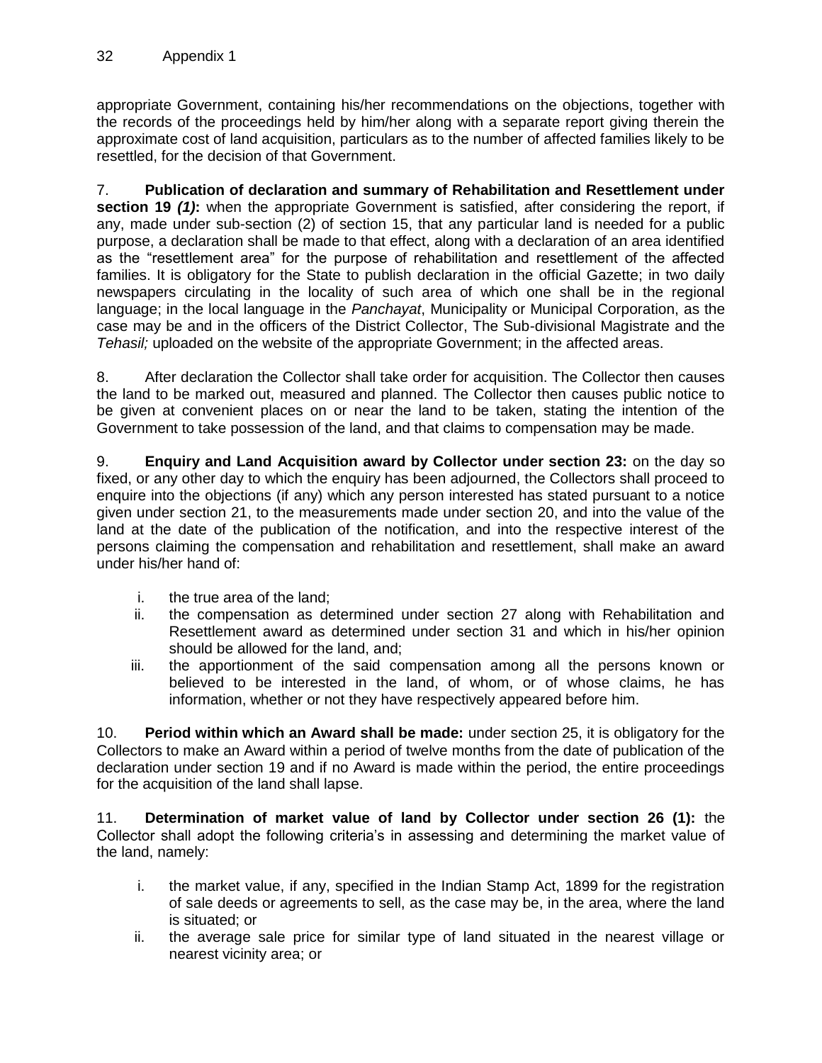appropriate Government, containing his/her recommendations on the objections, together with the records of the proceedings held by him/her along with a separate report giving therein the approximate cost of land acquisition, particulars as to the number of affected families likely to be resettled, for the decision of that Government.

7. **Publication of declaration and summary of Rehabilitation and Resettlement under section 19 *(1)*:** when the appropriate Government is satisfied, after considering the report, if any, made under sub-section (2) of section 15, that any particular land is needed for a public purpose, a declaration shall be made to that effect, along with a declaration of an area identified as the "resettlement area" for the purpose of rehabilitation and resettlement of the affected families. It is obligatory for the State to publish declaration in the official Gazette; in two daily newspapers circulating in the locality of such area of which one shall be in the regional language; in the local language in the *Panchayat*, Municipality or Municipal Corporation, as the case may be and in the officers of the District Collector, The Sub-divisional Magistrate and the *Tehasil;* uploaded on the website of the appropriate Government; in the affected areas.

8. After declaration the Collector shall take order for acquisition. The Collector then causes the land to be marked out, measured and planned. The Collector then causes public notice to be given at convenient places on or near the land to be taken, stating the intention of the Government to take possession of the land, and that claims to compensation may be made.

9. **Enquiry and Land Acquisition award by Collector under section 23:** on the day so fixed, or any other day to which the enquiry has been adjourned, the Collectors shall proceed to enquire into the objections (if any) which any person interested has stated pursuant to a notice given under section 21, to the measurements made under section 20, and into the value of the land at the date of the publication of the notification, and into the respective interest of the persons claiming the compensation and rehabilitation and resettlement, shall make an award under his/her hand of:

i. the true area of the land;
ii. the compensation as determined under section 27 along with Rehabilitation and Resettlement award as determined under section 31 and which in his/her opinion should be allowed for the land, and;
iii. the apportionment of the said compensation among all the persons known or believed to be interested in the land, of whom, or of whose claims, he has information, whether or not they have respectively appeared before him.

10. **Period within which an Award shall be made:** under section 25, it is obligatory for the Collectors to make an Award within a period of twelve months from the date of publication of the declaration under section 19 and if no Award is made within the period, the entire proceedings for the acquisition of the land shall lapse.

11. **Determination of market value of land by Collector under section 26 (1):** the Collector shall adopt the following criteria's in assessing and determining the market value of the land, namely:

i. the market value, if any, specified in the Indian Stamp Act, 1899 for the registration of sale deeds or agreements to sell, as the case may be, in the area, where the land is situated; or
ii. the average sale price for similar type of land situated in the nearest village or nearest vicinity area; or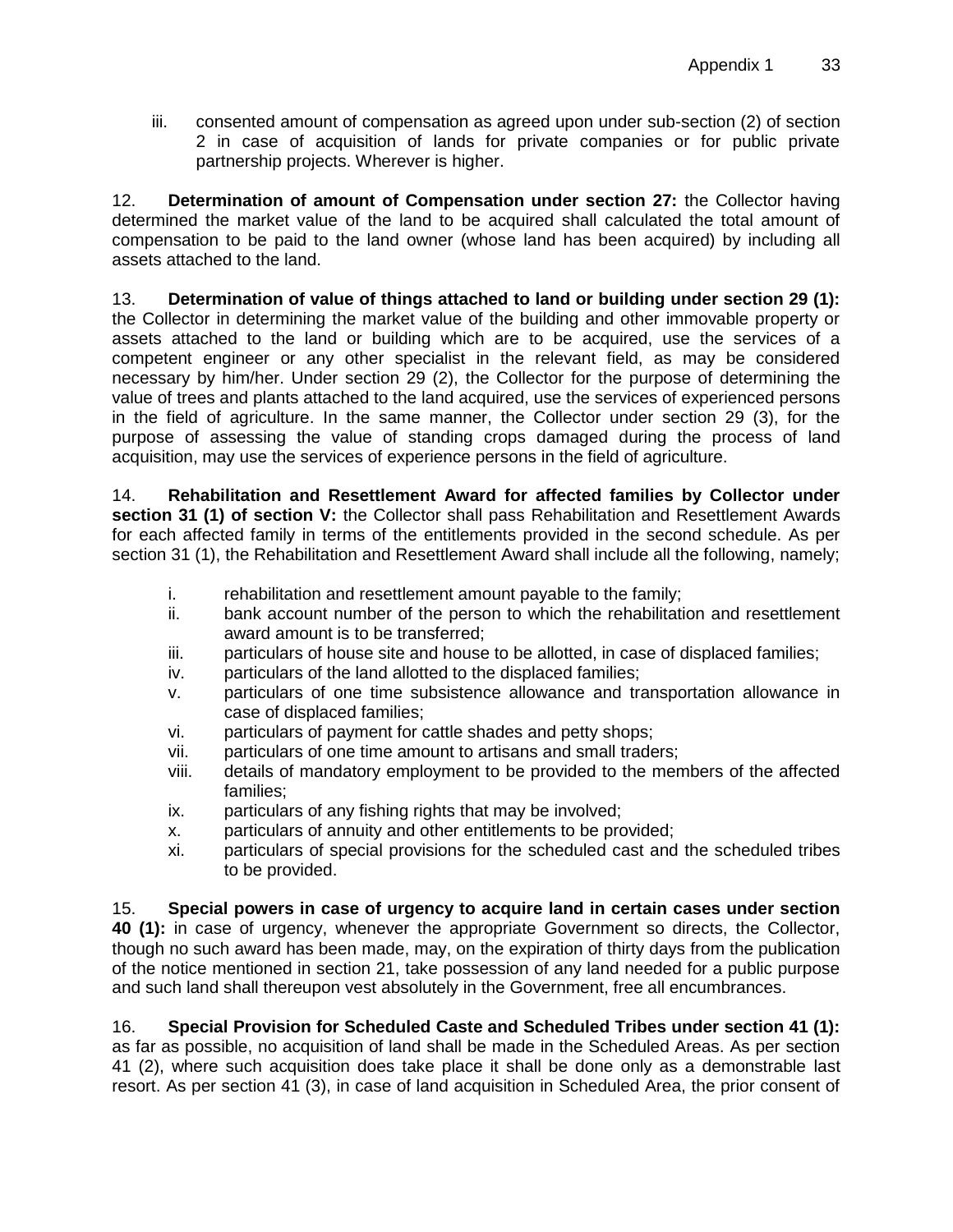iii. consented amount of compensation as agreed upon under sub-section (2) of section 2 in case of acquisition of lands for private companies or for public private partnership projects. Wherever is higher.

12. **Determination of amount of Compensation under section 27:** the Collector having determined the market value of the land to be acquired shall calculated the total amount of compensation to be paid to the land owner (whose land has been acquired) by including all assets attached to the land.

13. **Determination of value of things attached to land or building under section 29 (1):** the Collector in determining the market value of the building and other immovable property or assets attached to the land or building which are to be acquired, use the services of a competent engineer or any other specialist in the relevant field, as may be considered necessary by him/her. Under section 29 (2), the Collector for the purpose of determining the value of trees and plants attached to the land acquired, use the services of experienced persons in the field of agriculture. In the same manner, the Collector under section 29 (3), for the purpose of assessing the value of standing crops damaged during the process of land acquisition, may use the services of experience persons in the field of agriculture.

14. **Rehabilitation and Resettlement Award for affected families by Collector under section 31 (1) of section V:** the Collector shall pass Rehabilitation and Resettlement Awards for each affected family in terms of the entitlements provided in the second schedule. As per section 31 (1), the Rehabilitation and Resettlement Award shall include all the following, namely;

i. rehabilitation and resettlement amount payable to the family;
ii. bank account number of the person to which the rehabilitation and resettlement award amount is to be transferred;
iii. particulars of house site and house to be allotted, in case of displaced families;
iv. particulars of the land allotted to the displaced families;
v. particulars of one time subsistence allowance and transportation allowance in case of displaced families;
vi. particulars of payment for cattle shades and petty shops;
vii. particulars of one time amount to artisans and small traders;
viii. details of mandatory employment to be provided to the members of the affected families;
ix. particulars of any fishing rights that may be involved;
x. particulars of annuity and other entitlements to be provided;
xi. particulars of special provisions for the scheduled cast and the scheduled tribes to be provided.

15. **Special powers in case of urgency to acquire land in certain cases under section 40 (1):** in case of urgency, whenever the appropriate Government so directs, the Collector, though no such award has been made, may, on the expiration of thirty days from the publication of the notice mentioned in section 21, take possession of any land needed for a public purpose and such land shall thereupon vest absolutely in the Government, free all encumbrances.

16. **Special Provision for Scheduled Caste and Scheduled Tribes under section 41 (1):** as far as possible, no acquisition of land shall be made in the Scheduled Areas. As per section 41 (2), where such acquisition does take place it shall be done only as a demonstrable last resort. As per section 41 (3), in case of land acquisition in Scheduled Area, the prior consent of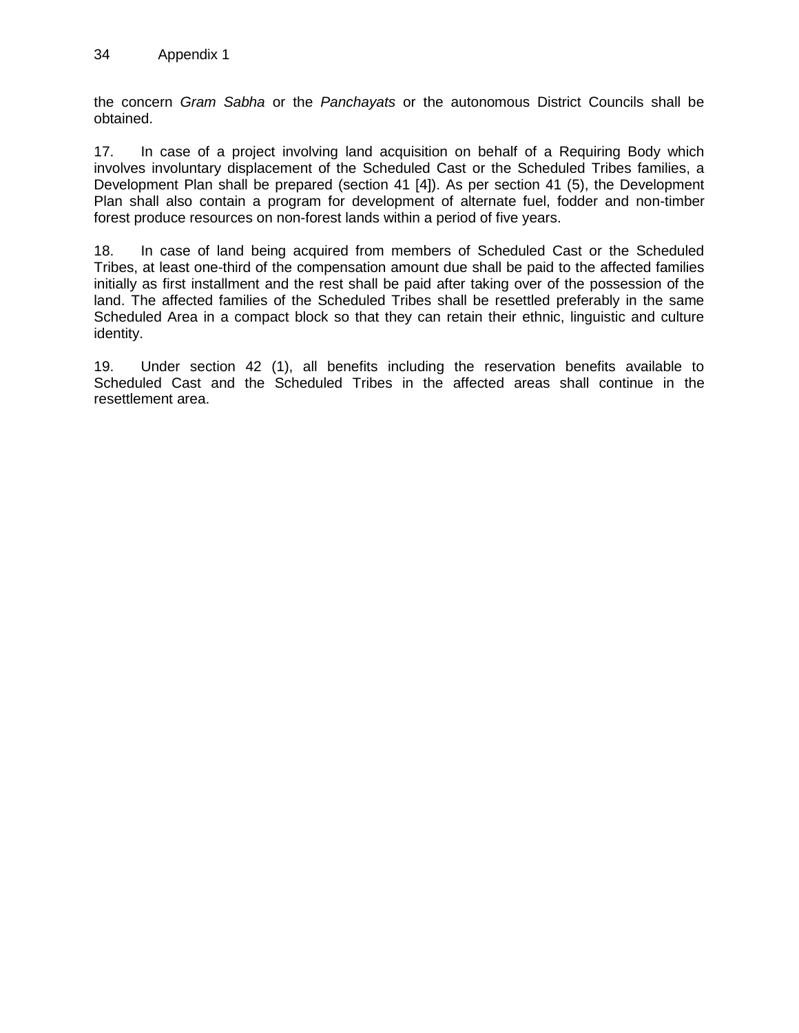the concern *Gram Sabha* or the *Panchayats* or the autonomous District Councils shall be obtained.

17. In case of a project involving land acquisition on behalf of a Requiring Body which involves involuntary displacement of the Scheduled Cast or the Scheduled Tribes families, a Development Plan shall be prepared (section 41 [4]). As per section 41 (5), the Development Plan shall also contain a program for development of alternate fuel, fodder and non-timber forest produce resources on non-forest lands within a period of five years.

18. In case of land being acquired from members of Scheduled Cast or the Scheduled Tribes, at least one-third of the compensation amount due shall be paid to the affected families initially as first installment and the rest shall be paid after taking over of the possession of the land. The affected families of the Scheduled Tribes shall be resettled preferably in the same Scheduled Area in a compact block so that they can retain their ethnic, linguistic and culture identity.

19. Under section 42 (1), all benefits including the reservation benefits available to Scheduled Cast and the Scheduled Tribes in the affected areas shall continue in the resettlement area.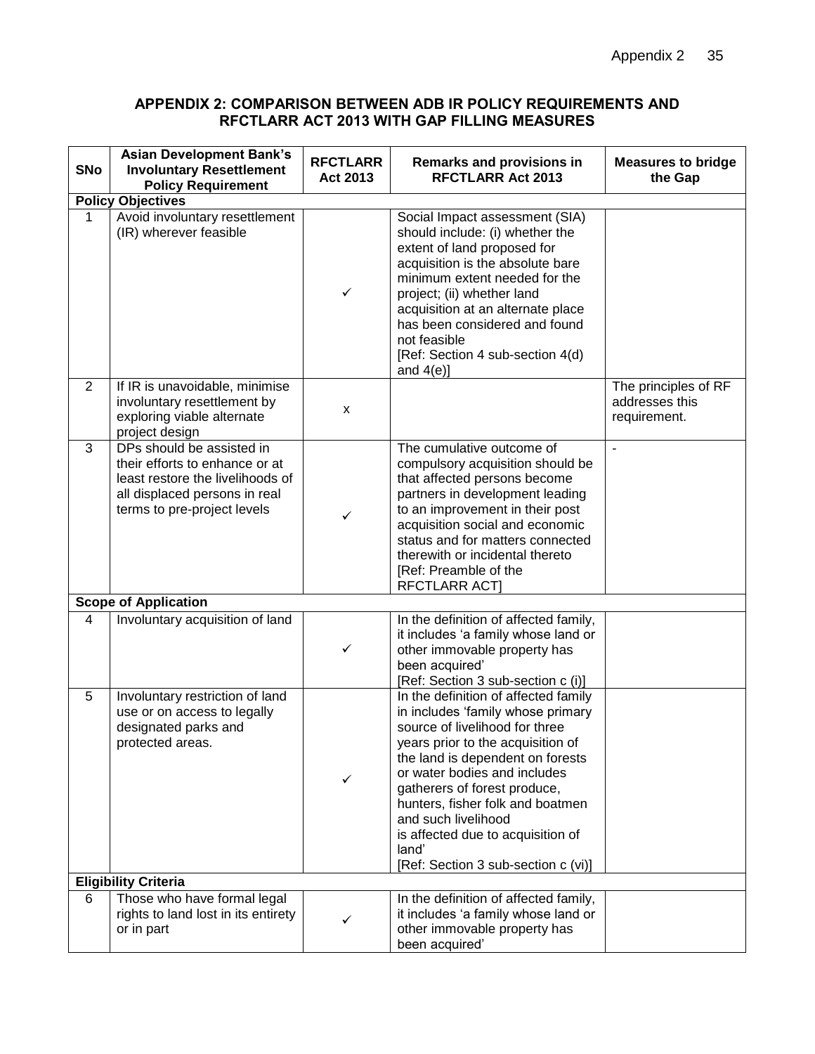## APPENDIX 2: COMPARISON BETWEEN ADB IR POLICY REQUIREMENTS AND RFCTLARR ACT 2013 WITH GAP FILLING MEASURES

| SNo | Asian Development Bank's Involuntary Resettlement Policy Requirement | RFCTLARR Act 2013 | Remarks and provisions in RFCTLARR Act 2013 | Measures to bridge the Gap |
|---|---|---|---|---|
| **Policy Objectives** | | | | |
| 1 | Avoid involuntary resettlement (IR) wherever feasible | ✓ | Social Impact assessment (SIA) should include: (i) whether the extent of land proposed for acquisition is the absolute bare minimum extent needed for the project; (ii) whether land acquisition at an alternate place has been considered and found not feasible [Ref: Section 4 sub-section 4(d) and 4(e)] | |
| 2 | If IR is unavoidable, minimise involuntary resettlement by exploring viable alternate project design | x | | The principles of RF addresses this requirement. |
| 3 | DPs should be assisted in their efforts to enhance or at least restore the livelihoods of all displaced persons in real terms to pre-project levels | ✓ | The cumulative outcome of compulsory acquisition should be that affected persons become partners in development leading to an improvement in their post acquisition social and economic status and for matters connected therewith or incidental thereto [Ref: Preamble of the RFCTLARR ACT] | - |
| **Scope of Application** | | | | |
| 4 | Involuntary acquisition of land | ✓ | In the definition of affected family, it includes 'a family whose land or other immovable property has been acquired' [Ref: Section 3 sub-section c (i)] | |
| 5 | Involuntary restriction of land use or on access to legally designated parks and protected areas. | ✓ | In the definition of affected family in includes 'family whose primary source of livelihood for three years prior to the acquisition of the land is dependent on forests or water bodies and includes gatherers of forest produce, hunters, fisher folk and boatmen and such livelihood is affected due to acquisition of land' [Ref: Section 3 sub-section c (vi)] | |
| **Eligibility Criteria** | | | | |
| 6 | Those who have formal legal rights to land lost in its entirety or in part | ✓ | In the definition of affected family, it includes 'a family whose land or other immovable property has been acquired' | |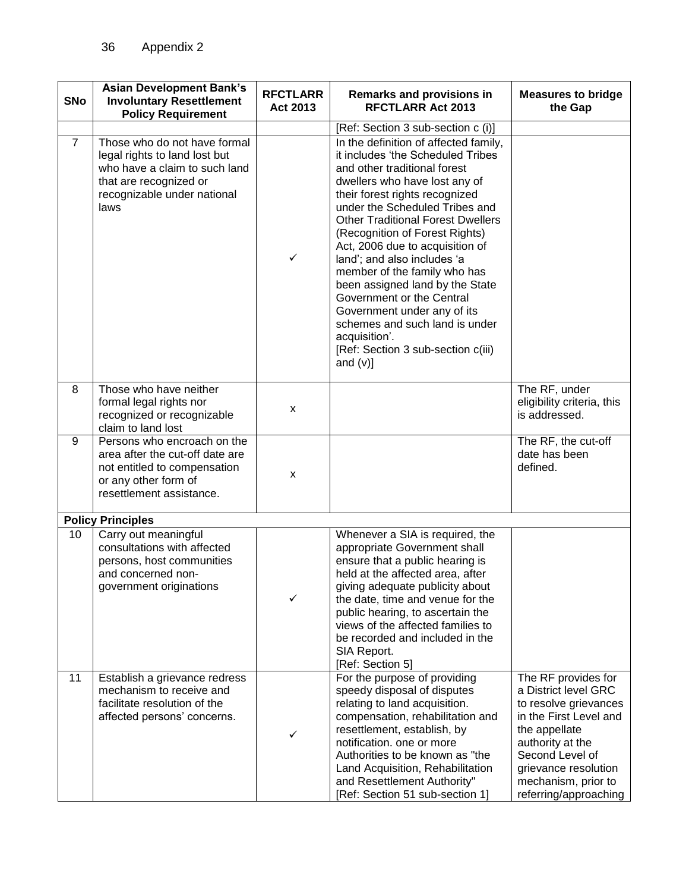| SNo | Asian Development Bank's Involuntary Resettlement Policy Requirement | RFCTLARR Act 2013 | Remarks and provisions in RFCTLARR Act 2013 | Measures to bridge the Gap |
|---|---|---|---|---|
| | | | [Ref: Section 3 sub-section c (i)] | |
| 7 | Those who do not have formal legal rights to land lost but who have a claim to such land that are recognized or recognizable under national laws | ✓ | In the definition of affected family, it includes 'the Scheduled Tribes and other traditional forest dwellers who have lost any of their forest rights recognized under the Scheduled Tribes and Other Traditional Forest Dwellers (Recognition of Forest Rights) Act, 2006 due to acquisition of land'; and also includes 'a member of the family who has been assigned land by the State Government or the Central Government under any of its schemes and such land is under acquisition'. [Ref: Section 3 sub-section c(iii) and (v)] | |
| 8 | Those who have neither formal legal rights nor recognized or recognizable claim to land lost | x | | The RF, under eligibility criteria, this is addressed. |
| 9 | Persons who encroach on the area after the cut-off date are not entitled to compensation or any other form of resettlement assistance. | x | | The RF, the cut-off date has been defined. |
| **Policy Principles** | | | | |
| 10 | Carry out meaningful consultations with affected persons, host communities and concerned non-government originations | ✓ | Whenever a SIA is required, the appropriate Government shall ensure that a public hearing is held at the affected area, after giving adequate publicity about the date, time and venue for the public hearing, to ascertain the views of the affected families to be recorded and included in the SIA Report. [Ref: Section 5] | |
| 11 | Establish a grievance redress mechanism to receive and facilitate resolution of the affected persons' concerns. | ✓ | For the purpose of providing speedy disposal of disputes relating to land acquisition. compensation, rehabilitation and resettlement, establish, by notification. one or more Authorities to be known as "the Land Acquisition, Rehabilitation and Resettlement Authority" [Ref: Section 51 sub-section 1] | The RF provides for a District level GRC to resolve grievances in the First Level and the appellate authority at the Second Level of grievance resolution mechanism, prior to referring/approaching |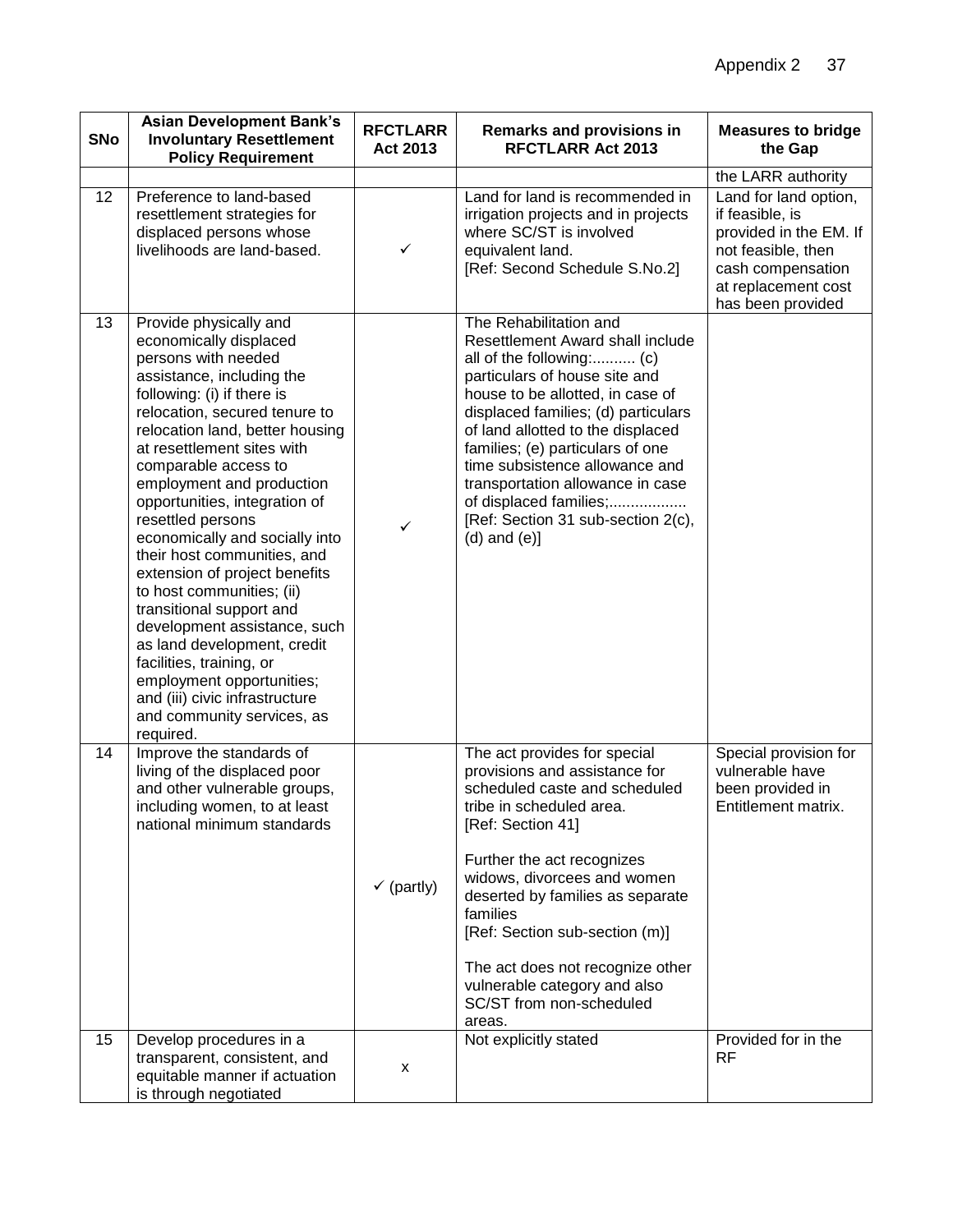| SNo | Asian Development Bank's Involuntary Resettlement Policy Requirement | RFCTLARR Act 2013 | Remarks and provisions in RFCTLARR Act 2013 | Measures to bridge the Gap |
|---|---|---|---|---|
| | | | | the LARR authority |
| 12 | Preference to land-based resettlement strategies for displaced persons whose livelihoods are land-based. | ✓ | Land for land is recommended in irrigation projects and in projects where SC/ST is involved equivalent land. [Ref: Second Schedule S.No.2] | Land for land option, if feasible, is provided in the EM. If not feasible, then cash compensation at replacement cost has been provided |
| 13 | Provide physically and economically displaced persons with needed assistance, including the following: (i) if there is relocation, secured tenure to relocation land, better housing at resettlement sites with comparable access to employment and production opportunities, integration of resettled persons economically and socially into their host communities, and extension of project benefits to host communities; (ii) transitional support and development assistance, such as land development, credit facilities, training, or employment opportunities; and (iii) civic infrastructure and community services, as required. | ✓ | The Rehabilitation and Resettlement Award shall include all of the following:.......... (c) particulars of house site and house to be allotted, in case of displaced families; (d) particulars of land allotted to the displaced families; (e) particulars of one time subsistence allowance and transportation allowance in case of displaced families;.................. [Ref: Section 31 sub-section 2(c), (d) and (e)] | |
| 14 | Improve the standards of living of the displaced poor and other vulnerable groups, including women, to at least national minimum standards | ✓ (partly) | The act provides for special provisions and assistance for scheduled caste and scheduled tribe in scheduled area. [Ref: Section 41]<br><br>Further the act recognizes widows, divorcees and women deserted by families as separate families [Ref: Section sub-section (m)]<br><br>The act does not recognize other vulnerable category and also SC/ST from non-scheduled areas. | Special provision for vulnerable have been provided in Entitlement matrix. |
| 15 | Develop procedures in a transparent, consistent, and equitable manner if actuation is through negotiated | x | Not explicitly stated | Provided for in the RF |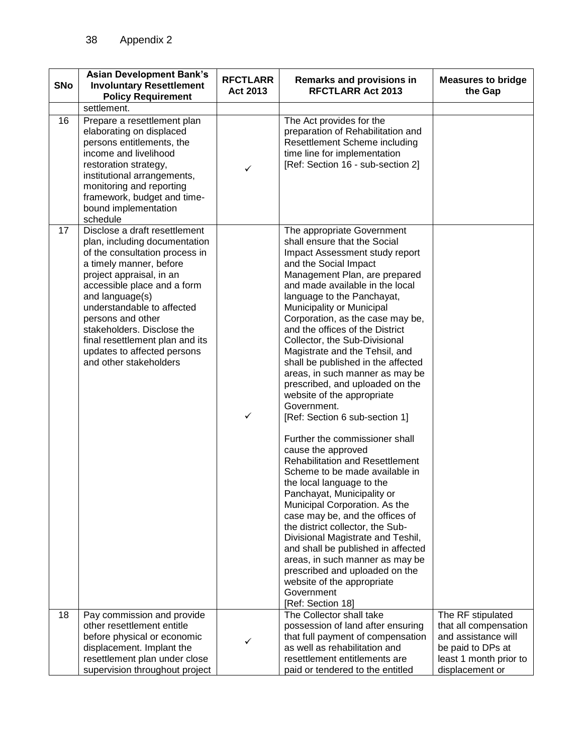| SNo | Asian Development Bank's Involuntary Resettlement Policy Requirement | RFCTLARR Act 2013 | Remarks and provisions in RFCTLARR Act 2013 | Measures to bridge the Gap |
|---|---|---|---|---|
| | settlement. | | | |
| 16 | Prepare a resettlement plan elaborating on displaced persons entitlements, the income and livelihood restoration strategy, institutional arrangements, monitoring and reporting framework, budget and time-bound implementation schedule | ✓ | The Act provides for the preparation of Rehabilitation and Resettlement Scheme including time line for implementation [Ref: Section 16 - sub-section 2] | |
| 17 | Disclose a draft resettlement plan, including documentation of the consultation process in a timely manner, before project appraisal, in an accessible place and a form and language(s) understandable to affected persons and other stakeholders. Disclose the final resettlement plan and its updates to affected persons and other stakeholders | ✓ | The appropriate Government shall ensure that the Social Impact Assessment study report and the Social Impact Management Plan, are prepared and made available in the local language to the Panchayat, Municipality or Municipal Corporation, as the case may be, and the offices of the District Collector, the Sub-Divisional Magistrate and the Tehsil, and shall be published in the affected areas, in such manner as may be prescribed, and uploaded on the website of the appropriate Government. [Ref: Section 6 sub-section 1]<br><br>Further the commissioner shall cause the approved Rehabilitation and Resettlement Scheme to be made available in the local language to the Panchayat, Municipality or Municipal Corporation. As the case may be, and the offices of the district collector, the Sub-Divisional Magistrate and Teshil, and shall be published in affected areas, in such manner as may be prescribed and uploaded on the website of the appropriate Government [Ref: Section 18] | |
| 18 | Pay commission and provide other resettlement entitle before physical or economic displacement. Implant the resettlement plan under close supervision throughout project | ✓ | The Collector shall take possession of land after ensuring that full payment of compensation as well as rehabilitation and resettlement entitlements are paid or tendered to the entitled | The RF stipulated that all compensation and assistance will be paid to DPs at least 1 month prior to displacement or |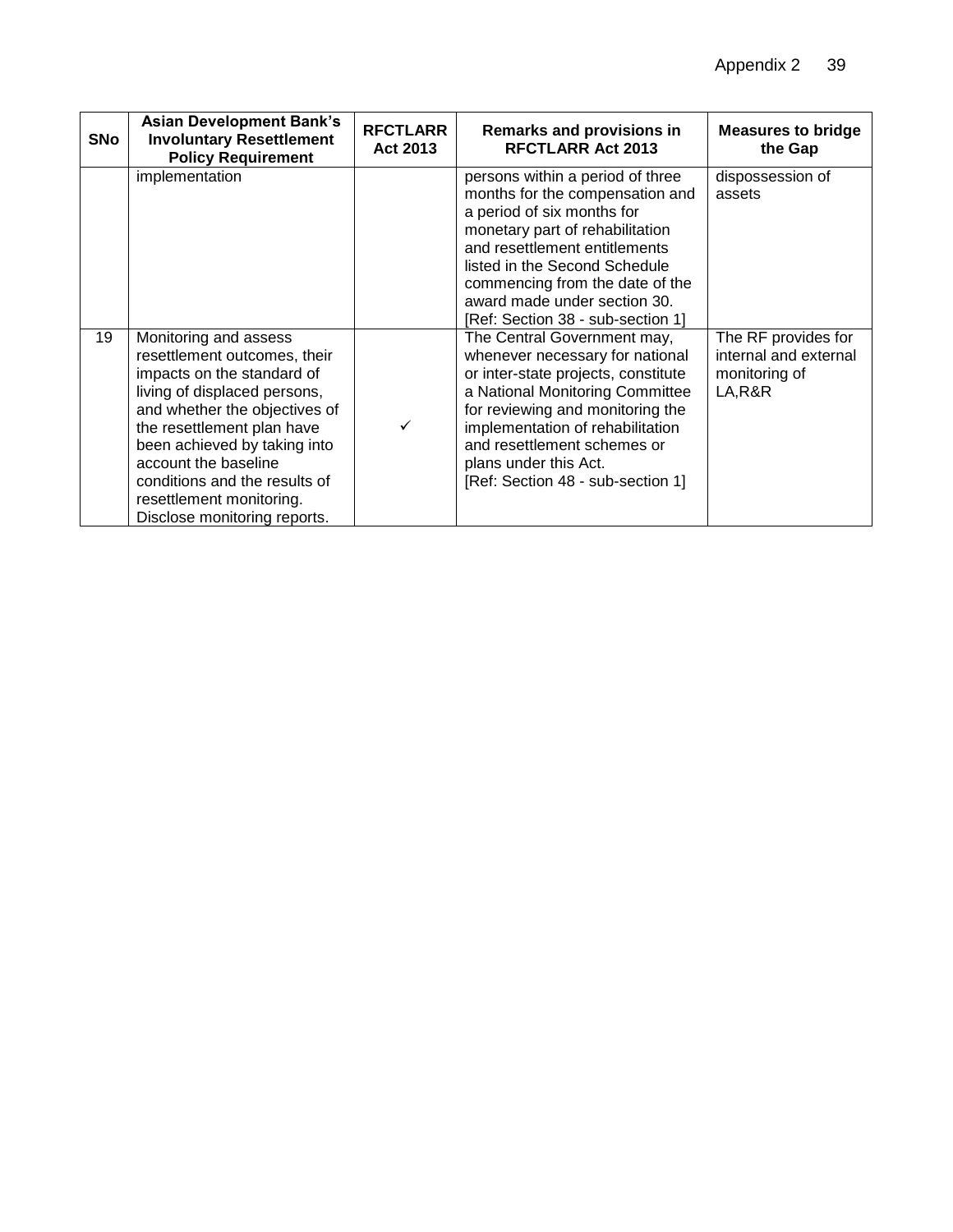| SNo | Asian Development Bank's Involuntary Resettlement Policy Requirement | RFCTLARR Act 2013 | Remarks and provisions in RFCTLARR Act 2013 | Measures to bridge the Gap |
|---|---|---|---|---|
| | implementation | | persons within a period of three months for the compensation and a period of six months for monetary part of rehabilitation and resettlement entitlements listed in the Second Schedule commencing from the date of the award made under section 30. [Ref: Section 38 - sub-section 1] | dispossession of assets |
| 19 | Monitoring and assess resettlement outcomes, their impacts on the standard of living of displaced persons, and whether the objectives of the resettlement plan have been achieved by taking into account the baseline conditions and the results of resettlement monitoring. Disclose monitoring reports. | ✓ | The Central Government may, whenever necessary for national or inter-state projects, constitute a National Monitoring Committee for reviewing and monitoring the implementation of rehabilitation and resettlement schemes or plans under this Act. [Ref: Section 48 - sub-section 1] | The RF provides for internal and external monitoring of LA,R&R |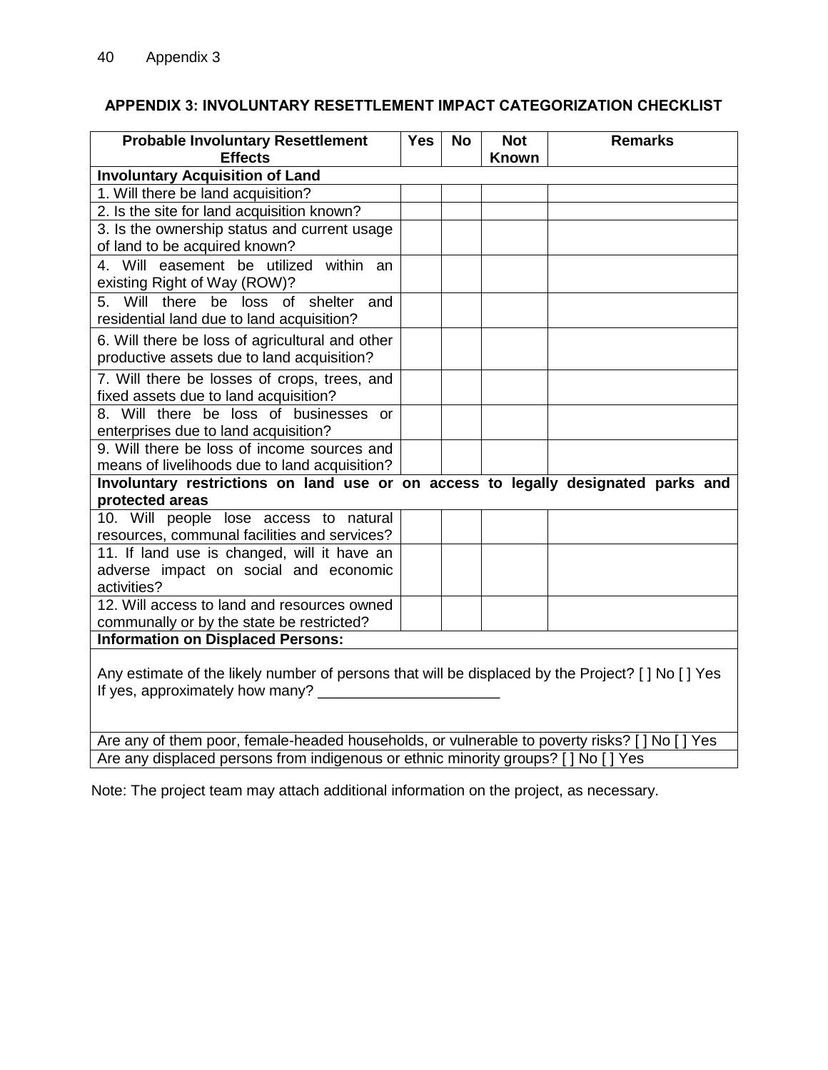## APPENDIX 3: INVOLUNTARY RESETTLEMENT IMPACT CATEGORIZATION CHECKLIST

| Probable Involuntary Resettlement Effects | Yes | No | Not Known | Remarks |
|---|---|---|---|---|
| **Involuntary Acquisition of Land** | | | | |
| 1. Will there be land acquisition? | | | | |
| 2. Is the site for land acquisition known? | | | | |
| 3. Is the ownership status and current usage of land to be acquired known? | | | | |
| 4. Will easement be utilized within an existing Right of Way (ROW)? | | | | |
| 5. Will there be loss of shelter and residential land due to land acquisition? | | | | |
| 6. Will there be loss of agricultural and other productive assets due to land acquisition? | | | | |
| 7. Will there be losses of crops, trees, and fixed assets due to land acquisition? | | | | |
| 8. Will there be loss of businesses or enterprises due to land acquisition? | | | | |
| 9. Will there be loss of income sources and means of livelihoods due to land acquisition? | | | | |
| **Involuntary restrictions on land use or on access to legally designated parks and protected areas** | | | | |
| 10. Will people lose access to natural resources, communal facilities and services? | | | | |
| 11. If land use is changed, will it have an adverse impact on social and economic activities? | | | | |
| 12. Will access to land and resources owned communally or by the state be restricted? | | | | |
| **Information on Displaced Persons:** | | | | |
| Any estimate of the likely number of persons that will be displaced by the Project? [ ] No [ ] Yes<br>If yes, approximately how many? ______________________ | | | | |
| Are any of them poor, female-headed households, or vulnerable to poverty risks? [ ] No [ ] Yes | | | | |
| Are any displaced persons from indigenous or ethnic minority groups? [ ] No [ ] Yes | | | | |

Note: The project team may attach additional information on the project, as necessary.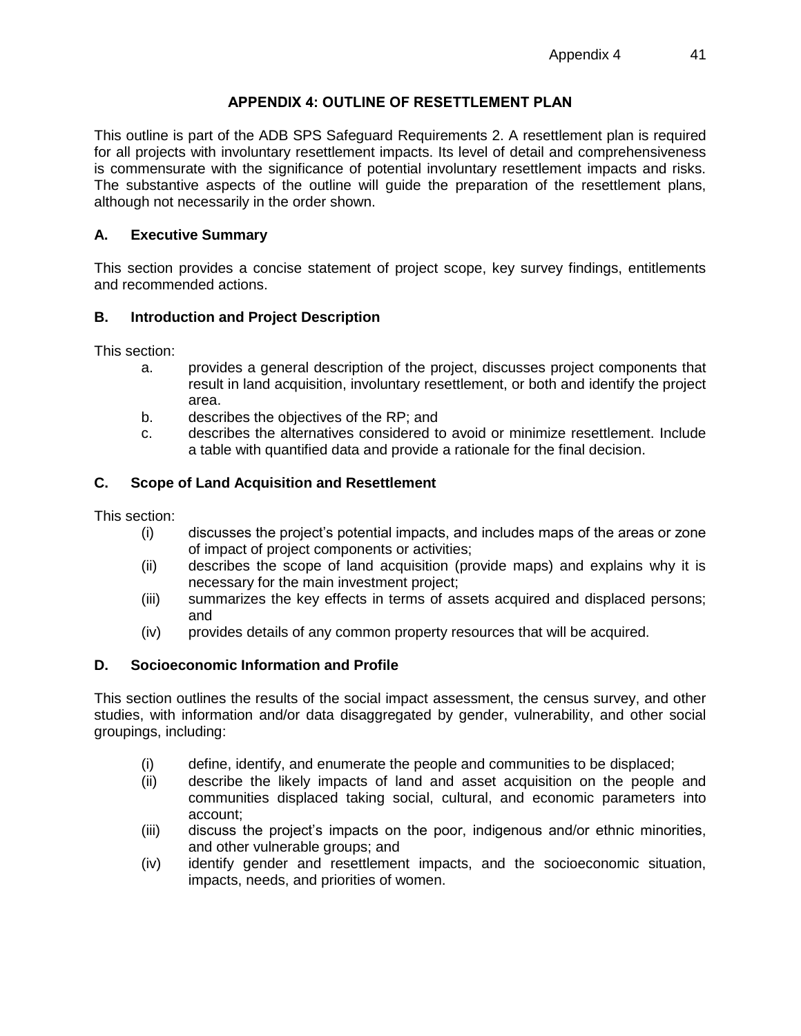# APPENDIX 4: OUTLINE OF RESETTLEMENT PLAN

This outline is part of the ADB SPS Safeguard Requirements 2. A resettlement plan is required for all projects with involuntary resettlement impacts. Its level of detail and comprehensiveness is commensurate with the significance of potential involuntary resettlement impacts and risks. The substantive aspects of the outline will guide the preparation of the resettlement plans, although not necessarily in the order shown.

## A. Executive Summary

This section provides a concise statement of project scope, key survey findings, entitlements and recommended actions.

## B. Introduction and Project Description

This section:

a. provides a general description of the project, discusses project components that result in land acquisition, involuntary resettlement, or both and identify the project area.

b. describes the objectives of the RP; and

c. describes the alternatives considered to avoid or minimize resettlement. Include a table with quantified data and provide a rationale for the final decision.

## C. Scope of Land Acquisition and Resettlement

This section:

(i) discusses the project's potential impacts, and includes maps of the areas or zone of impact of project components or activities;

(ii) describes the scope of land acquisition (provide maps) and explains why it is necessary for the main investment project;

(iii) summarizes the key effects in terms of assets acquired and displaced persons; and

(iv) provides details of any common property resources that will be acquired.

## D. Socioeconomic Information and Profile

This section outlines the results of the social impact assessment, the census survey, and other studies, with information and/or data disaggregated by gender, vulnerability, and other social groupings, including:

(i) define, identify, and enumerate the people and communities to be displaced;

(ii) describe the likely impacts of land and asset acquisition on the people and communities displaced taking social, cultural, and economic parameters into account;

(iii) discuss the project's impacts on the poor, indigenous and/or ethnic minorities, and other vulnerable groups; and

(iv) identify gender and resettlement impacts, and the socioeconomic situation, impacts, needs, and priorities of women.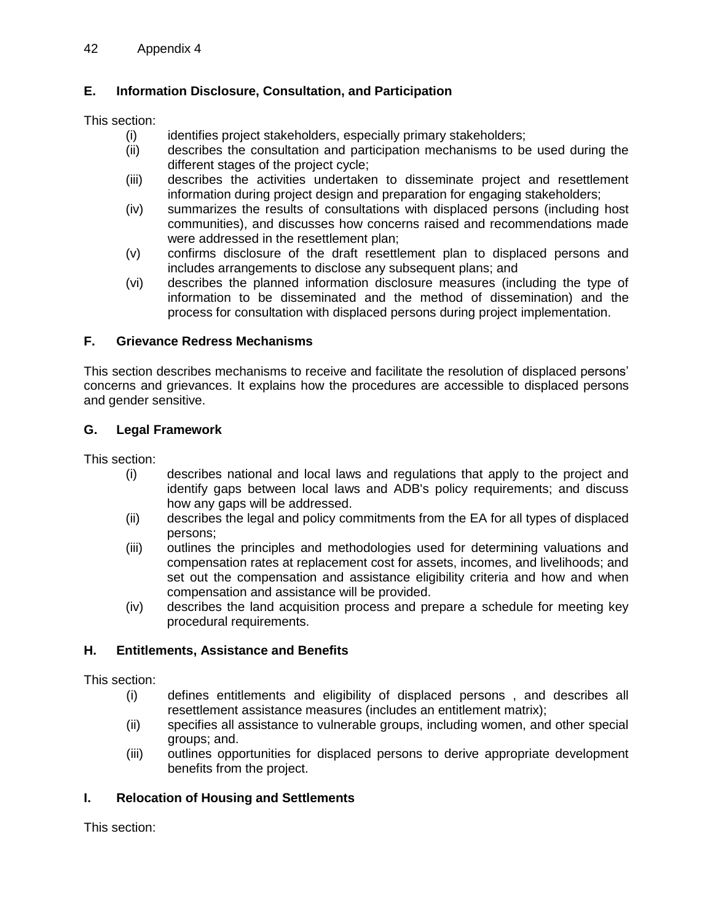### E. Information Disclosure, Consultation, and Participation

This section:

- (i) identifies project stakeholders, especially primary stakeholders;
- (ii) describes the consultation and participation mechanisms to be used during the different stages of the project cycle;
- (iii) describes the activities undertaken to disseminate project and resettlement information during project design and preparation for engaging stakeholders;
- (iv) summarizes the results of consultations with displaced persons (including host communities), and discusses how concerns raised and recommendations made were addressed in the resettlement plan;
- (v) confirms disclosure of the draft resettlement plan to displaced persons and includes arrangements to disclose any subsequent plans; and
- (vi) describes the planned information disclosure measures (including the type of information to be disseminated and the method of dissemination) and the process for consultation with displaced persons during project implementation.

### F. Grievance Redress Mechanisms

This section describes mechanisms to receive and facilitate the resolution of displaced persons' concerns and grievances. It explains how the procedures are accessible to displaced persons and gender sensitive.

### G. Legal Framework

This section:

- (i) describes national and local laws and regulations that apply to the project and identify gaps between local laws and ADB's policy requirements; and discuss how any gaps will be addressed.
- (ii) describes the legal and policy commitments from the EA for all types of displaced persons;
- (iii) outlines the principles and methodologies used for determining valuations and compensation rates at replacement cost for assets, incomes, and livelihoods; and set out the compensation and assistance eligibility criteria and how and when compensation and assistance will be provided.
- (iv) describes the land acquisition process and prepare a schedule for meeting key procedural requirements.

### H. Entitlements, Assistance and Benefits

This section:

- (i) defines entitlements and eligibility of displaced persons , and describes all resettlement assistance measures (includes an entitlement matrix);
- (ii) specifies all assistance to vulnerable groups, including women, and other special groups; and.
- (iii) outlines opportunities for displaced persons to derive appropriate development benefits from the project.

### I. Relocation of Housing and Settlements

This section: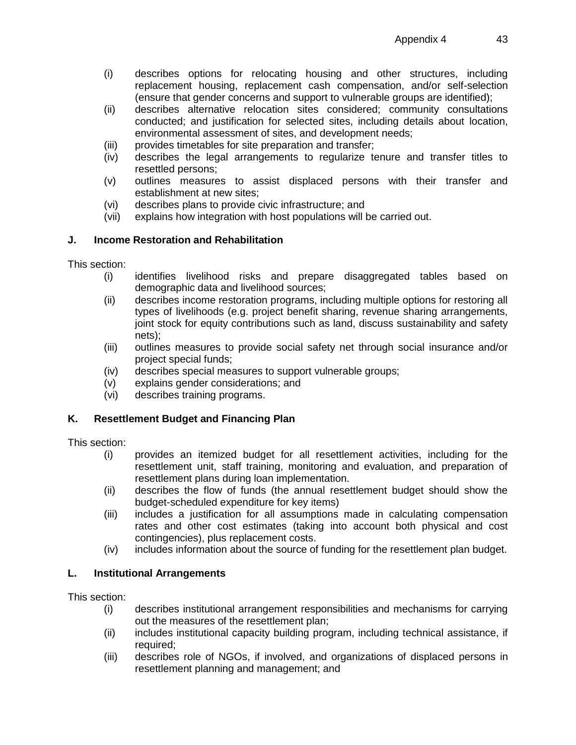(i) describes options for relocating housing and other structures, including replacement housing, replacement cash compensation, and/or self-selection (ensure that gender concerns and support to vulnerable groups are identified);
(ii) describes alternative relocation sites considered; community consultations conducted; and justification for selected sites, including details about location, environmental assessment of sites, and development needs;
(iii) provides timetables for site preparation and transfer;
(iv) describes the legal arrangements to regularize tenure and transfer titles to resettled persons;
(v) outlines measures to assist displaced persons with their transfer and establishment at new sites;
(vi) describes plans to provide civic infrastructure; and
(vii) explains how integration with host populations will be carried out.

### J. Income Restoration and Rehabilitation

This section:

(i) identifies livelihood risks and prepare disaggregated tables based on demographic data and livelihood sources;
(ii) describes income restoration programs, including multiple options for restoring all types of livelihoods (e.g. project benefit sharing, revenue sharing arrangements, joint stock for equity contributions such as land, discuss sustainability and safety nets);
(iii) outlines measures to provide social safety net through social insurance and/or project special funds;
(iv) describes special measures to support vulnerable groups;
(v) explains gender considerations; and
(vi) describes training programs.

### K. Resettlement Budget and Financing Plan

This section:

(i) provides an itemized budget for all resettlement activities, including for the resettlement unit, staff training, monitoring and evaluation, and preparation of resettlement plans during loan implementation.
(ii) describes the flow of funds (the annual resettlement budget should show the budget-scheduled expenditure for key items)
(iii) includes a justification for all assumptions made in calculating compensation rates and other cost estimates (taking into account both physical and cost contingencies), plus replacement costs.
(iv) includes information about the source of funding for the resettlement plan budget.

### L. Institutional Arrangements

This section:

(i) describes institutional arrangement responsibilities and mechanisms for carrying out the measures of the resettlement plan;
(ii) includes institutional capacity building program, including technical assistance, if required;
(iii) describes role of NGOs, if involved, and organizations of displaced persons in resettlement planning and management; and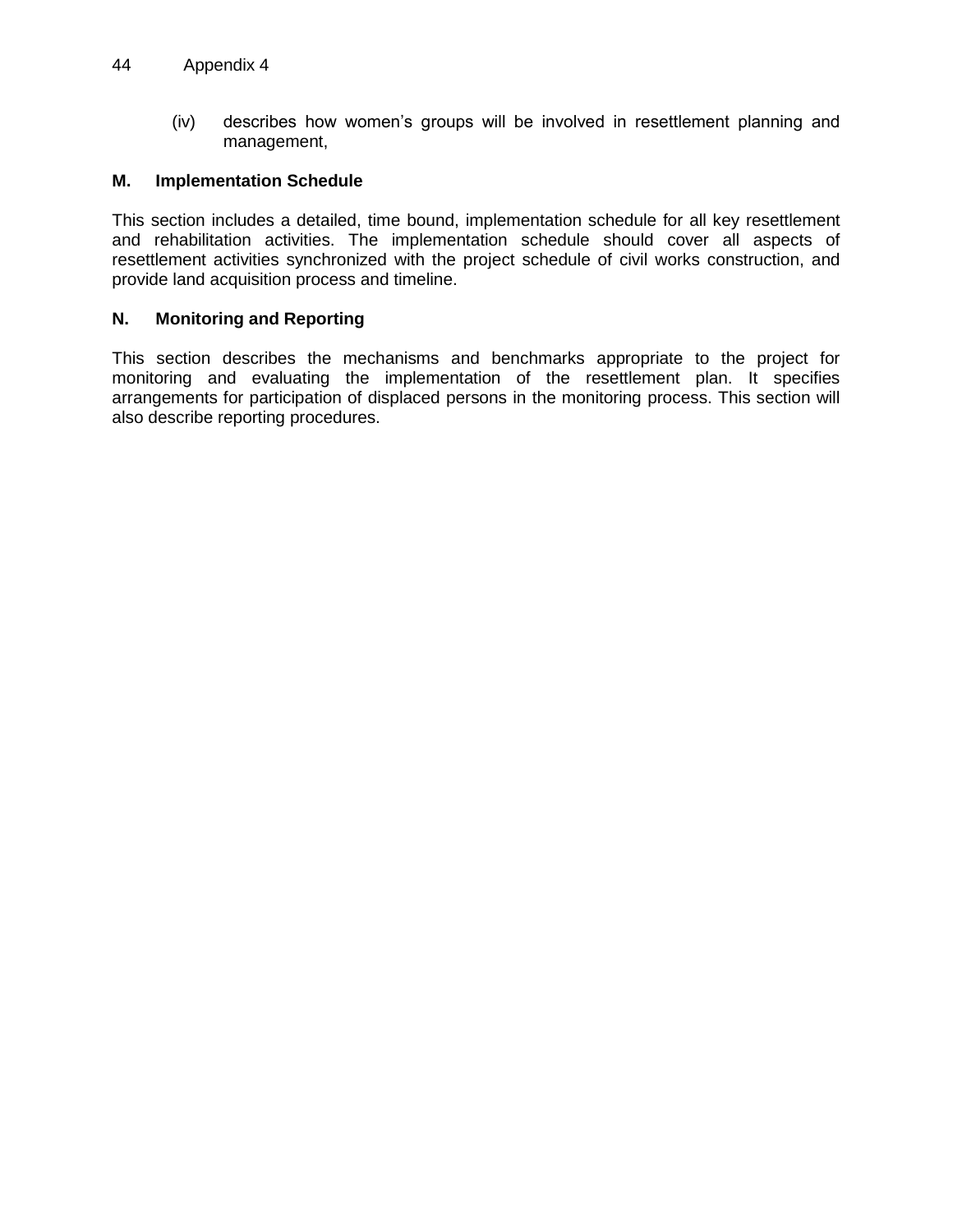(iv) describes how women's groups will be involved in resettlement planning and management,

### M. Implementation Schedule

This section includes a detailed, time bound, implementation schedule for all key resettlement and rehabilitation activities. The implementation schedule should cover all aspects of resettlement activities synchronized with the project schedule of civil works construction, and provide land acquisition process and timeline.

### N. Monitoring and Reporting

This section describes the mechanisms and benchmarks appropriate to the project for monitoring and evaluating the implementation of the resettlement plan. It specifies arrangements for participation of displaced persons in the monitoring process. This section will also describe reporting procedures.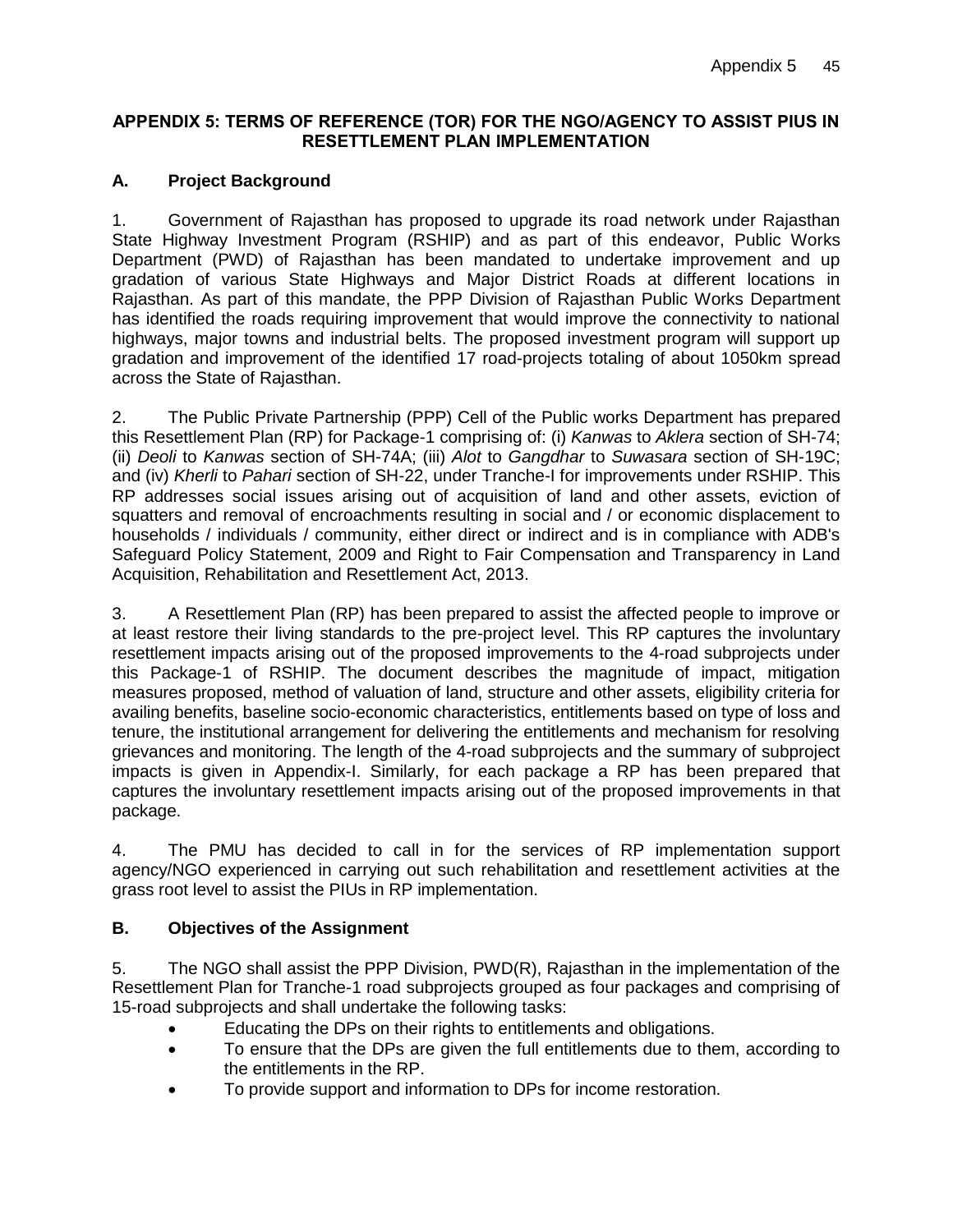## APPENDIX 5: TERMS OF REFERENCE (TOR) FOR THE NGO/AGENCY TO ASSIST PIUS IN RESETTLEMENT PLAN IMPLEMENTATION

### A. Project Background

1. Government of Rajasthan has proposed to upgrade its road network under Rajasthan State Highway Investment Program (RSHIP) and as part of this endeavor, Public Works Department (PWD) of Rajasthan has been mandated to undertake improvement and up gradation of various State Highways and Major District Roads at different locations in Rajasthan. As part of this mandate, the PPP Division of Rajasthan Public Works Department has identified the roads requiring improvement that would improve the connectivity to national highways, major towns and industrial belts. The proposed investment program will support up gradation and improvement of the identified 17 road-projects totaling of about 1050km spread across the State of Rajasthan.

2. The Public Private Partnership (PPP) Cell of the Public works Department has prepared this Resettlement Plan (RP) for Package-1 comprising of: (i) *Kanwas* to *Aklera* section of SH-74; (ii) *Deoli* to *Kanwas* section of SH-74A; (iii) *Alot* to *Gangdhar* to *Suwasara* section of SH-19C; and (iv) *Kherli* to *Pahari* section of SH-22, under Tranche-I for improvements under RSHIP. This RP addresses social issues arising out of acquisition of land and other assets, eviction of squatters and removal of encroachments resulting in social and / or economic displacement to households / individuals / community, either direct or indirect and is in compliance with ADB's Safeguard Policy Statement, 2009 and Right to Fair Compensation and Transparency in Land Acquisition, Rehabilitation and Resettlement Act, 2013.

3. A Resettlement Plan (RP) has been prepared to assist the affected people to improve or at least restore their living standards to the pre-project level. This RP captures the involuntary resettlement impacts arising out of the proposed improvements to the 4-road subprojects under this Package-1 of RSHIP. The document describes the magnitude of impact, mitigation measures proposed, method of valuation of land, structure and other assets, eligibility criteria for availing benefits, baseline socio-economic characteristics, entitlements based on type of loss and tenure, the institutional arrangement for delivering the entitlements and mechanism for resolving grievances and monitoring. The length of the 4-road subprojects and the summary of subproject impacts is given in Appendix-I. Similarly, for each package a RP has been prepared that captures the involuntary resettlement impacts arising out of the proposed improvements in that package.

4. The PMU has decided to call in for the services of RP implementation support agency/NGO experienced in carrying out such rehabilitation and resettlement activities at the grass root level to assist the PIUs in RP implementation.

### B. Objectives of the Assignment

5. The NGO shall assist the PPP Division, PWD(R), Rajasthan in the implementation of the Resettlement Plan for Tranche-1 road subprojects grouped as four packages and comprising of 15-road subprojects and shall undertake the following tasks:

- Educating the DPs on their rights to entitlements and obligations.
- To ensure that the DPs are given the full entitlements due to them, according to the entitlements in the RP.
- To provide support and information to DPs for income restoration.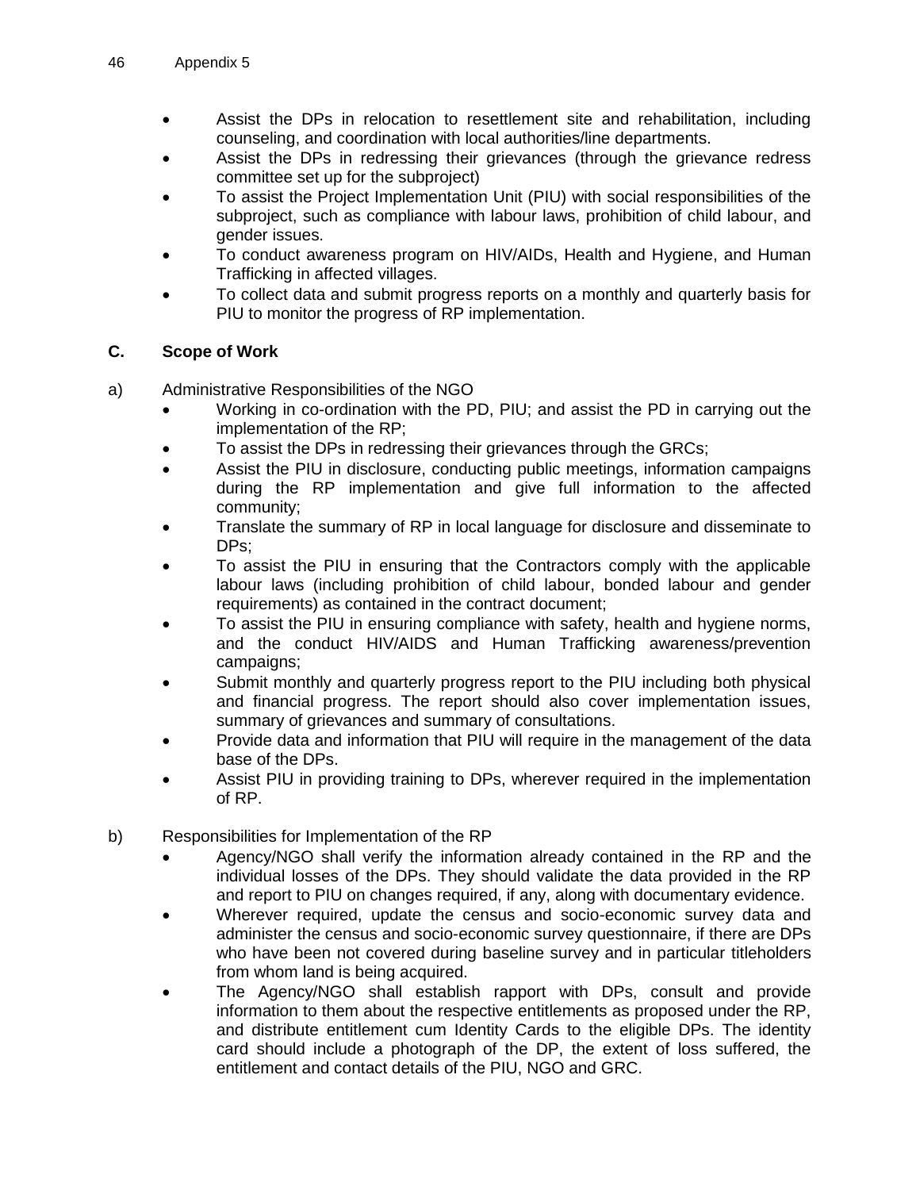- Assist the DPs in relocation to resettlement site and rehabilitation, including counseling, and coordination with local authorities/line departments.
- Assist the DPs in redressing their grievances (through the grievance redress committee set up for the subproject)
- To assist the Project Implementation Unit (PIU) with social responsibilities of the subproject, such as compliance with labour laws, prohibition of child labour, and gender issues.
- To conduct awareness program on HIV/AIDs, Health and Hygiene, and Human Trafficking in affected villages.
- To collect data and submit progress reports on a monthly and quarterly basis for PIU to monitor the progress of RP implementation.

## C. Scope of Work

a) Administrative Responsibilities of the NGO

- Working in co-ordination with the PD, PIU; and assist the PD in carrying out the implementation of the RP;
- To assist the DPs in redressing their grievances through the GRCs;
- Assist the PIU in disclosure, conducting public meetings, information campaigns during the RP implementation and give full information to the affected community;
- Translate the summary of RP in local language for disclosure and disseminate to DPs;
- To assist the PIU in ensuring that the Contractors comply with the applicable labour laws (including prohibition of child labour, bonded labour and gender requirements) as contained in the contract document;
- To assist the PIU in ensuring compliance with safety, health and hygiene norms, and the conduct HIV/AIDS and Human Trafficking awareness/prevention campaigns;
- Submit monthly and quarterly progress report to the PIU including both physical and financial progress. The report should also cover implementation issues, summary of grievances and summary of consultations.
- Provide data and information that PIU will require in the management of the data base of the DPs.
- Assist PIU in providing training to DPs, wherever required in the implementation of RP.

b) Responsibilities for Implementation of the RP

- Agency/NGO shall verify the information already contained in the RP and the individual losses of the DPs. They should validate the data provided in the RP and report to PIU on changes required, if any, along with documentary evidence.
- Wherever required, update the census and socio-economic survey data and administer the census and socio-economic survey questionnaire, if there are DPs who have been not covered during baseline survey and in particular titleholders from whom land is being acquired.
- The Agency/NGO shall establish rapport with DPs, consult and provide information to them about the respective entitlements as proposed under the RP, and distribute entitlement cum Identity Cards to the eligible DPs. The identity card should include a photograph of the DP, the extent of loss suffered, the entitlement and contact details of the PIU, NGO and GRC.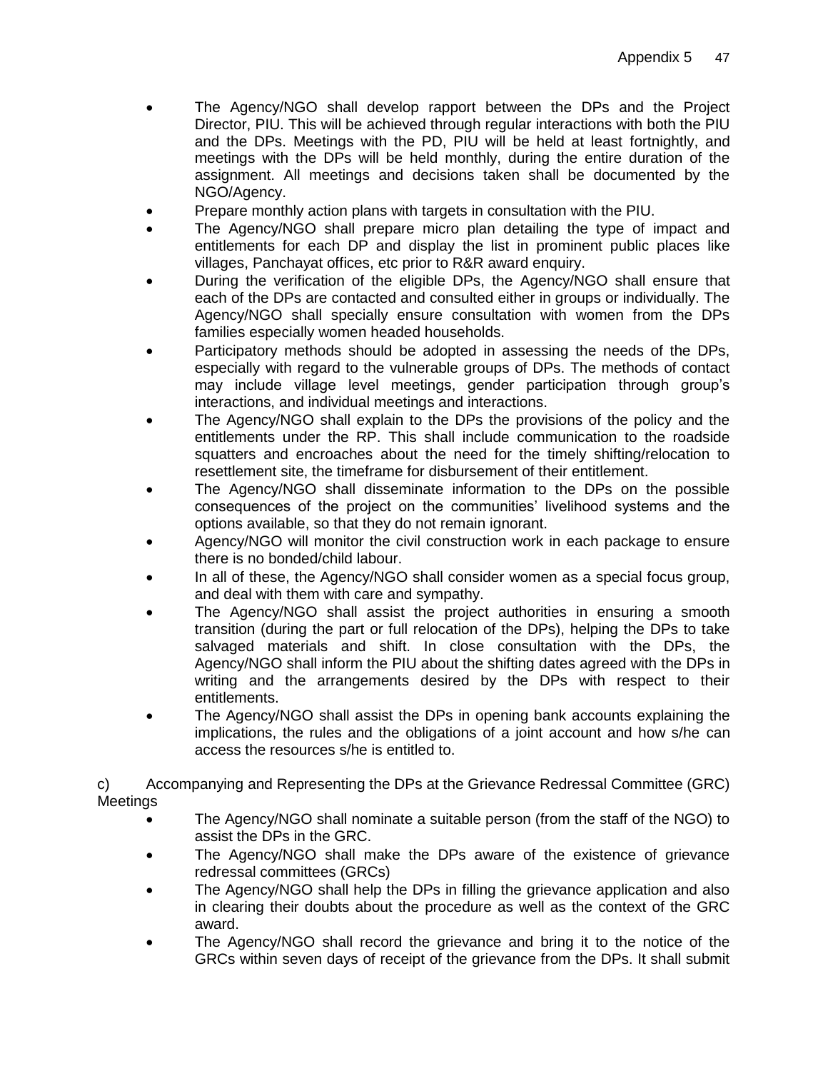- The Agency/NGO shall develop rapport between the DPs and the Project Director, PIU. This will be achieved through regular interactions with both the PIU and the DPs. Meetings with the PD, PIU will be held at least fortnightly, and meetings with the DPs will be held monthly, during the entire duration of the assignment. All meetings and decisions taken shall be documented by the NGO/Agency.
- Prepare monthly action plans with targets in consultation with the PIU.
- The Agency/NGO shall prepare micro plan detailing the type of impact and entitlements for each DP and display the list in prominent public places like villages, Panchayat offices, etc prior to R&R award enquiry.
- During the verification of the eligible DPs, the Agency/NGO shall ensure that each of the DPs are contacted and consulted either in groups or individually. The Agency/NGO shall specially ensure consultation with women from the DPs families especially women headed households.
- Participatory methods should be adopted in assessing the needs of the DPs, especially with regard to the vulnerable groups of DPs. The methods of contact may include village level meetings, gender participation through group's interactions, and individual meetings and interactions.
- The Agency/NGO shall explain to the DPs the provisions of the policy and the entitlements under the RP. This shall include communication to the roadside squatters and encroaches about the need for the timely shifting/relocation to resettlement site, the timeframe for disbursement of their entitlement.
- The Agency/NGO shall disseminate information to the DPs on the possible consequences of the project on the communities' livelihood systems and the options available, so that they do not remain ignorant.
- Agency/NGO will monitor the civil construction work in each package to ensure there is no bonded/child labour.
- In all of these, the Agency/NGO shall consider women as a special focus group, and deal with them with care and sympathy.
- The Agency/NGO shall assist the project authorities in ensuring a smooth transition (during the part or full relocation of the DPs), helping the DPs to take salvaged materials and shift. In close consultation with the DPs, the Agency/NGO shall inform the PIU about the shifting dates agreed with the DPs in writing and the arrangements desired by the DPs with respect to their entitlements.
- The Agency/NGO shall assist the DPs in opening bank accounts explaining the implications, the rules and the obligations of a joint account and how s/he can access the resources s/he is entitled to.

c) Accompanying and Representing the DPs at the Grievance Redressal Committee (GRC) Meetings

- The Agency/NGO shall nominate a suitable person (from the staff of the NGO) to assist the DPs in the GRC.
- The Agency/NGO shall make the DPs aware of the existence of grievance redressal committees (GRCs)
- The Agency/NGO shall help the DPs in filling the grievance application and also in clearing their doubts about the procedure as well as the context of the GRC award.
- The Agency/NGO shall record the grievance and bring it to the notice of the GRCs within seven days of receipt of the grievance from the DPs. It shall submit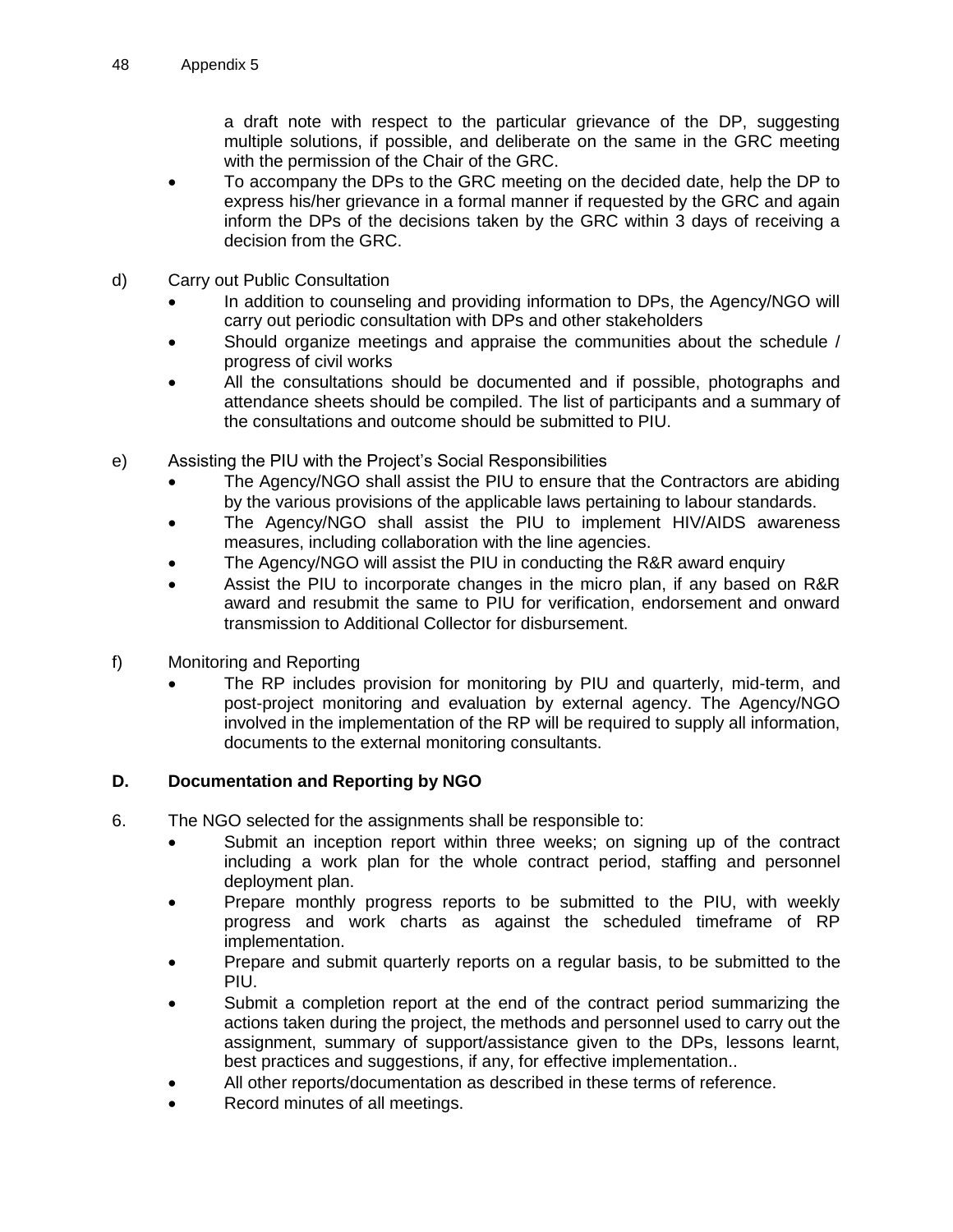a draft note with respect to the particular grievance of the DP, suggesting multiple solutions, if possible, and deliberate on the same in the GRC meeting with the permission of the Chair of the GRC.

- To accompany the DPs to the GRC meeting on the decided date, help the DP to express his/her grievance in a formal manner if requested by the GRC and again inform the DPs of the decisions taken by the GRC within 3 days of receiving a decision from the GRC.

d) Carry out Public Consultation

- In addition to counseling and providing information to DPs, the Agency/NGO will carry out periodic consultation with DPs and other stakeholders
- Should organize meetings and appraise the communities about the schedule / progress of civil works
- All the consultations should be documented and if possible, photographs and attendance sheets should be compiled. The list of participants and a summary of the consultations and outcome should be submitted to PIU.

e) Assisting the PIU with the Project's Social Responsibilities

- The Agency/NGO shall assist the PIU to ensure that the Contractors are abiding by the various provisions of the applicable laws pertaining to labour standards.
- The Agency/NGO shall assist the PIU to implement HIV/AIDS awareness measures, including collaboration with the line agencies.
- The Agency/NGO will assist the PIU in conducting the R&R award enquiry
- Assist the PIU to incorporate changes in the micro plan, if any based on R&R award and resubmit the same to PIU for verification, endorsement and onward transmission to Additional Collector for disbursement.

f) Monitoring and Reporting

- The RP includes provision for monitoring by PIU and quarterly, mid-term, and post-project monitoring and evaluation by external agency. The Agency/NGO involved in the implementation of the RP will be required to supply all information, documents to the external monitoring consultants.

### D. Documentation and Reporting by NGO

6. The NGO selected for the assignments shall be responsible to:

- Submit an inception report within three weeks; on signing up of the contract including a work plan for the whole contract period, staffing and personnel deployment plan.
- Prepare monthly progress reports to be submitted to the PIU, with weekly progress and work charts as against the scheduled timeframe of RP implementation.
- Prepare and submit quarterly reports on a regular basis, to be submitted to the PIU.
- Submit a completion report at the end of the contract period summarizing the actions taken during the project, the methods and personnel used to carry out the assignment, summary of support/assistance given to the DPs, lessons learnt, best practices and suggestions, if any, for effective implementation..
- All other reports/documentation as described in these terms of reference.
- Record minutes of all meetings.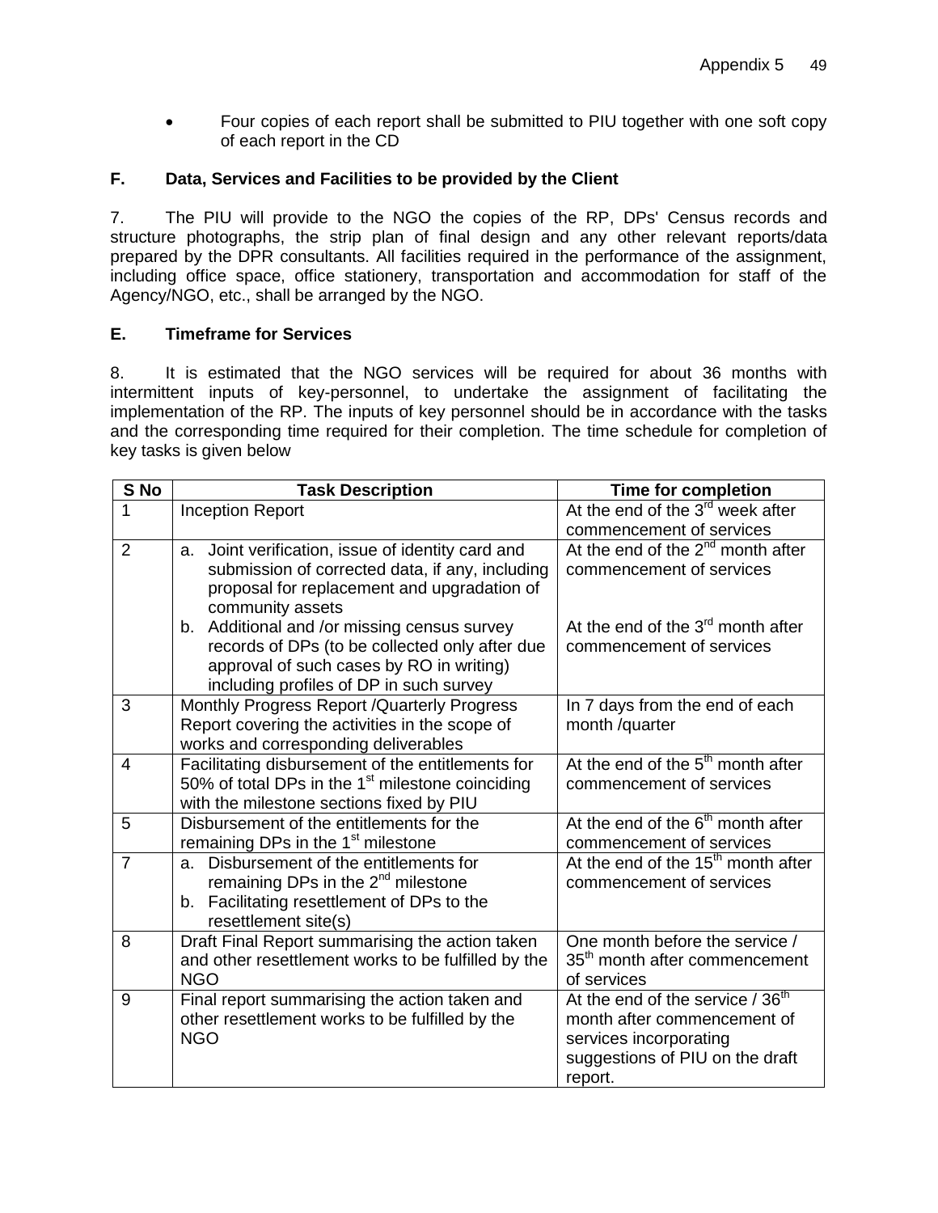- Four copies of each report shall be submitted to PIU together with one soft copy of each report in the CD

## F. Data, Services and Facilities to be provided by the Client

7. The PIU will provide to the NGO the copies of the RP, DPs' Census records and structure photographs, the strip plan of final design and any other relevant reports/data prepared by the DPR consultants. All facilities required in the performance of the assignment, including office space, office stationery, transportation and accommodation for staff of the Agency/NGO, etc., shall be arranged by the NGO.

## E. Timeframe for Services

8. It is estimated that the NGO services will be required for about 36 months with intermittent inputs of key-personnel, to undertake the assignment of facilitating the implementation of the RP. The inputs of key personnel should be in accordance with the tasks and the corresponding time required for their completion. The time schedule for completion of key tasks is given below

| S No | Task Description | Time for completion |
|---|---|---|
| 1 | Inception Report | At the end of the 3rd week after commencement of services |
| 2 | a. Joint verification, issue of identity card and submission of corrected data, if any, including proposal for replacement and upgradation of community assets | At the end of the 2nd month after commencement of services |
| | b. Additional and /or missing census survey records of DPs (to be collected only after due approval of such cases by RO in writing) including profiles of DP in such survey | At the end of the 3rd month after commencement of services |
| 3 | Monthly Progress Report /Quarterly Progress Report covering the activities in the scope of works and corresponding deliverables | In 7 days from the end of each month /quarter |
| 4 | Facilitating disbursement of the entitlements for 50% of total DPs in the 1st milestone coinciding with the milestone sections fixed by PIU | At the end of the 5th month after commencement of services |
| 5 | Disbursement of the entitlements for the remaining DPs in the 1st milestone | At the end of the 6th month after commencement of services |
| 7 | a. Disbursement of the entitlements for remaining DPs in the 2nd milestone<br>b. Facilitating resettlement of DPs to the resettlement site(s) | At the end of the 15th month after commencement of services |
| 8 | Draft Final Report summarising the action taken and other resettlement works to be fulfilled by the NGO | One month before the service / 35th month after commencement of services |
| 9 | Final report summarising the action taken and other resettlement works to be fulfilled by the NGO | At the end of the service / 36th month after commencement of services incorporating suggestions of PIU on the draft report. |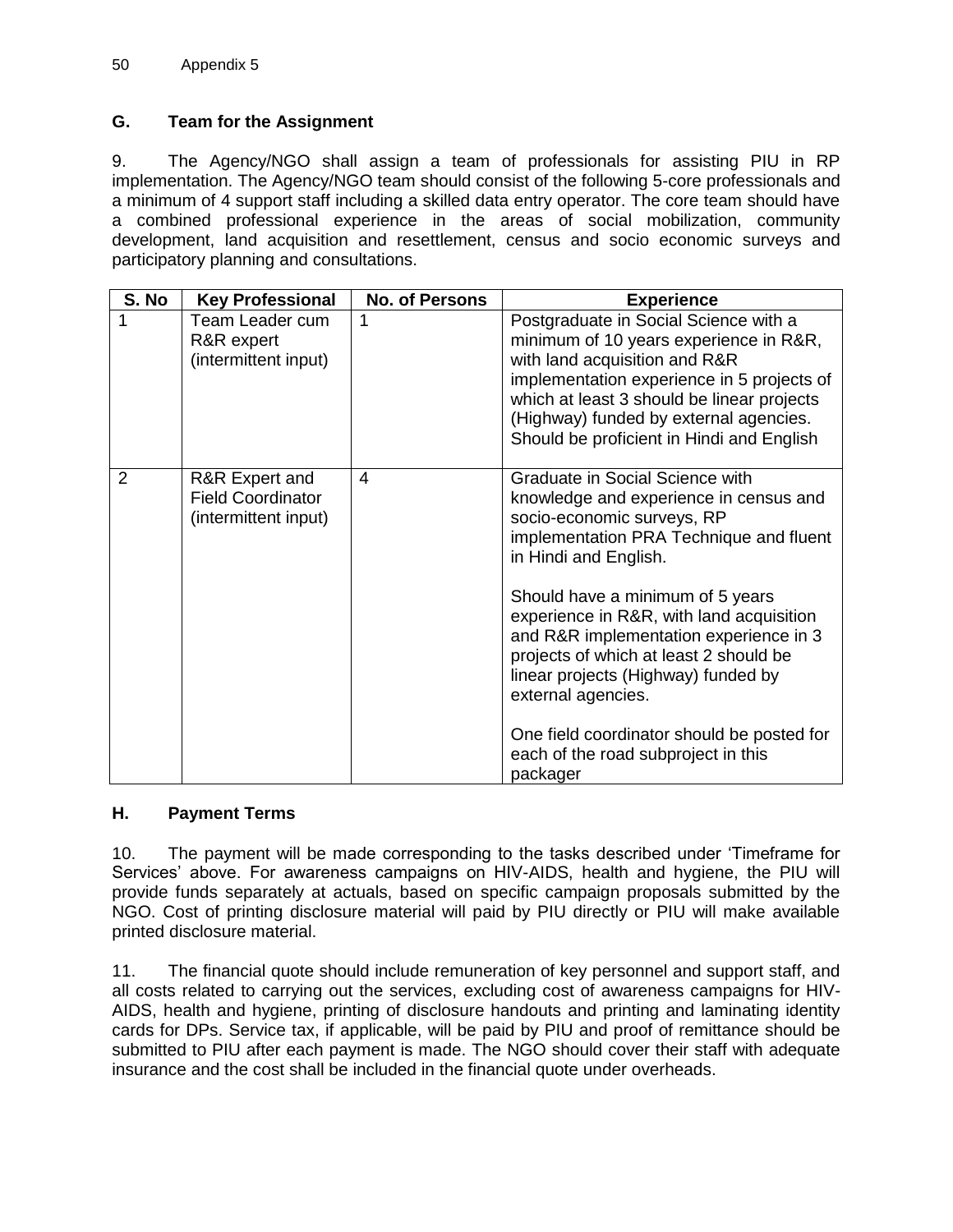## G. Team for the Assignment

9. The Agency/NGO shall assign a team of professionals for assisting PIU in RP implementation. The Agency/NGO team should consist of the following 5-core professionals and a minimum of 4 support staff including a skilled data entry operator. The core team should have a combined professional experience in the areas of social mobilization, community development, land acquisition and resettlement, census and socio economic surveys and participatory planning and consultations.

| S. No | Key Professional | No. of Persons | Experience |
|---|---|---|---|
| 1 | Team Leader cum R&R expert (intermittent input) | 1 | Postgraduate in Social Science with a minimum of 10 years experience in R&R, with land acquisition and R&R implementation experience in 5 projects of which at least 3 should be linear projects (Highway) funded by external agencies. Should be proficient in Hindi and English |
| 2 | R&R Expert and Field Coordinator (intermittent input) | 4 | Graduate in Social Science with knowledge and experience in census and socio-economic surveys, RP implementation PRA Technique and fluent in Hindi and English.<br><br>Should have a minimum of 5 years experience in R&R, with land acquisition and R&R implementation experience in 3 projects of which at least 2 should be linear projects (Highway) funded by external agencies.<br><br>One field coordinator should be posted for each of the road subproject in this packager |

## H. Payment Terms

10. The payment will be made corresponding to the tasks described under 'Timeframe for Services' above. For awareness campaigns on HIV-AIDS, health and hygiene, the PIU will provide funds separately at actuals, based on specific campaign proposals submitted by the NGO. Cost of printing disclosure material will paid by PIU directly or PIU will make available printed disclosure material.

11. The financial quote should include remuneration of key personnel and support staff, and all costs related to carrying out the services, excluding cost of awareness campaigns for HIV-AIDS, health and hygiene, printing of disclosure handouts and printing and laminating identity cards for DPs. Service tax, if applicable, will be paid by PIU and proof of remittance should be submitted to PIU after each payment is made. The NGO should cover their staff with adequate insurance and the cost shall be included in the financial quote under overheads.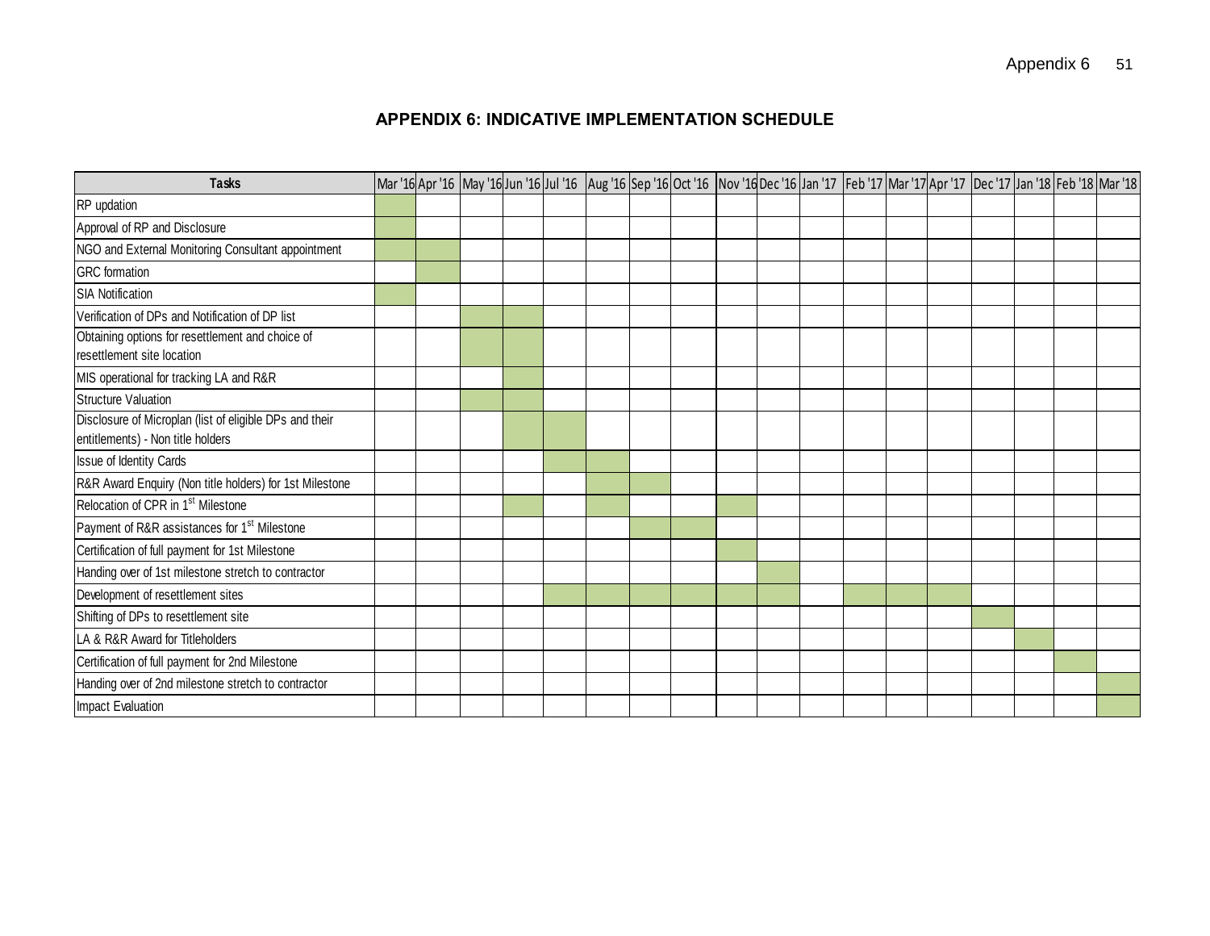## APPENDIX 6: INDICATIVE IMPLEMENTATION SCHEDULE

| Tasks | Mar '16 | Apr '16 | May '16 | Jun '16 | Jul '16 | Aug '16 | Sep '16 | Oct '16 | Nov '16 | Dec '16 | Jan '17 | Feb '17 | Mar '17 | Apr '17 | Dec '17 | Jan '18 | Feb '18 | Mar '18 |
|---|---|---|---|---|---|---|---|---|---|---|---|---|---|---|---|---|---|---|
| RP updation | X | | | | | | | | | | | | | | | | | |
| Approval of RP and Disclosure | X | | | | | | | | | | | | | | | | | |
| NGO and External Monitoring Consultant appointment | X | X | | | | | | | | | | | | | | | | |
| GRC formation | | X | | | | | | | | | | | | | | | | |
| SIA Notification | X | | | | | | | | | | | | | | | | | |
| Verification of DPs and Notification of DP list | | | X | X | | | | | | | | | | | | | | |
| Obtaining options for resettlement and choice of resettlement site location | | | X | X | | | | | | | | | | | | | | |
| MIS operational for tracking LA and R&R | | | | X | | | | | | | | | | | | | | |
| Structure Valuation | | | X | X | | | | | | | | | | | | | | |
| Disclosure of Microplan (list of eligible DPs and their entitlements) - Non title holders | | | | X | X | | | | | | | | | | | | | |
| Issue of Identity Cards | | | | | X | X | | | | | | | | | | | | |
| R&R Award Enquiry (Non title holders) for 1st Milestone | | | | | | X | X | | | | | | | | | | | |
| Relocation of CPR in 1st Milestone | | | | X | | X | | | X | | | | | | | | | |
| Payment of R&R assistances for 1st Milestone | | | | | | | X | X | | | | | | | | | | |
| Certification of full payment for 1st Milestone | | | | | | | | | X | | | | | | | | | |
| Handing over of 1st milestone stretch to contractor | | | | | | | | | | X | | | | | | | | |
| Development of resettlement sites | | | | | X | X | X | X | X | X | | X | X | X | | | | |
| Shifting of DPs to resettlement site | | | | | | | | | | | | | | | X | | | |
| LA & R&R Award for Titleholders | | | | | | | | | | | | | | | | X | | |
| Certification of full payment for 2nd Milestone | | | | | | | | | | | | | | | | | X | |
| Handing over of 2nd milestone stretch to contractor | | | | | | | | | | | | | | | | | | X |
| Impact Evaluation | | | | | | | | | | | | | | | | | | X |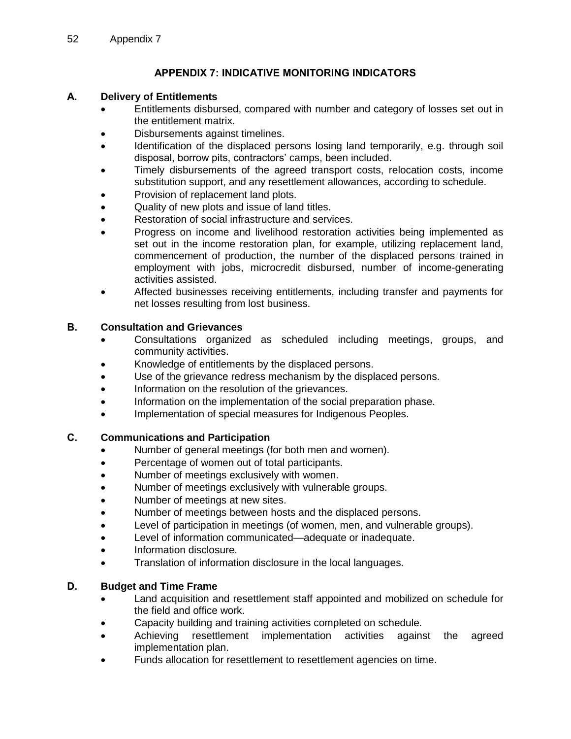# APPENDIX 7: INDICATIVE MONITORING INDICATORS

## A. Delivery of Entitlements

- Entitlements disbursed, compared with number and category of losses set out in the entitlement matrix.
- Disbursements against timelines.
- Identification of the displaced persons losing land temporarily, e.g. through soil disposal, borrow pits, contractors' camps, been included.
- Timely disbursements of the agreed transport costs, relocation costs, income substitution support, and any resettlement allowances, according to schedule.
- Provision of replacement land plots.
- Quality of new plots and issue of land titles.
- Restoration of social infrastructure and services.
- Progress on income and livelihood restoration activities being implemented as set out in the income restoration plan, for example, utilizing replacement land, commencement of production, the number of the displaced persons trained in employment with jobs, microcredit disbursed, number of income-generating activities assisted.
- Affected businesses receiving entitlements, including transfer and payments for net losses resulting from lost business.

## B. Consultation and Grievances

- Consultations organized as scheduled including meetings, groups, and community activities.
- Knowledge of entitlements by the displaced persons.
- Use of the grievance redress mechanism by the displaced persons.
- Information on the resolution of the grievances.
- Information on the implementation of the social preparation phase.
- Implementation of special measures for Indigenous Peoples.

## C. Communications and Participation

- Number of general meetings (for both men and women).
- Percentage of women out of total participants.
- Number of meetings exclusively with women.
- Number of meetings exclusively with vulnerable groups.
- Number of meetings at new sites.
- Number of meetings between hosts and the displaced persons.
- Level of participation in meetings (of women, men, and vulnerable groups).
- Level of information communicated—adequate or inadequate.
- Information disclosure.
- Translation of information disclosure in the local languages.

## D. Budget and Time Frame

- Land acquisition and resettlement staff appointed and mobilized on schedule for the field and office work.
- Capacity building and training activities completed on schedule.
- Achieving resettlement implementation activities against the agreed implementation plan.
- Funds allocation for resettlement to resettlement agencies on time.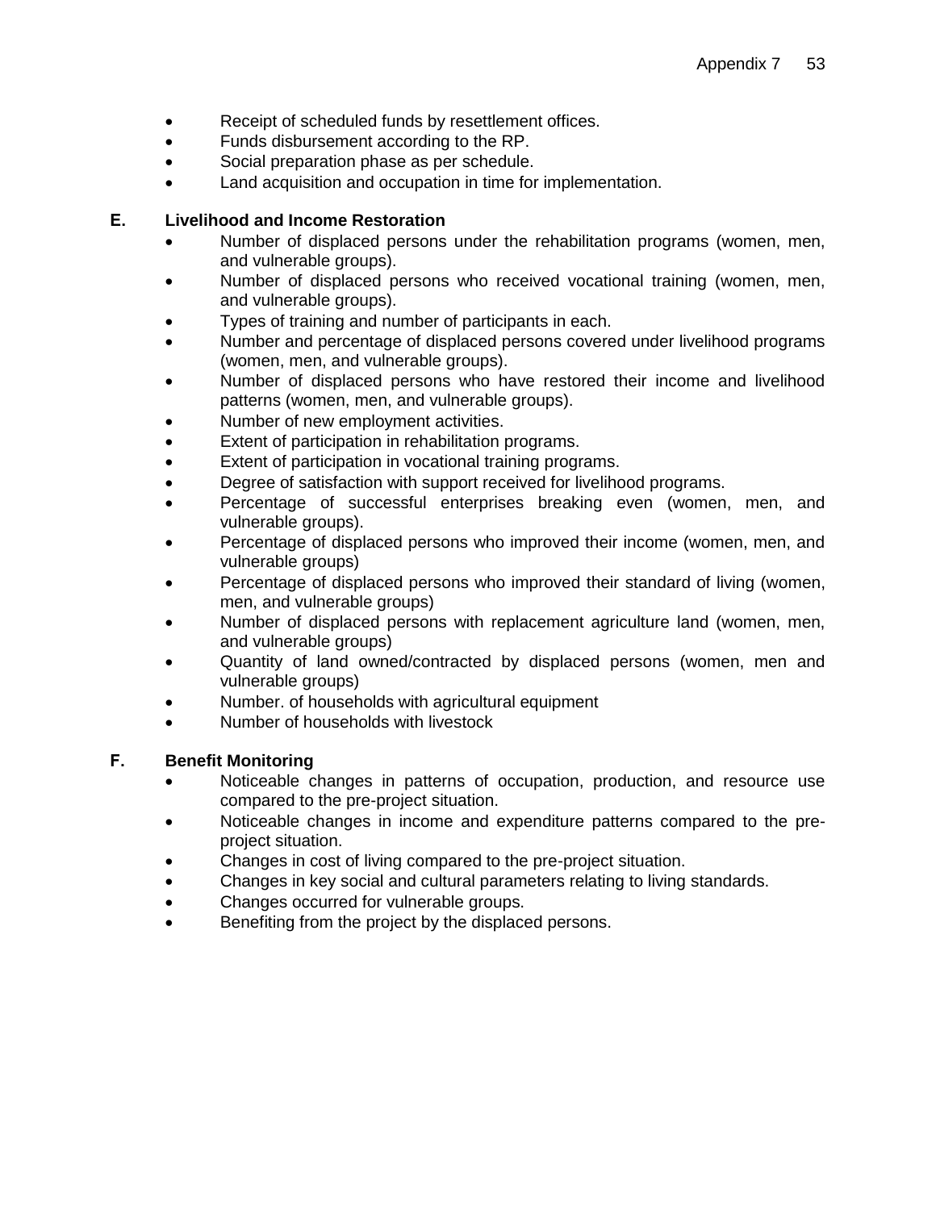- Receipt of scheduled funds by resettlement offices.
- Funds disbursement according to the RP.
- Social preparation phase as per schedule.
- Land acquisition and occupation in time for implementation.

## E. Livelihood and Income Restoration

- Number of displaced persons under the rehabilitation programs (women, men, and vulnerable groups).
- Number of displaced persons who received vocational training (women, men, and vulnerable groups).
- Types of training and number of participants in each.
- Number and percentage of displaced persons covered under livelihood programs (women, men, and vulnerable groups).
- Number of displaced persons who have restored their income and livelihood patterns (women, men, and vulnerable groups).
- Number of new employment activities.
- Extent of participation in rehabilitation programs.
- Extent of participation in vocational training programs.
- Degree of satisfaction with support received for livelihood programs.
- Percentage of successful enterprises breaking even (women, men, and vulnerable groups).
- Percentage of displaced persons who improved their income (women, men, and vulnerable groups)
- Percentage of displaced persons who improved their standard of living (women, men, and vulnerable groups)
- Number of displaced persons with replacement agriculture land (women, men, and vulnerable groups)
- Quantity of land owned/contracted by displaced persons (women, men and vulnerable groups)
- Number. of households with agricultural equipment
- Number of households with livestock

## F. Benefit Monitoring

- Noticeable changes in patterns of occupation, production, and resource use compared to the pre-project situation.
- Noticeable changes in income and expenditure patterns compared to the pre-project situation.
- Changes in cost of living compared to the pre-project situation.
- Changes in key social and cultural parameters relating to living standards.
- Changes occurred for vulnerable groups.
- Benefiting from the project by the displaced persons.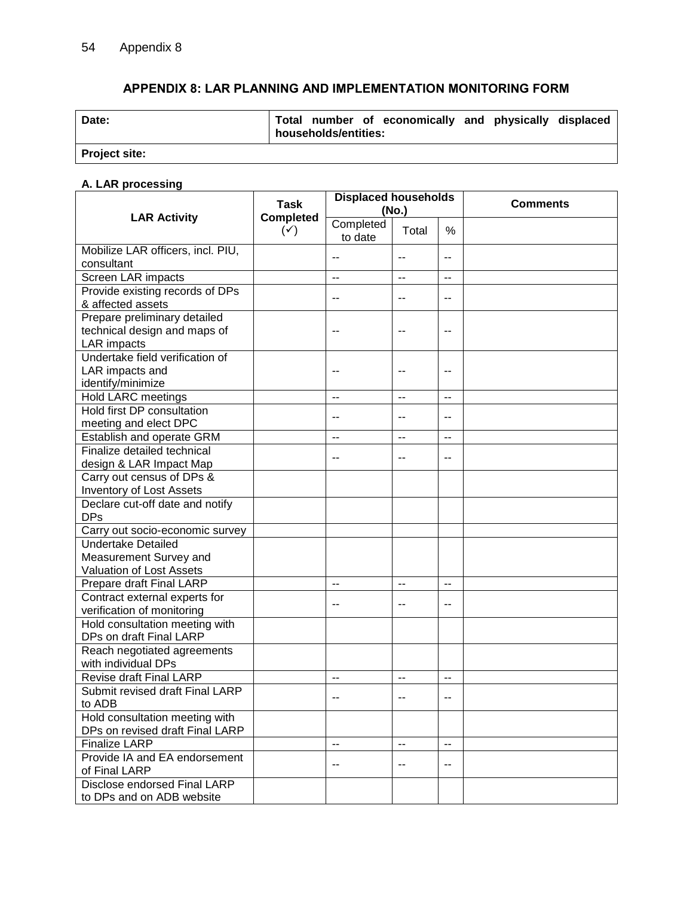# APPENDIX 8: LAR PLANNING AND IMPLEMENTATION MONITORING FORM

| **Date:** | **Total number of economically and physically displaced households/entities:** |
|---|---|
| **Project site:** | |

**A. LAR processing**

| LAR Activity | Task Completed (✓) | Displaced households (No.) | | | Comments |
|---|---|---|---|---|---|
| | | Completed to date | Total | % | |
| Mobilize LAR officers, incl. PIU, consultant | | -- | -- | -- | |
| Screen LAR impacts | | -- | -- | -- | |
| Provide existing records of DPs & affected assets | | -- | -- | -- | |
| Prepare preliminary detailed technical design and maps of LAR impacts | | -- | -- | -- | |
| Undertake field verification of LAR impacts and identify/minimize | | -- | -- | -- | |
| Hold LARC meetings | | -- | -- | -- | |
| Hold first DP consultation meeting and elect DPC | | -- | -- | -- | |
| Establish and operate GRM | | -- | -- | -- | |
| Finalize detailed technical design & LAR Impact Map | | -- | -- | -- | |
| Carry out census of DPs & Inventory of Lost Assets | | | | | |
| Declare cut-off date and notify DPs | | | | | |
| Carry out socio-economic survey | | | | | |
| Undertake Detailed Measurement Survey and Valuation of Lost Assets | | | | | |
| Prepare draft Final LARP | | -- | -- | -- | |
| Contract external experts for verification of monitoring | | -- | -- | -- | |
| Hold consultation meeting with DPs on draft Final LARP | | | | | |
| Reach negotiated agreements with individual DPs | | | | | |
| Revise draft Final LARP | | -- | -- | -- | |
| Submit revised draft Final LARP to ADB | | -- | -- | -- | |
| Hold consultation meeting with DPs on revised draft Final LARP | | | | | |
| Finalize LARP | | -- | -- | -- | |
| Provide IA and EA endorsement of Final LARP | | -- | -- | -- | |
| Disclose endorsed Final LARP to DPs and on ADB website | | | | | |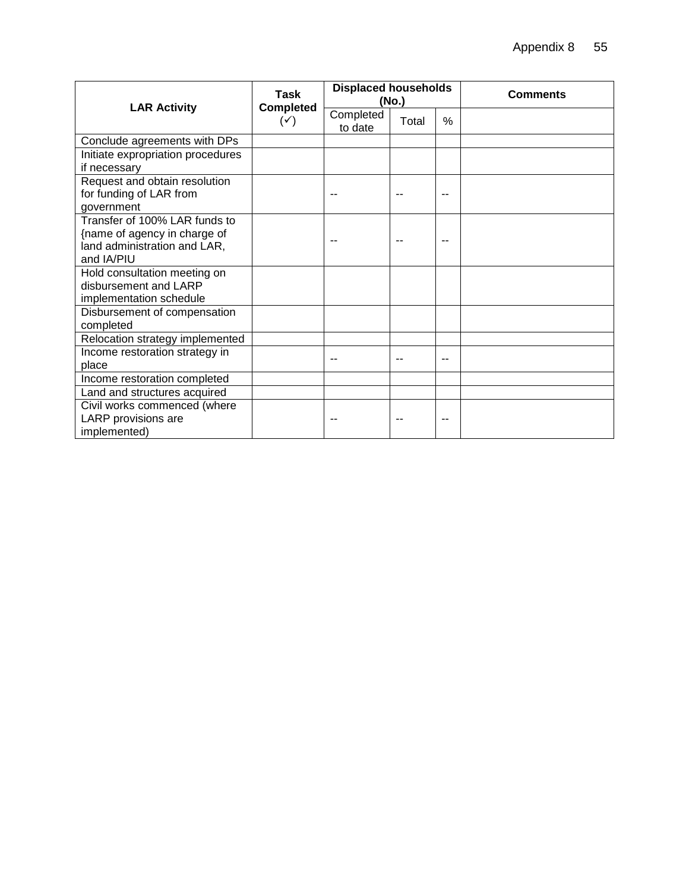| LAR Activity | Task Completed (✓) | Displaced households (No.) | | | Comments |
|---|---|---|---|---|---|
| | | Completed to date | Total | % | |
| Conclude agreements with DPs | | | | | |
| Initiate expropriation procedures if necessary | | | | | |
| Request and obtain resolution for funding of LAR from government | | -- | -- | -- | |
| Transfer of 100% LAR funds to {name of agency in charge of land administration and LAR, and IA/PIU | | -- | -- | -- | |
| Hold consultation meeting on disbursement and LARP implementation schedule | | | | | |
| Disbursement of compensation completed | | | | | |
| Relocation strategy implemented | | | | | |
| Income restoration strategy in place | | -- | -- | -- | |
| Income restoration completed | | | | | |
| Land and structures acquired | | | | | |
| Civil works commenced (where LARP provisions are implemented) | | -- | -- | -- | |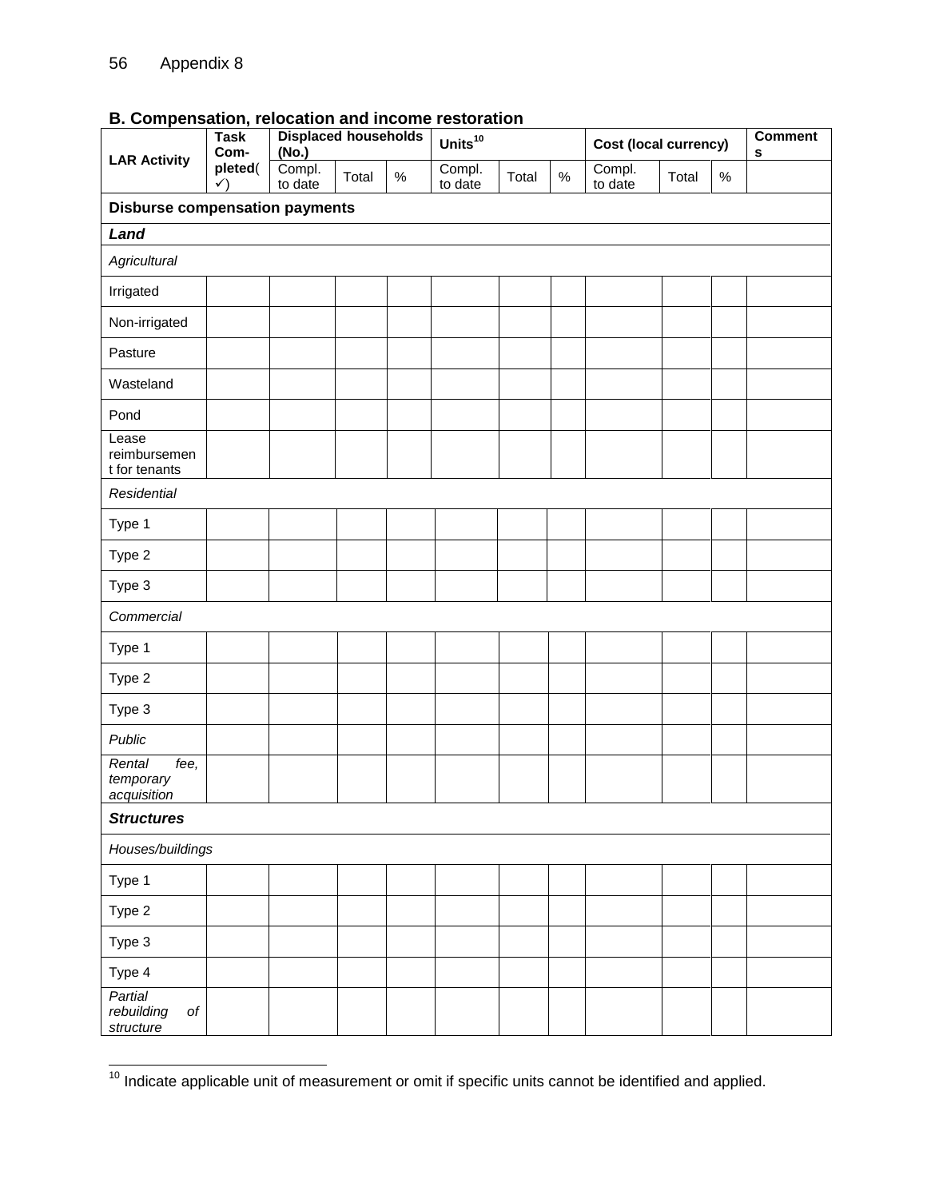## B. Compensation, relocation and income restoration

| LAR Activity | Task Com-pleted(✓) | Displaced households (No.) | | | Units[10] | | | Cost (local currency) | | | Comments |
|---|---|---|---|---|---|---|---|---|---|---|---|
| | | Compl. to date | Total | % | Compl. to date | Total | % | Compl. to date | Total | % | |
| **Disburse compensation payments** | | | | | | | | | | | |
| ***Land*** | | | | | | | | | | | |
| *Agricultural* | | | | | | | | | | | |
| Irrigated | | | | | | | | | | | |
| Non-irrigated | | | | | | | | | | | |
| Pasture | | | | | | | | | | | |
| Wasteland | | | | | | | | | | | |
| Pond | | | | | | | | | | | |
| Lease reimbursement for tenants | | | | | | | | | | | |
| *Residential* | | | | | | | | | | | |
| Type 1 | | | | | | | | | | | |
| Type 2 | | | | | | | | | | | |
| Type 3 | | | | | | | | | | | |
| *Commercial* | | | | | | | | | | | |
| Type 1 | | | | | | | | | | | |
| Type 2 | | | | | | | | | | | |
| Type 3 | | | | | | | | | | | |
| *Public* | | | | | | | | | | | |
| *Rental fee, temporary acquisition* | | | | | | | | | | | |
| ***Structures*** | | | | | | | | | | | |
| *Houses/buildings* | | | | | | | | | | | |
| Type 1 | | | | | | | | | | | |
| Type 2 | | | | | | | | | | | |
| Type 3 | | | | | | | | | | | |
| Type 4 | | | | | | | | | | | |
| *Partial rebuilding of structure* | | | | | | | | | | | |

[10] Indicate applicable unit of measurement or omit if specific units cannot be identified and applied.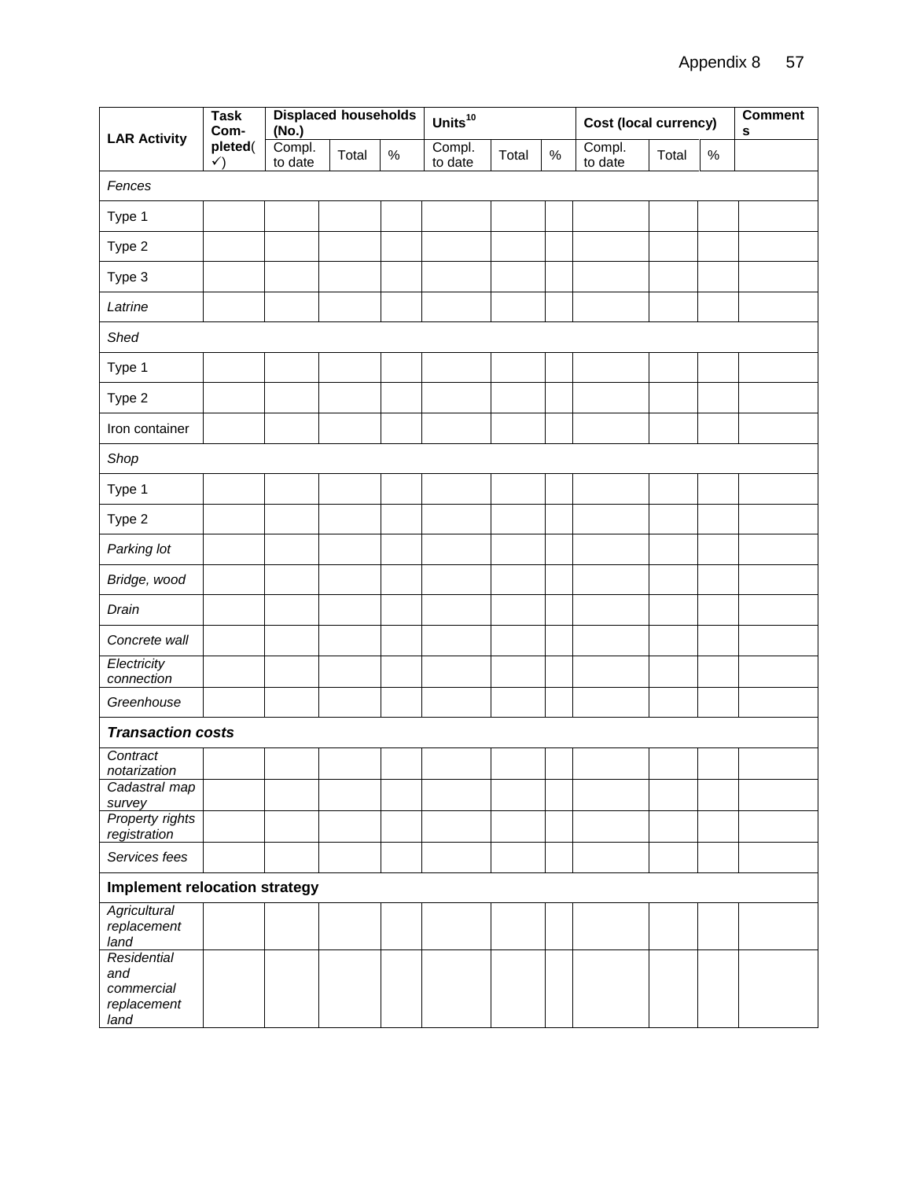| LAR Activity | Task Com-pleted(✓) | Displaced households (No.) | | | Units[10] | | | Cost (local currency) | | | Comments |
|---|---|---|---|---|---|---|---|---|---|---|---|
| | | Compl. to date | Total | % | Compl. to date | Total | % | Compl. to date | Total | % | |
| *Fences* | | | | | | | | | | | |
| Type 1 | | | | | | | | | | | |
| Type 2 | | | | | | | | | | | |
| Type 3 | | | | | | | | | | | |
| *Latrine* | | | | | | | | | | | |
| *Shed* | | | | | | | | | | | |
| Type 1 | | | | | | | | | | | |
| Type 2 | | | | | | | | | | | |
| Iron container | | | | | | | | | | | |
| *Shop* | | | | | | | | | | | |
| Type 1 | | | | | | | | | | | |
| Type 2 | | | | | | | | | | | |
| *Parking lot* | | | | | | | | | | | |
| *Bridge, wood* | | | | | | | | | | | |
| *Drain* | | | | | | | | | | | |
| *Concrete wall* | | | | | | | | | | | |
| *Electricity connection* | | | | | | | | | | | |
| *Greenhouse* | | | | | | | | | | | |
| ***Transaction costs*** | | | | | | | | | | | |
| *Contract notarization* | | | | | | | | | | | |
| *Cadastral map survey* | | | | | | | | | | | |
| *Property rights registration* | | | | | | | | | | | |
| *Services fees* | | | | | | | | | | | |
| **Implement relocation strategy** | | | | | | | | | | | |
| *Agricultural replacement land* | | | | | | | | | | | |
| *Residential and commercial replacement land* | | | | | | | | | | | |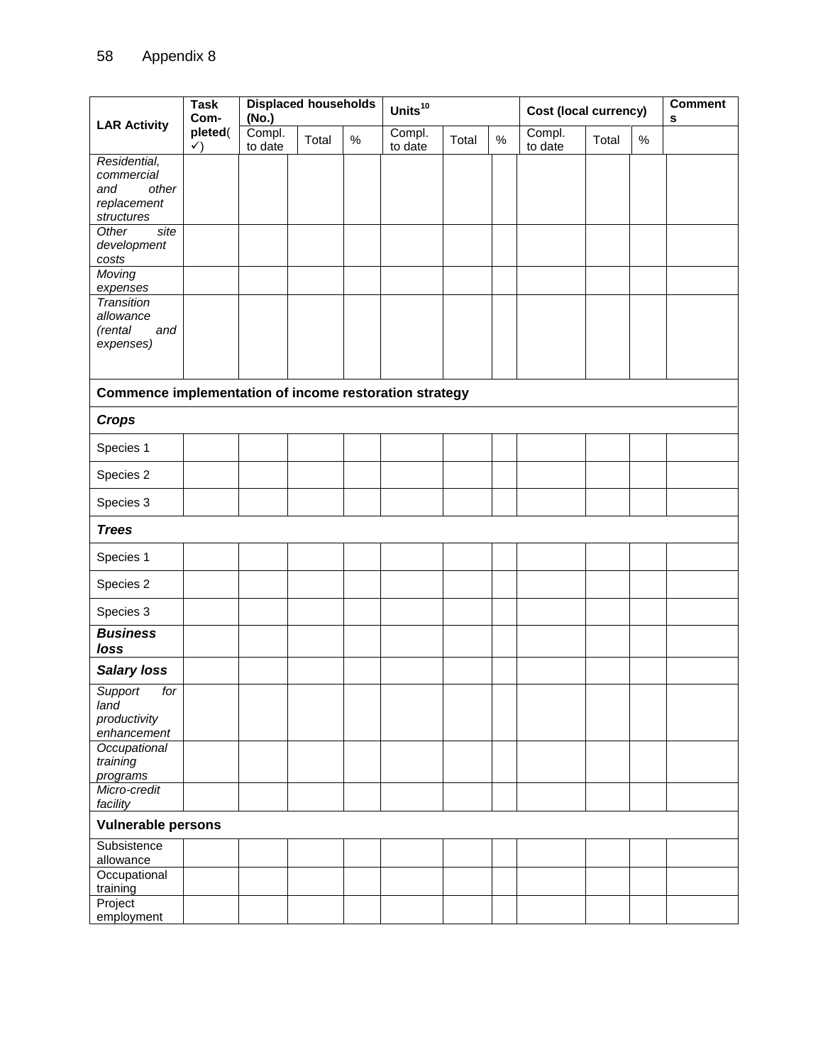| LAR Activity | Task Com-pleted(✓) | Displaced households (No.) | | | Units[10] | | | Cost (local currency) | | | Comments |
|---|---|---|---|---|---|---|---|---|---|---|---|
| | | Compl. to date | Total | % | Compl. to date | Total | % | Compl. to date | Total | % | |
| *Residential, commercial and other replacement structures* | | | | | | | | | | | |
| *Other site development costs* | | | | | | | | | | | |
| *Moving expenses* | | | | | | | | | | | |
| *Transition allowance (rental and expenses)* | | | | | | | | | | | |
| **Commence implementation of income restoration strategy** | | | | | | | | | | | |
| ***Crops*** | | | | | | | | | | | |
| Species 1 | | | | | | | | | | | |
| Species 2 | | | | | | | | | | | |
| Species 3 | | | | | | | | | | | |
| ***Trees*** | | | | | | | | | | | |
| Species 1 | | | | | | | | | | | |
| Species 2 | | | | | | | | | | | |
| Species 3 | | | | | | | | | | | |
| ***Business loss*** | | | | | | | | | | | |
| ***Salary loss*** | | | | | | | | | | | |
| *Support for land productivity enhancement* | | | | | | | | | | | |
| *Occupational training programs* | | | | | | | | | | | |
| *Micro-credit facility* | | | | | | | | | | | |
| **Vulnerable persons** | | | | | | | | | | | |
| Subsistence allowance | | | | | | | | | | | |
| Occupational training | | | | | | | | | | | |
| Project employment | | | | | | | | | | | |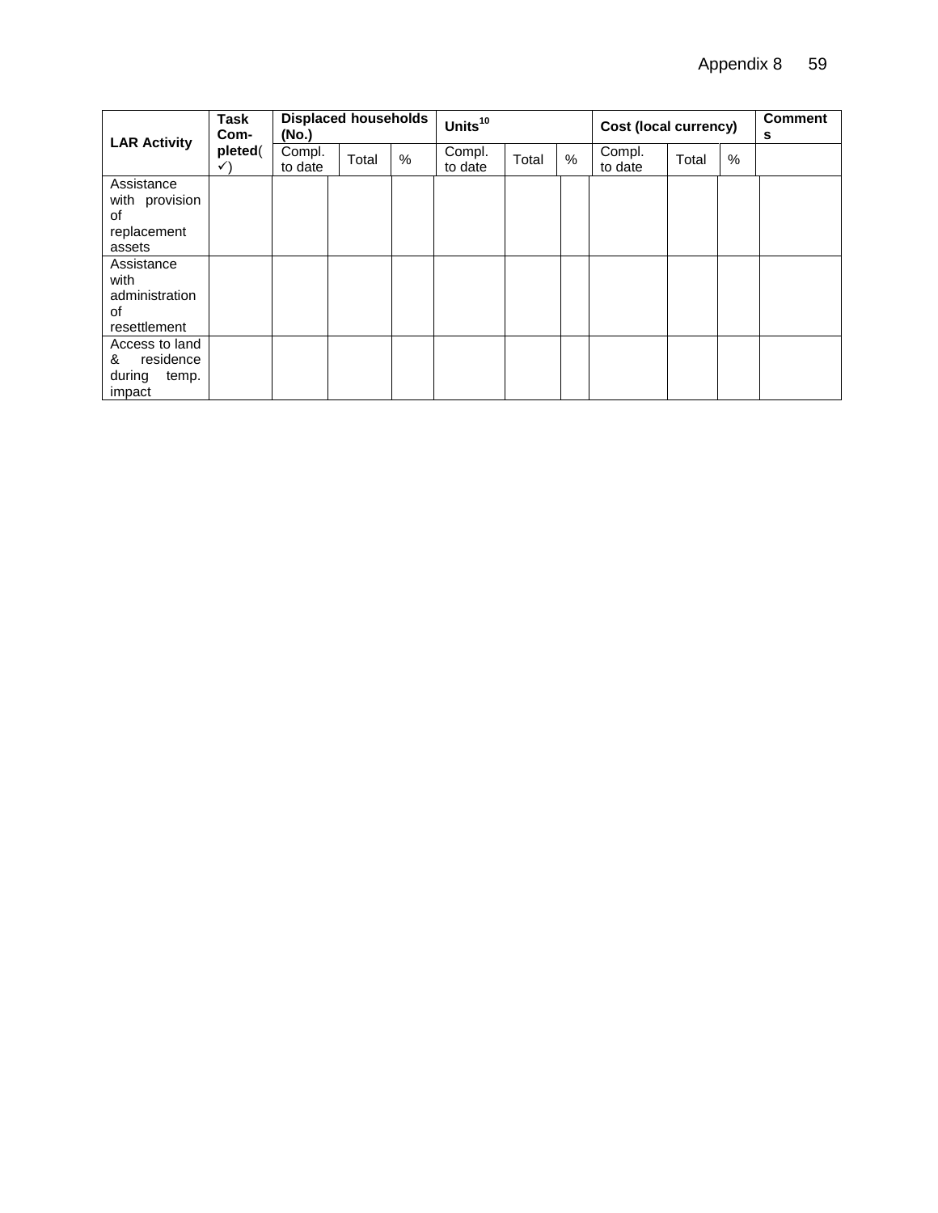| LAR Activity | Task Com-pleted(✓) | Displaced households (No.) | | | Units[10] | | | Cost (local currency) | | | Comments |
|---|---|---|---|---|---|---|---|---|---|---|---|
| | | Compl. to date | Total | % | Compl. to date | Total | % | Compl. to date | Total | % | |
| Assistance with provision of replacement assets | | | | | | | | | | | |
| Assistance with administration of resettlement | | | | | | | | | | | |
| Access to land & residence during temp. impact | | | | | | | | | | | |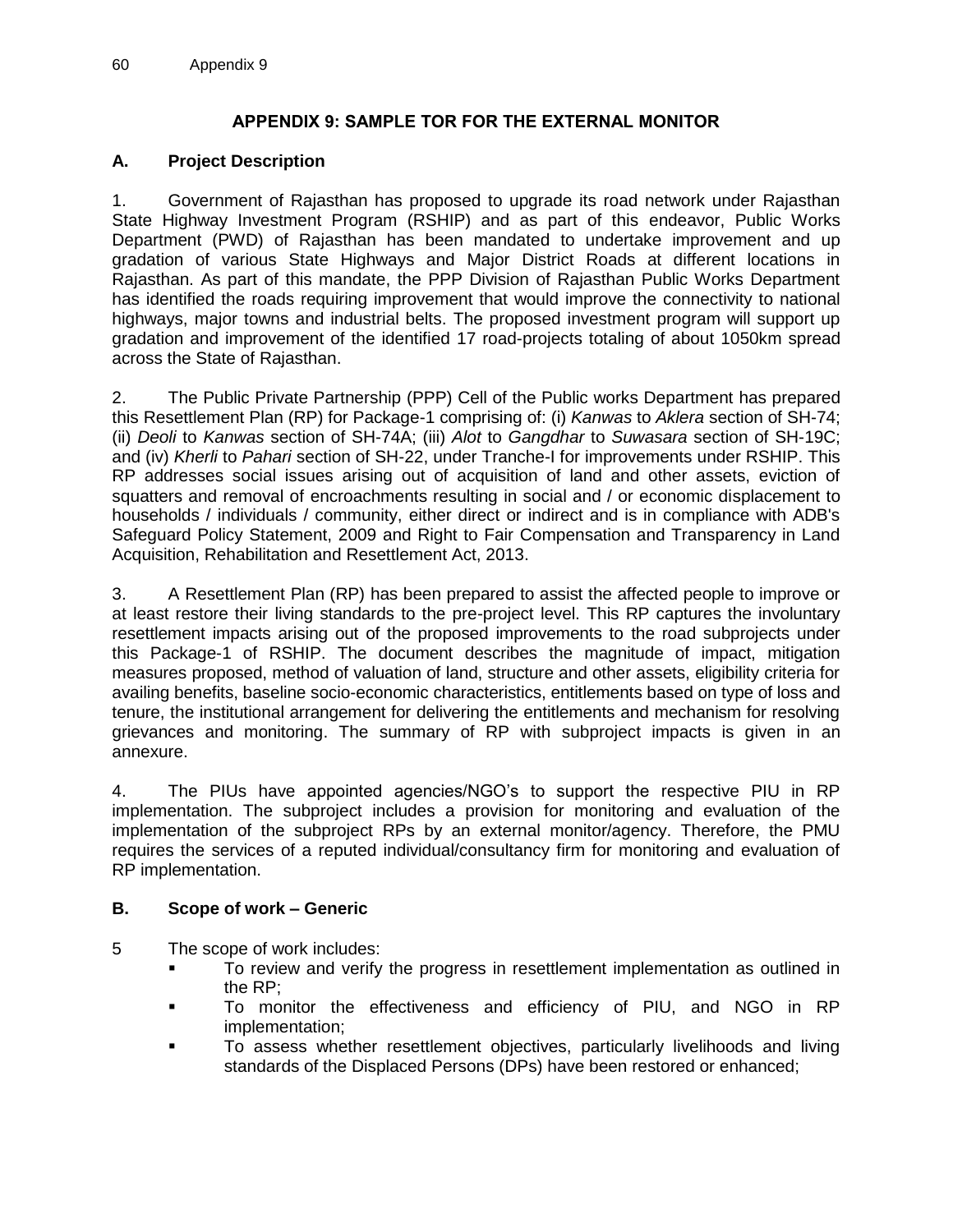# APPENDIX 9: SAMPLE TOR FOR THE EXTERNAL MONITOR

## A. Project Description

1. Government of Rajasthan has proposed to upgrade its road network under Rajasthan State Highway Investment Program (RSHIP) and as part of this endeavor, Public Works Department (PWD) of Rajasthan has been mandated to undertake improvement and up gradation of various State Highways and Major District Roads at different locations in Rajasthan. As part of this mandate, the PPP Division of Rajasthan Public Works Department has identified the roads requiring improvement that would improve the connectivity to national highways, major towns and industrial belts. The proposed investment program will support up gradation and improvement of the identified 17 road-projects totaling of about 1050km spread across the State of Rajasthan.

2. The Public Private Partnership (PPP) Cell of the Public works Department has prepared this Resettlement Plan (RP) for Package-1 comprising of: (i) *Kanwas* to *Aklera* section of SH-74; (ii) *Deoli* to *Kanwas* section of SH-74A; (iii) *Alot* to *Gangdhar* to *Suwasara* section of SH-19C; and (iv) *Kherli* to *Pahari* section of SH-22, under Tranche-I for improvements under RSHIP. This RP addresses social issues arising out of acquisition of land and other assets, eviction of squatters and removal of encroachments resulting in social and / or economic displacement to households / individuals / community, either direct or indirect and is in compliance with ADB's Safeguard Policy Statement, 2009 and Right to Fair Compensation and Transparency in Land Acquisition, Rehabilitation and Resettlement Act, 2013.

3. A Resettlement Plan (RP) has been prepared to assist the affected people to improve or at least restore their living standards to the pre-project level. This RP captures the involuntary resettlement impacts arising out of the proposed improvements to the road subprojects under this Package-1 of RSHIP. The document describes the magnitude of impact, mitigation measures proposed, method of valuation of land, structure and other assets, eligibility criteria for availing benefits, baseline socio-economic characteristics, entitlements based on type of loss and tenure, the institutional arrangement for delivering the entitlements and mechanism for resolving grievances and monitoring. The summary of RP with subproject impacts is given in an annexure.

4. The PIUs have appointed agencies/NGO's to support the respective PIU in RP implementation. The subproject includes a provision for monitoring and evaluation of the implementation of the subproject RPs by an external monitor/agency. Therefore, the PMU requires the services of a reputed individual/consultancy firm for monitoring and evaluation of RP implementation.

## B. Scope of work – Generic

5 The scope of work includes:

- To review and verify the progress in resettlement implementation as outlined in the RP;
- To monitor the effectiveness and efficiency of PIU, and NGO in RP implementation;
- To assess whether resettlement objectives, particularly livelihoods and living standards of the Displaced Persons (DPs) have been restored or enhanced;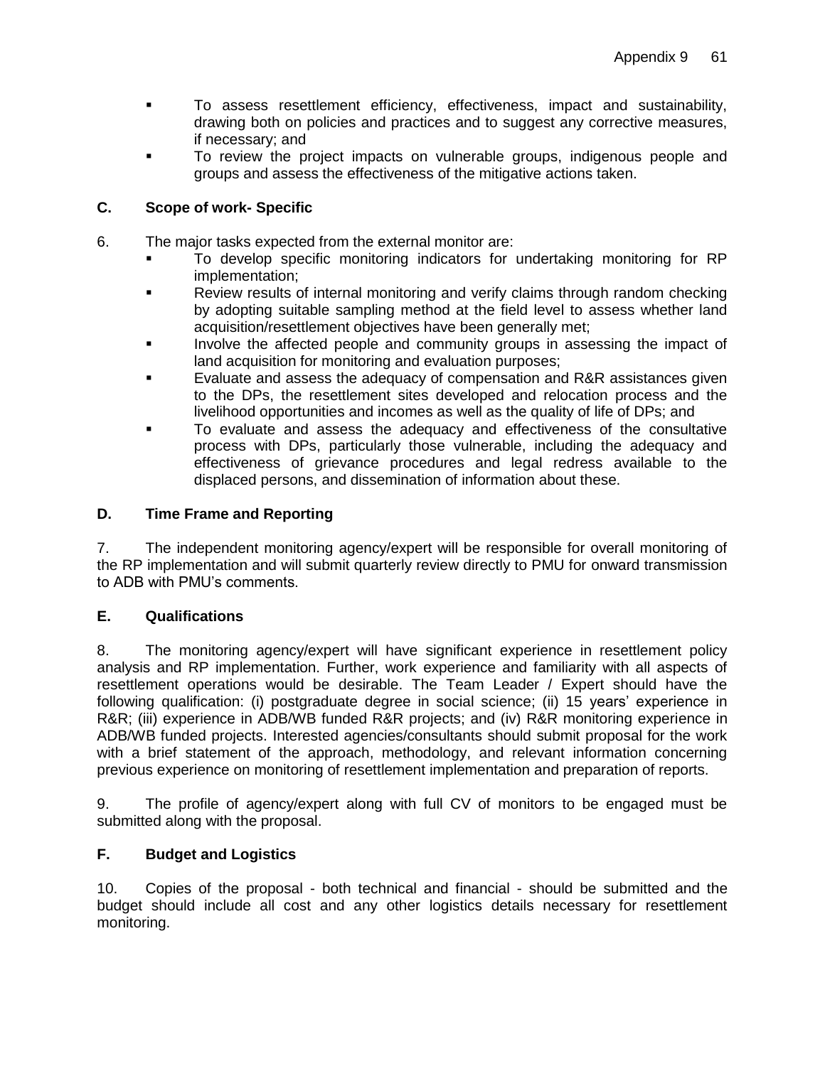- To assess resettlement efficiency, effectiveness, impact and sustainability, drawing both on policies and practices and to suggest any corrective measures, if necessary; and
- To review the project impacts on vulnerable groups, indigenous people and groups and assess the effectiveness of the mitigative actions taken.

### C. Scope of work- Specific

6. The major tasks expected from the external monitor are:
   - To develop specific monitoring indicators for undertaking monitoring for RP implementation;
   - Review results of internal monitoring and verify claims through random checking by adopting suitable sampling method at the field level to assess whether land acquisition/resettlement objectives have been generally met;
   - Involve the affected people and community groups in assessing the impact of land acquisition for monitoring and evaluation purposes;
   - Evaluate and assess the adequacy of compensation and R&R assistances given to the DPs, the resettlement sites developed and relocation process and the livelihood opportunities and incomes as well as the quality of life of DPs; and
   - To evaluate and assess the adequacy and effectiveness of the consultative process with DPs, particularly those vulnerable, including the adequacy and effectiveness of grievance procedures and legal redress available to the displaced persons, and dissemination of information about these.

### D. Time Frame and Reporting

7. The independent monitoring agency/expert will be responsible for overall monitoring of the RP implementation and will submit quarterly review directly to PMU for onward transmission to ADB with PMU's comments.

### E. Qualifications

8. The monitoring agency/expert will have significant experience in resettlement policy analysis and RP implementation. Further, work experience and familiarity with all aspects of resettlement operations would be desirable. The Team Leader / Expert should have the following qualification: (i) postgraduate degree in social science; (ii) 15 years' experience in R&R; (iii) experience in ADB/WB funded R&R projects; and (iv) R&R monitoring experience in ADB/WB funded projects. Interested agencies/consultants should submit proposal for the work with a brief statement of the approach, methodology, and relevant information concerning previous experience on monitoring of resettlement implementation and preparation of reports.

9. The profile of agency/expert along with full CV of monitors to be engaged must be submitted along with the proposal.

### F. Budget and Logistics

10. Copies of the proposal - both technical and financial - should be submitted and the budget should include all cost and any other logistics details necessary for resettlement monitoring.